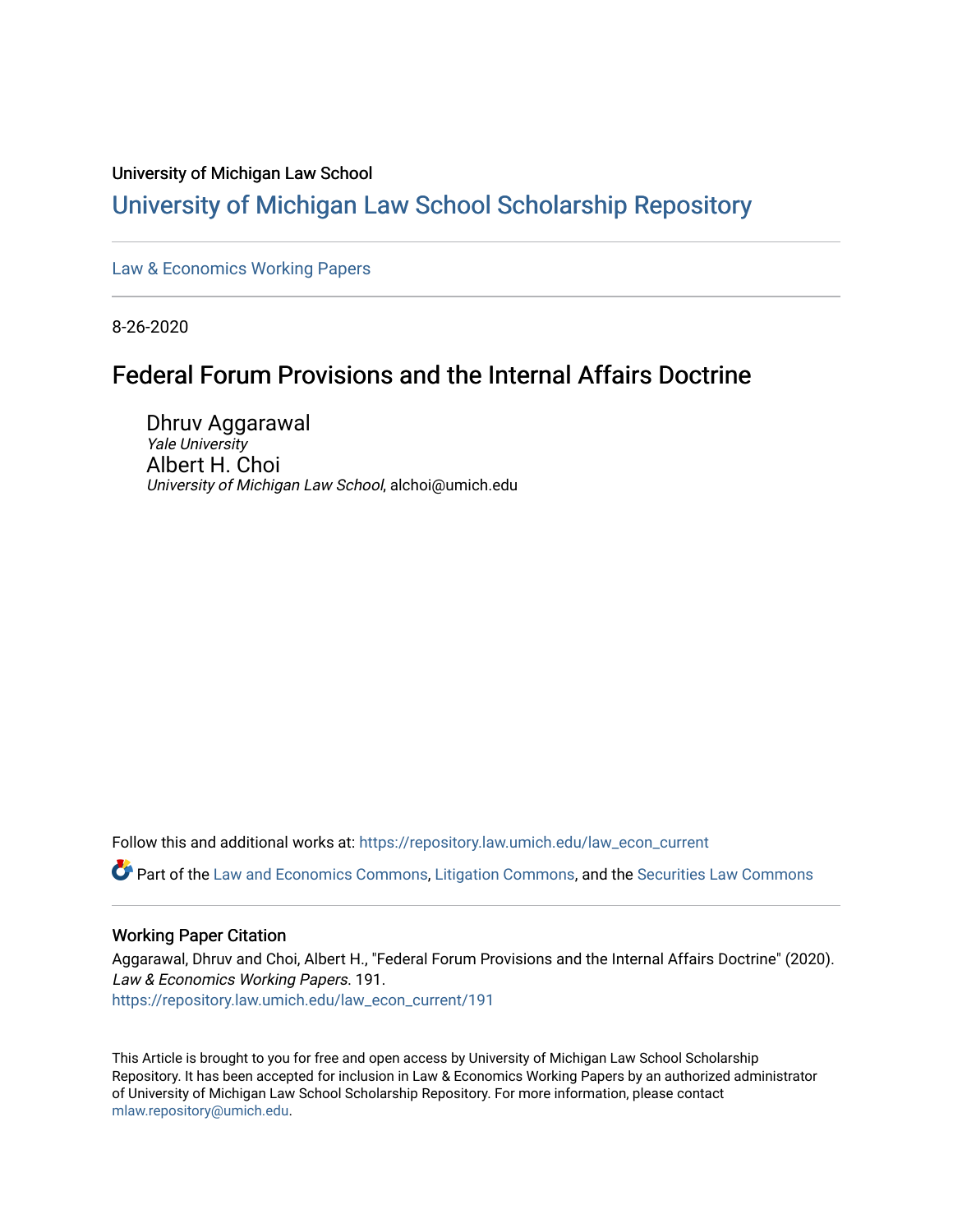University of Michigan Law School

## University of Michigan Law School Scholarship Repository

Law & Economics Working Papers

8-26-2020

# Federal Forum Provisions and the Internal Affairs Doctrine

Dhruv Aggarawal
*Yale University*

Albert H. Choi
*University of Michigan Law School*, alchoi@umich.edu

Follow this and additional works at: https://repository.law.umich.edu/law_econ_current

Part of the Law and Economics Commons, Litigation Commons, and the Securities Law Commons

### Working Paper Citation

Aggarawal, Dhruv and Choi, Albert H., "Federal Forum Provisions and the Internal Affairs Doctrine" (2020). *Law & Economics Working Papers*. 191.
https://repository.law.umich.edu/law_econ_current/191

This Article is brought to you for free and open access by University of Michigan Law School Scholarship Repository. It has been accepted for inclusion in Law & Economics Working Papers by an authorized administrator of University of Michigan Law School Scholarship Repository. For more information, please contact mlaw.repository@umich.edu.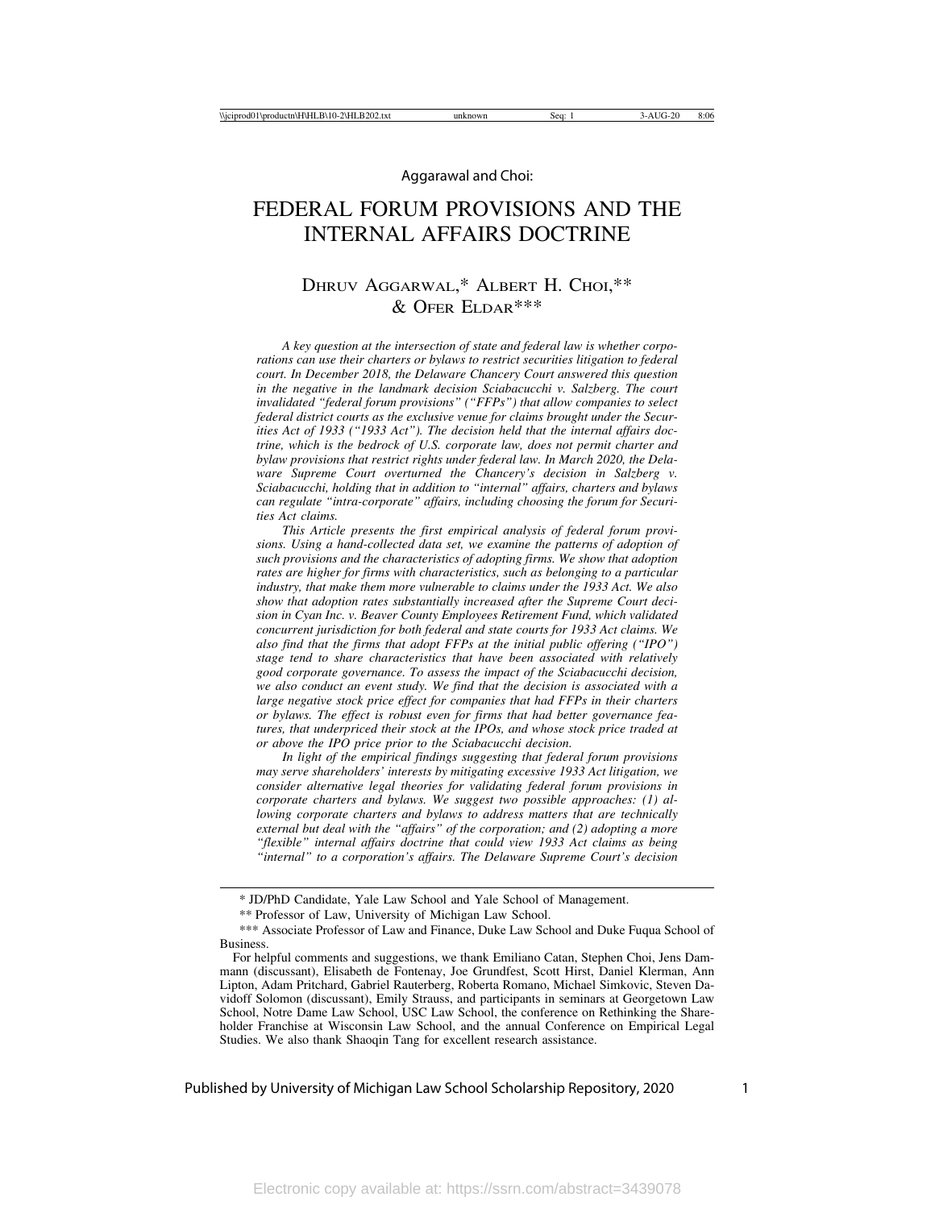Aggarawal and Choi:

# FEDERAL FORUM PROVISIONS AND THE INTERNAL AFFAIRS DOCTRINE

## DHRUV AGGARWAL,* ALBERT H. CHOI,** & OFER ELDAR***

*A key question at the intersection of state and federal law is whether corporations can use their charters or bylaws to restrict securities litigation to federal court. In December 2018, the Delaware Chancery Court answered this question in the negative in the landmark decision Sciabacucchi v. Salzberg. The court invalidated "federal forum provisions" ("FFPs") that allow companies to select federal district courts as the exclusive venue for claims brought under the Securities Act of 1933 ("1933 Act"). The decision held that the internal affairs doctrine, which is the bedrock of U.S. corporate law, does not permit charter and bylaw provisions that restrict rights under federal law. In March 2020, the Delaware Supreme Court overturned the Chancery's decision in Salzberg v. Sciabacucchi, holding that in addition to "internal" affairs, charters and bylaws can regulate "intra-corporate" affairs, including choosing the forum for Securities Act claims.*

*This Article presents the first empirical analysis of federal forum provisions. Using a hand-collected data set, we examine the patterns of adoption of such provisions and the characteristics of adopting firms. We show that adoption rates are higher for firms with characteristics, such as belonging to a particular industry, that make them more vulnerable to claims under the 1933 Act. We also show that adoption rates substantially increased after the Supreme Court decision in Cyan Inc. v. Beaver County Employees Retirement Fund, which validated concurrent jurisdiction for both federal and state courts for 1933 Act claims. We also find that the firms that adopt FFPs at the initial public offering ("IPO") stage tend to share characteristics that have been associated with relatively good corporate governance. To assess the impact of the Sciabacucchi decision, we also conduct an event study. We find that the decision is associated with a large negative stock price effect for companies that had FFPs in their charters or bylaws. The effect is robust even for firms that had better governance features, that underpriced their stock at the IPOs, and whose stock price traded at or above the IPO price prior to the Sciabacucchi decision.*

*In light of the empirical findings suggesting that federal forum provisions may serve shareholders' interests by mitigating excessive 1933 Act litigation, we consider alternative legal theories for validating federal forum provisions in corporate charters and bylaws. We suggest two possible approaches: (1) allowing corporate charters and bylaws to address matters that are technically external but deal with the "affairs" of the corporation; and (2) adopting a more "flexible" internal affairs doctrine that could view 1933 Act claims as being "internal" to a corporation's affairs. The Delaware Supreme Court's decision*

---

\* JD/PhD Candidate, Yale Law School and Yale School of Management.

\*\* Professor of Law, University of Michigan Law School.

\*\*\* Associate Professor of Law and Finance, Duke Law School and Duke Fuqua School of Business.

For helpful comments and suggestions, we thank Emiliano Catan, Stephen Choi, Jens Dammann (discussant), Elisabeth de Fontenay, Joe Grundfest, Scott Hirst, Daniel Klerman, Ann Lipton, Adam Pritchard, Gabriel Rauterberg, Roberta Romano, Michael Simkovic, Steven Davidoff Solomon (discussant), Emily Strauss, and participants in seminars at Georgetown Law School, Notre Dame Law School, USC Law School, the conference on Rethinking the Shareholder Franchise at Wisconsin Law School, and the annual Conference on Empirical Legal Studies. We also thank Shaoqin Tang for excellent research assistance.

Published by University of Michigan Law School Scholarship Repository, 2020

Electronic copy available at: https://ssrn.com/abstract=3439078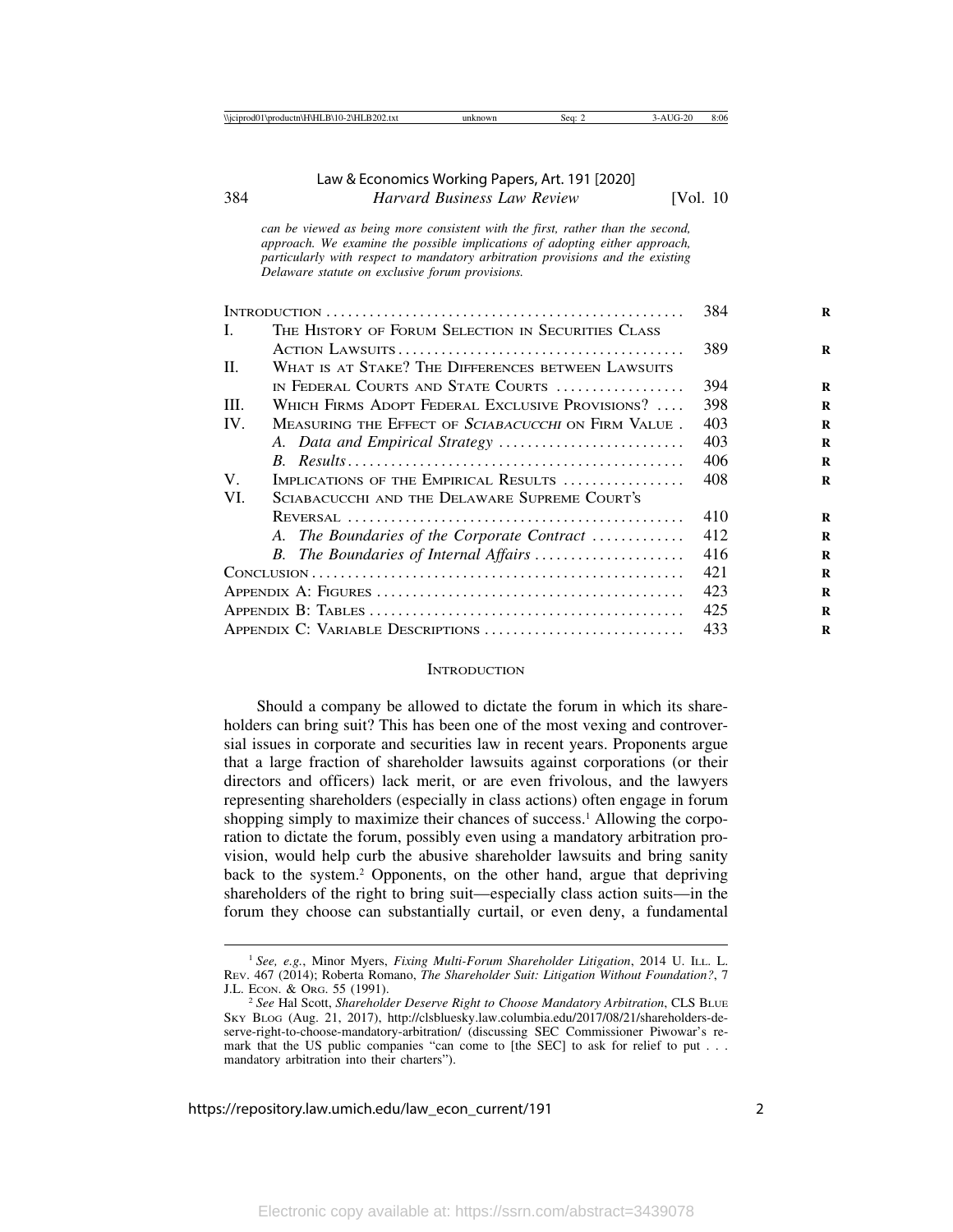*can be viewed as being more consistent with the first, rather than the second, approach. We examine the possible implications of adopting either approach, particularly with respect to mandatory arbitration provisions and the existing Delaware statute on exclusive forum provisions.*

| | | |
|---|---|---|
| Introduction | | 384 |
| I. | The History of Forum Selection in Securities Class Action Lawsuits | 389 |
| II. | What is at Stake? The Differences between Lawsuits in Federal Courts and State Courts | 394 |
| III. | Which Firms Adopt Federal Exclusive Provisions? | 398 |
| IV. | Measuring the Effect of *Sciabacucchi* on Firm Value | 403 |
| | *A. Data and Empirical Strategy* | 403 |
| | *B. Results* | 406 |
| V. | Implications of the Empirical Results | 408 |
| VI. | Sciabacucchi and the Delaware Supreme Court's Reversal | 410 |
| | *A. The Boundaries of the Corporate Contract* | 412 |
| | *B. The Boundaries of Internal Affairs* | 416 |
| Conclusion | | 421 |
| Appendix A: Figures | | 423 |
| Appendix B: Tables | | 425 |
| Appendix C: Variable Descriptions | | 433 |

## Introduction

Should a company be allowed to dictate the forum in which its shareholders can bring suit? This has been one of the most vexing and controversial issues in corporate and securities law in recent years. Proponents argue that a large fraction of shareholder lawsuits against corporations (or their directors and officers) lack merit, or are even frivolous, and the lawyers representing shareholders (especially in class actions) often engage in forum shopping simply to maximize their chances of success.[1] Allowing the corporation to dictate the forum, possibly even using a mandatory arbitration provision, would help curb the abusive shareholder lawsuits and bring sanity back to the system.[2] Opponents, on the other hand, argue that depriving shareholders of the right to bring suit—especially class action suits—in the forum they choose can substantially curtail, or even deny, a fundamental

[1] *See, e.g.*, Minor Myers, *Fixing Multi-Forum Shareholder Litigation*, 2014 U. Ill. L. Rev. 467 (2014); Roberta Romano, *The Shareholder Suit: Litigation Without Foundation?*, 7 J.L. Econ. & Org. 55 (1991).

[2] *See* Hal Scott, *Shareholder Deserve Right to Choose Mandatory Arbitration*, CLS Blue Sky Blog (Aug. 21, 2017), http://clsbluesky.law.columbia.edu/2017/08/21/shareholders-deserve-right-to-choose-mandatory-arbitration/ (discussing SEC Commissioner Piwowar's remark that the US public companies "can come to [the SEC] to ask for relief to put . . . mandatory arbitration into their charters").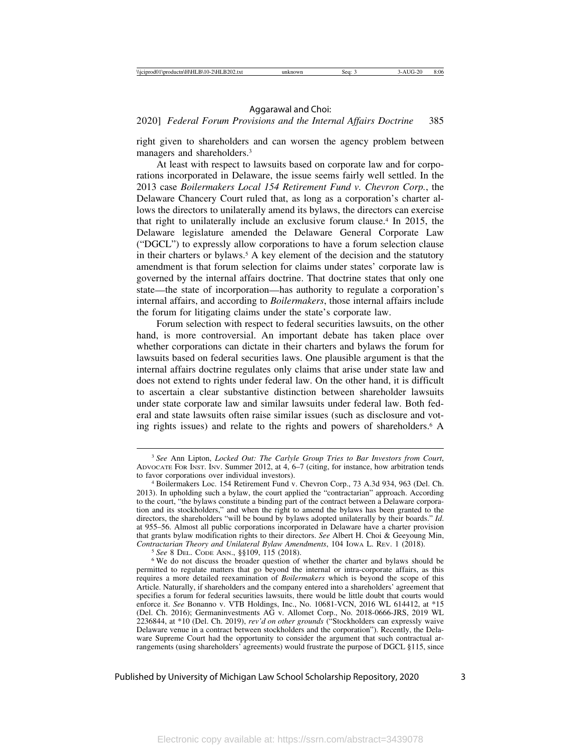right given to shareholders and can worsen the agency problem between managers and shareholders.[3]

At least with respect to lawsuits based on corporate law and for corporations incorporated in Delaware, the issue seems fairly well settled. In the 2013 case *Boilermakers Local 154 Retirement Fund v. Chevron Corp.*, the Delaware Chancery Court ruled that, as long as a corporation's charter allows the directors to unilaterally amend its bylaws, the directors can exercise that right to unilaterally include an exclusive forum clause.[4] In 2015, the Delaware legislature amended the Delaware General Corporate Law ("DGCL") to expressly allow corporations to have a forum selection clause in their charters or bylaws.[5] A key element of the decision and the statutory amendment is that forum selection for claims under states' corporate law is governed by the internal affairs doctrine. That doctrine states that only one state—the state of incorporation—has authority to regulate a corporation's internal affairs, and according to *Boilermakers*, those internal affairs include the forum for litigating claims under the state's corporate law.

Forum selection with respect to federal securities lawsuits, on the other hand, is more controversial. An important debate has taken place over whether corporations can dictate in their charters and bylaws the forum for lawsuits based on federal securities laws. One plausible argument is that the internal affairs doctrine regulates only claims that arise under state law and does not extend to rights under federal law. On the other hand, it is difficult to ascertain a clear substantive distinction between shareholder lawsuits under state corporate law and similar lawsuits under federal law. Both federal and state lawsuits often raise similar issues (such as disclosure and voting rights issues) and relate to the rights and powers of shareholders.[6] A

---

[3] *See* Ann Lipton, *Locked Out: The Carlyle Group Tries to Bar Investors from Court*, ADVOCATE FOR INST. INV. Summer 2012, at 4, 6–7 (citing, for instance, how arbitration tends to favor corporations over individual investors).

[4] Boilermakers Loc. 154 Retirement Fund v. Chevron Corp., 73 A.3d 934, 963 (Del. Ch. 2013). In upholding such a bylaw, the court applied the "contractarian" approach. According to the court, "the bylaws constitute a binding part of the contract between a Delaware corporation and its stockholders," and when the right to amend the bylaws has been granted to the directors, the shareholders "will be bound by bylaws adopted unilaterally by their boards." *Id.* at 955–56. Almost all public corporations incorporated in Delaware have a charter provision that grants bylaw modification rights to their directors. *See* Albert H. Choi & Geeyoung Min, *Contractarian Theory and Unilateral Bylaw Amendments*, 104 IOWA L. REV. 1 (2018).

[5] *See* 8 DEL. CODE ANN., §§109, 115 (2018).

[6] We do not discuss the broader question of whether the charter and bylaws should be permitted to regulate matters that go beyond the internal or intra-corporate affairs, as this requires a more detailed reexamination of *Boilermakers* which is beyond the scope of this Article. Naturally, if shareholders and the company entered into a shareholders' agreement that specifies a forum for federal securities lawsuits, there would be little doubt that courts would enforce it. *See* Bonanno v. VTB Holdings, Inc., No. 10681-VCN, 2016 WL 614412, at *15 (Del. Ch. 2016); Germaninvestments AG v. Allomet Corp., No. 2018-0666-JRS, 2019 WL 2236844, at *10 (Del. Ch. 2019), *rev'd on other grounds* ("Stockholders can expressly waive Delaware venue in a contract between stockholders and the corporation"). Recently, the Delaware Supreme Court had the opportunity to consider the argument that such contractual arrangements (using shareholders' agreements) would frustrate the purpose of DGCL §115, since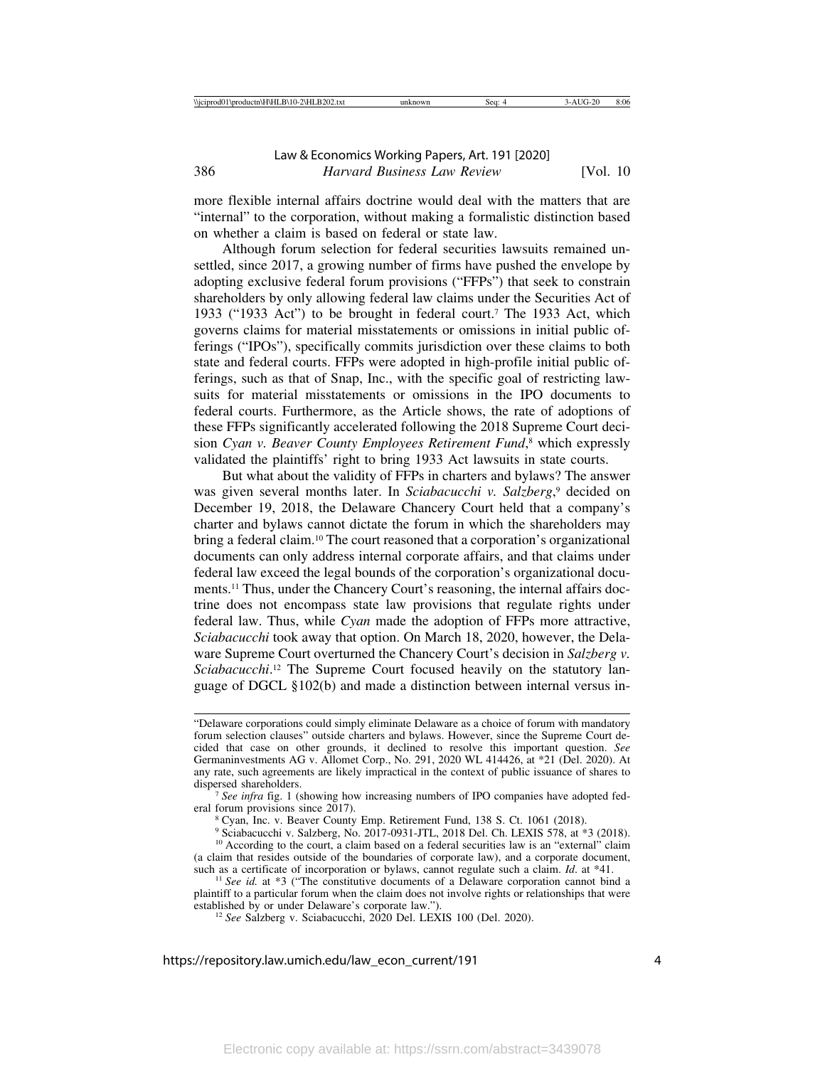more flexible internal affairs doctrine would deal with the matters that are "internal" to the corporation, without making a formalistic distinction based on whether a claim is based on federal or state law.

Although forum selection for federal securities lawsuits remained unsettled, since 2017, a growing number of firms have pushed the envelope by adopting exclusive federal forum provisions ("FFPs") that seek to constrain shareholders by only allowing federal law claims under the Securities Act of 1933 ("1933 Act") to be brought in federal court.[7] The 1933 Act, which governs claims for material misstatements or omissions in initial public offerings ("IPOs"), specifically commits jurisdiction over these claims to both state and federal courts. FFPs were adopted in high-profile initial public offerings, such as that of Snap, Inc., with the specific goal of restricting lawsuits for material misstatements or omissions in the IPO documents to federal courts. Furthermore, as the Article shows, the rate of adoptions of these FFPs significantly accelerated following the 2018 Supreme Court decision *Cyan v. Beaver County Employees Retirement Fund*,[8] which expressly validated the plaintiffs' right to bring 1933 Act lawsuits in state courts.

But what about the validity of FFPs in charters and bylaws? The answer was given several months later. In *Sciabacucchi v. Salzberg*,[9] decided on December 19, 2018, the Delaware Chancery Court held that a company's charter and bylaws cannot dictate the forum in which the shareholders may bring a federal claim.[10] The court reasoned that a corporation's organizational documents can only address internal corporate affairs, and that claims under federal law exceed the legal bounds of the corporation's organizational documents.[11] Thus, under the Chancery Court's reasoning, the internal affairs doctrine does not encompass state law provisions that regulate rights under federal law. Thus, while *Cyan* made the adoption of FFPs more attractive, *Sciabacucchi* took away that option. On March 18, 2020, however, the Delaware Supreme Court overturned the Chancery Court's decision in *Salzberg v. Sciabacucchi*.[12] The Supreme Court focused heavily on the statutory language of DGCL §102(b) and made a distinction between internal versus in-

---

"Delaware corporations could simply eliminate Delaware as a choice of forum with mandatory forum selection clauses" outside charters and bylaws. However, since the Supreme Court decided that case on other grounds, it declined to resolve this important question. *See* Germaninvestments AG v. Allomet Corp., No. 291, 2020 WL 414426, at *21 (Del. 2020). At any rate, such agreements are likely impractical in the context of public issuance of shares to dispersed shareholders.

[7] *See infra* fig. 1 (showing how increasing numbers of IPO companies have adopted federal forum provisions since 2017).

[8] Cyan, Inc. v. Beaver County Emp. Retirement Fund, 138 S. Ct. 1061 (2018).

[9] Sciabacucchi v. Salzberg, No. 2017-0931-JTL, 2018 Del. Ch. LEXIS 578, at *3 (2018).

[10] According to the court, a claim based on a federal securities law is an "external" claim (a claim that resides outside of the boundaries of corporate law), and a corporate document, such as a certificate of incorporation or bylaws, cannot regulate such a claim. *Id*. at *41.

[11] *See id.* at *3 ("The constitutive documents of a Delaware corporation cannot bind a plaintiff to a particular forum when the claim does not involve rights or relationships that were established by or under Delaware's corporate law.").

[12] *See* Salzberg v. Sciabacucchi, 2020 Del. LEXIS 100 (Del. 2020).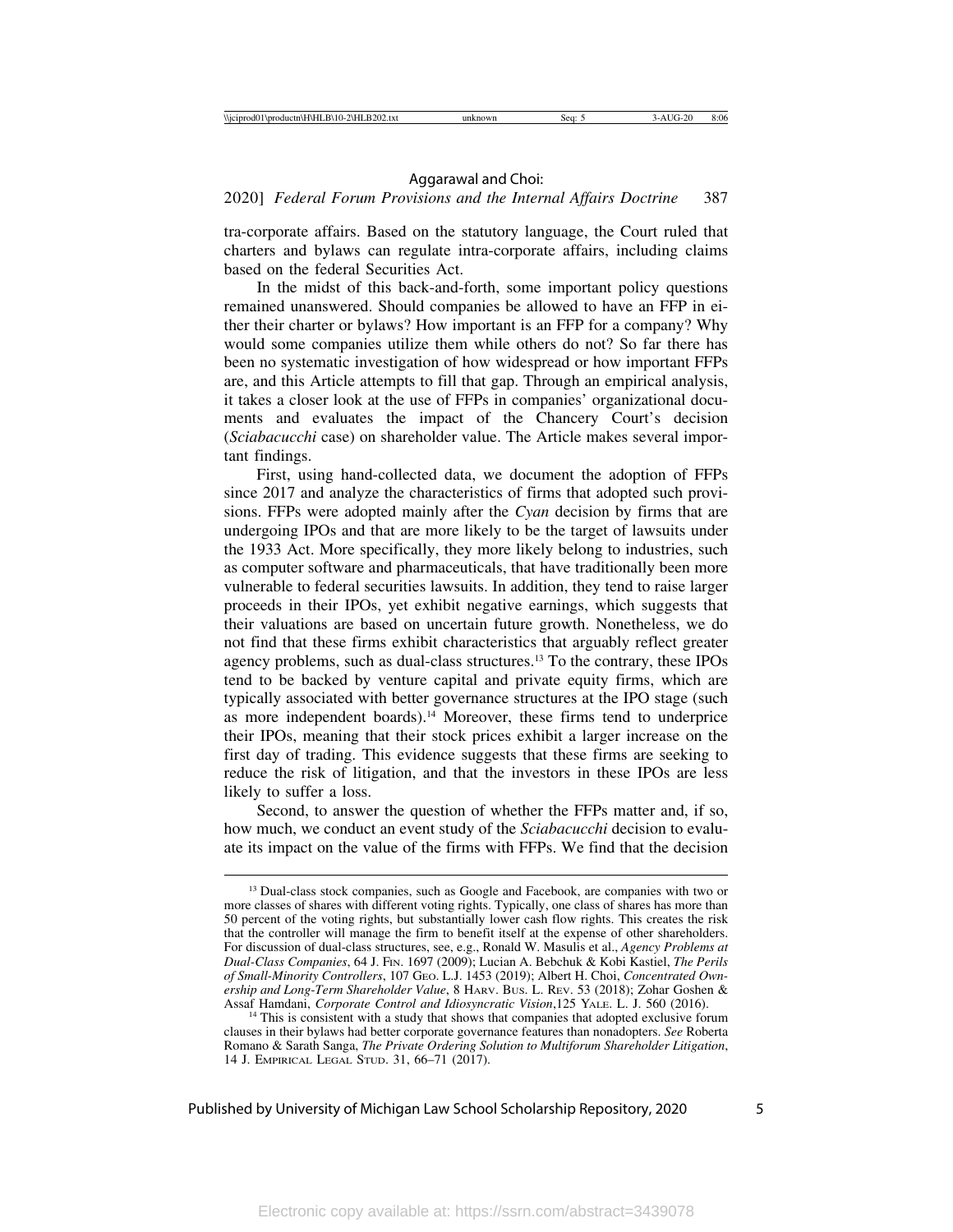tra-corporate affairs. Based on the statutory language, the Court ruled that charters and bylaws can regulate intra-corporate affairs, including claims based on the federal Securities Act.

In the midst of this back-and-forth, some important policy questions remained unanswered. Should companies be allowed to have an FFP in either their charter or bylaws? How important is an FFP for a company? Why would some companies utilize them while others do not? So far there has been no systematic investigation of how widespread or how important FFPs are, and this Article attempts to fill that gap. Through an empirical analysis, it takes a closer look at the use of FFPs in companies' organizational documents and evaluates the impact of the Chancery Court's decision (*Sciabacucchi* case) on shareholder value. The Article makes several important findings.

First, using hand-collected data, we document the adoption of FFPs since 2017 and analyze the characteristics of firms that adopted such provisions. FFPs were adopted mainly after the *Cyan* decision by firms that are undergoing IPOs and that are more likely to be the target of lawsuits under the 1933 Act. More specifically, they more likely belong to industries, such as computer software and pharmaceuticals, that have traditionally been more vulnerable to federal securities lawsuits. In addition, they tend to raise larger proceeds in their IPOs, yet exhibit negative earnings, which suggests that their valuations are based on uncertain future growth. Nonetheless, we do not find that these firms exhibit characteristics that arguably reflect greater agency problems, such as dual-class structures.[13] To the contrary, these IPOs tend to be backed by venture capital and private equity firms, which are typically associated with better governance structures at the IPO stage (such as more independent boards).[14] Moreover, these firms tend to underprice their IPOs, meaning that their stock prices exhibit a larger increase on the first day of trading. This evidence suggests that these firms are seeking to reduce the risk of litigation, and that the investors in these IPOs are less likely to suffer a loss.

Second, to answer the question of whether the FFPs matter and, if so, how much, we conduct an event study of the *Sciabacucchi* decision to evaluate its impact on the value of the firms with FFPs. We find that the decision

---

[13] Dual-class stock companies, such as Google and Facebook, are companies with two or more classes of shares with different voting rights. Typically, one class of shares has more than 50 percent of the voting rights, but substantially lower cash flow rights. This creates the risk that the controller will manage the firm to benefit itself at the expense of other shareholders. For discussion of dual-class structures, see, e.g., Ronald W. Masulis et al., *Agency Problems at Dual-Class Companies*, 64 J. FIN. 1697 (2009); Lucian A. Bebchuk & Kobi Kastiel, *The Perils of Small-Minority Controllers*, 107 GEO. L.J. 1453 (2019); Albert H. Choi, *Concentrated Ownership and Long-Term Shareholder Value*, 8 HARV. BUS. L. REV. 53 (2018); Zohar Goshen & Assaf Hamdani, *Corporate Control and Idiosyncratic Vision*,125 YALE. L. J. 560 (2016).

[14] This is consistent with a study that shows that companies that adopted exclusive forum clauses in their bylaws had better corporate governance features than nonadopters. *See* Roberta Romano & Sarath Sanga, *The Private Ordering Solution to Multiforum Shareholder Litigation*, 14 J. EMPIRICAL LEGAL STUD. 31, 66–71 (2017).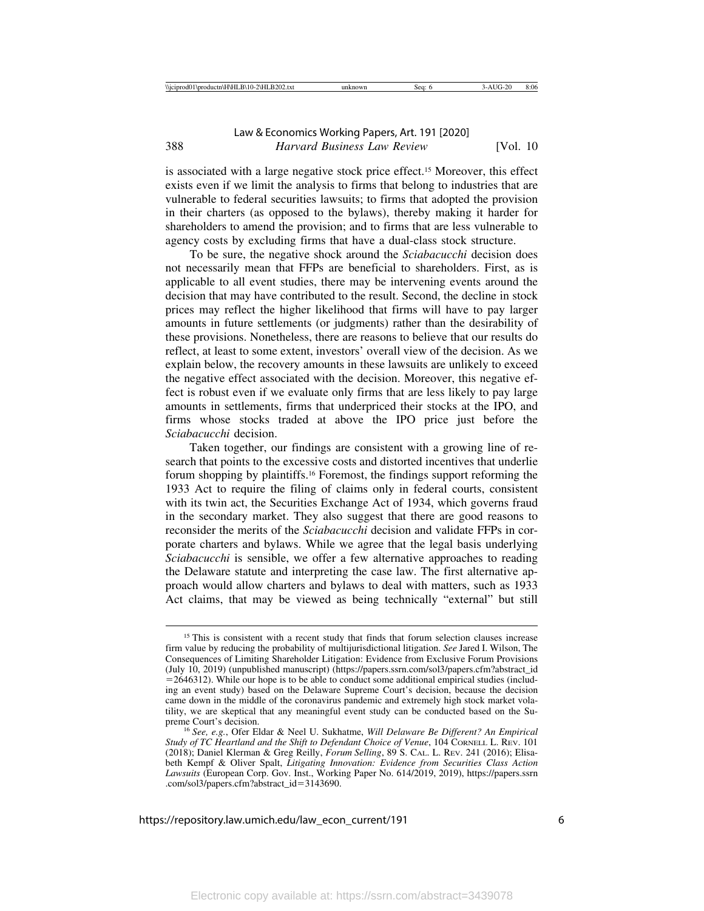is associated with a large negative stock price effect.[15] Moreover, this effect exists even if we limit the analysis to firms that belong to industries that are vulnerable to federal securities lawsuits; to firms that adopted the provision in their charters (as opposed to the bylaws), thereby making it harder for shareholders to amend the provision; and to firms that are less vulnerable to agency costs by excluding firms that have a dual-class stock structure.

To be sure, the negative shock around the *Sciabacucchi* decision does not necessarily mean that FFPs are beneficial to shareholders. First, as is applicable to all event studies, there may be intervening events around the decision that may have contributed to the result. Second, the decline in stock prices may reflect the higher likelihood that firms will have to pay larger amounts in future settlements (or judgments) rather than the desirability of these provisions. Nonetheless, there are reasons to believe that our results do reflect, at least to some extent, investors' overall view of the decision. As we explain below, the recovery amounts in these lawsuits are unlikely to exceed the negative effect associated with the decision. Moreover, this negative effect is robust even if we evaluate only firms that are less likely to pay large amounts in settlements, firms that underpriced their stocks at the IPO, and firms whose stocks traded at above the IPO price just before the *Sciabacucchi* decision.

Taken together, our findings are consistent with a growing line of research that points to the excessive costs and distorted incentives that underlie forum shopping by plaintiffs.[16] Foremost, the findings support reforming the 1933 Act to require the filing of claims only in federal courts, consistent with its twin act, the Securities Exchange Act of 1934, which governs fraud in the secondary market. They also suggest that there are good reasons to reconsider the merits of the *Sciabacucchi* decision and validate FFPs in corporate charters and bylaws. While we agree that the legal basis underlying *Sciabacucchi* is sensible, we offer a few alternative approaches to reading the Delaware statute and interpreting the case law. The first alternative approach would allow charters and bylaws to deal with matters, such as 1933 Act claims, that may be viewed as being technically "external" but still

---

[15] This is consistent with a recent study that finds that forum selection clauses increase firm value by reducing the probability of multijurisdictional litigation. *See* Jared I. Wilson, The Consequences of Limiting Shareholder Litigation: Evidence from Exclusive Forum Provisions (July 10, 2019) (unpublished manuscript) (https://papers.ssrn.com/sol3/papers.cfm?abstract_id=2646312). While our hope is to be able to conduct some additional empirical studies (including an event study) based on the Delaware Supreme Court's decision, because the decision came down in the middle of the coronavirus pandemic and extremely high stock market volatility, we are skeptical that any meaningful event study can be conducted based on the Supreme Court's decision.

[16] *See, e.g.*, Ofer Eldar & Neel U. Sukhatme, *Will Delaware Be Different? An Empirical Study of TC Heartland and the Shift to Defendant Choice of Venue*, 104 Cornell L. Rev. 101 (2018); Daniel Klerman & Greg Reilly, *Forum Selling*, 89 S. Cal. L. Rev. 241 (2016); Elisabeth Kempf & Oliver Spalt, *Litigating Innovation: Evidence from Securities Class Action Lawsuits* (European Corp. Gov. Inst., Working Paper No. 614/2019, 2019), https://papers.ssrn.com/sol3/papers.cfm?abstract_id=3143690.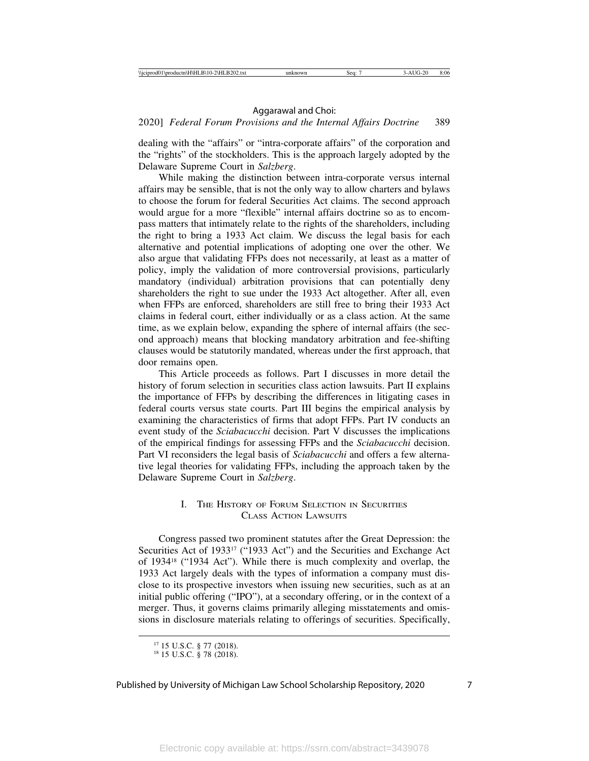dealing with the "affairs" or "intra-corporate affairs" of the corporation and the "rights" of the stockholders. This is the approach largely adopted by the Delaware Supreme Court in *Salzberg*.

While making the distinction between intra-corporate versus internal affairs may be sensible, that is not the only way to allow charters and bylaws to choose the forum for federal Securities Act claims. The second approach would argue for a more "flexible" internal affairs doctrine so as to encompass matters that intimately relate to the rights of the shareholders, including the right to bring a 1933 Act claim. We discuss the legal basis for each alternative and potential implications of adopting one over the other. We also argue that validating FFPs does not necessarily, at least as a matter of policy, imply the validation of more controversial provisions, particularly mandatory (individual) arbitration provisions that can potentially deny shareholders the right to sue under the 1933 Act altogether. After all, even when FFPs are enforced, shareholders are still free to bring their 1933 Act claims in federal court, either individually or as a class action. At the same time, as we explain below, expanding the sphere of internal affairs (the second approach) means that blocking mandatory arbitration and fee-shifting clauses would be statutorily mandated, whereas under the first approach, that door remains open.

This Article proceeds as follows. Part I discusses in more detail the history of forum selection in securities class action lawsuits. Part II explains the importance of FFPs by describing the differences in litigating cases in federal courts versus state courts. Part III begins the empirical analysis by examining the characteristics of firms that adopt FFPs. Part IV conducts an event study of the *Sciabacucchi* decision. Part V discusses the implications of the empirical findings for assessing FFPs and the *Sciabacucchi* decision. Part VI reconsiders the legal basis of *Sciabacucchi* and offers a few alternative legal theories for validating FFPs, including the approach taken by the Delaware Supreme Court in *Salzberg*.

## I. The History of Forum Selection in Securities Class Action Lawsuits

Congress passed two prominent statutes after the Great Depression: the Securities Act of 1933[17] ("1933 Act") and the Securities and Exchange Act of 1934[18] ("1934 Act"). While there is much complexity and overlap, the 1933 Act largely deals with the types of information a company must disclose to its prospective investors when issuing new securities, such as at an initial public offering ("IPO"), at a secondary offering, or in the context of a merger. Thus, it governs claims primarily alleging misstatements and omissions in disclosure materials relating to offerings of securities. Specifically,

[17] 15 U.S.C. § 77 (2018).
[18] 15 U.S.C. § 78 (2018).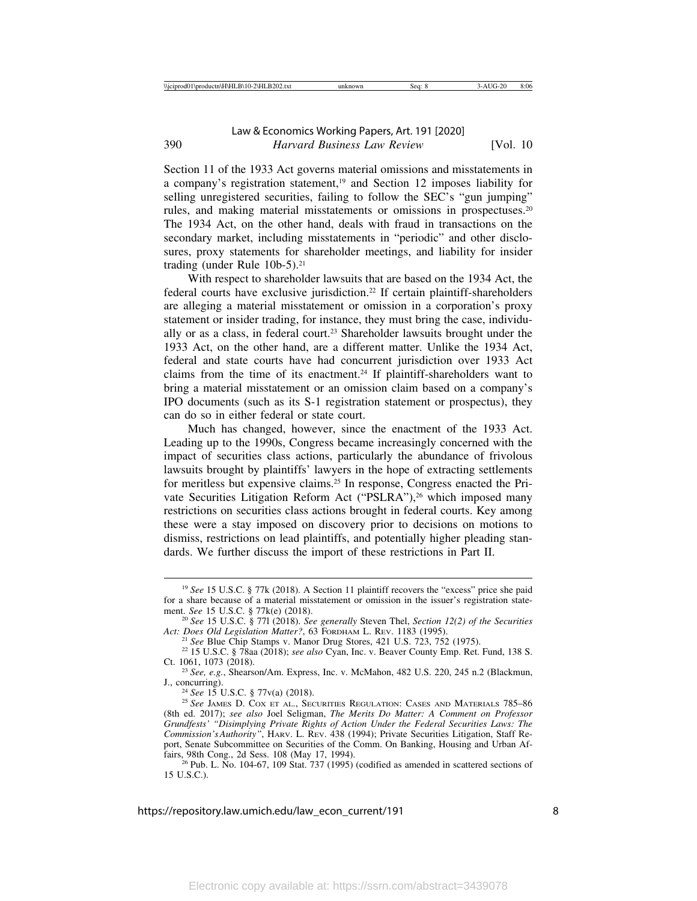Section 11 of the 1933 Act governs material omissions and misstatements in a company's registration statement,[19] and Section 12 imposes liability for selling unregistered securities, failing to follow the SEC's "gun jumping" rules, and making material misstatements or omissions in prospectuses.[20] The 1934 Act, on the other hand, deals with fraud in transactions on the secondary market, including misstatements in "periodic" and other disclosures, proxy statements for shareholder meetings, and liability for insider trading (under Rule 10b-5).[21]

With respect to shareholder lawsuits that are based on the 1934 Act, the federal courts have exclusive jurisdiction.[22] If certain plaintiff-shareholders are alleging a material misstatement or omission in a corporation's proxy statement or insider trading, for instance, they must bring the case, individually or as a class, in federal court.[23] Shareholder lawsuits brought under the 1933 Act, on the other hand, are a different matter. Unlike the 1934 Act, federal and state courts have had concurrent jurisdiction over 1933 Act claims from the time of its enactment.[24] If plaintiff-shareholders want to bring a material misstatement or an omission claim based on a company's IPO documents (such as its S-1 registration statement or prospectus), they can do so in either federal or state court.

Much has changed, however, since the enactment of the 1933 Act. Leading up to the 1990s, Congress became increasingly concerned with the impact of securities class actions, particularly the abundance of frivolous lawsuits brought by plaintiffs' lawyers in the hope of extracting settlements for meritless but expensive claims.[25] In response, Congress enacted the Private Securities Litigation Reform Act ("PSLRA"),[26] which imposed many restrictions on securities class actions brought in federal courts. Key among these were a stay imposed on discovery prior to decisions on motions to dismiss, restrictions on lead plaintiffs, and potentially higher pleading standards. We further discuss the import of these restrictions in Part II.

---

[19] *See* 15 U.S.C. § 77k (2018). A Section 11 plaintiff recovers the "excess" price she paid for a share because of a material misstatement or omission in the issuer's registration statement. *See* 15 U.S.C. § 77k(e) (2018).

[20] *See* 15 U.S.C. § 77l (2018). *See generally* Steven Thel, *Section 12(2) of the Securities Act: Does Old Legislation Matter?*, 63 Fordham L. Rev. 1183 (1995).

[21] *See* Blue Chip Stamps v. Manor Drug Stores, 421 U.S. 723, 752 (1975).

[22] 15 U.S.C. § 78aa (2018); *see also* Cyan, Inc. v. Beaver County Emp. Ret. Fund, 138 S. Ct. 1061, 1073 (2018).

[23] *See, e.g.*, Shearson/Am. Express, Inc. v. McMahon, 482 U.S. 220, 245 n.2 (Blackmun, J., concurring).

[24] *See* 15 U.S.C. § 77v(a) (2018).

[25] *See* James D. Cox et al., Securities Regulation: Cases and Materials 785–86 (8th ed. 2017); *see also* Joel Seligman, *The Merits Do Matter: A Comment on Professor Grundfests' "Disimplying Private Rights of Action Under the Federal Securities Laws: The Commission's Authority"*, Harv. L. Rev. 438 (1994); Private Securities Litigation, Staff Report, Senate Subcommittee on Securities of the Comm. On Banking, Housing and Urban Affairs, 98th Cong., 2d Sess. 108 (May 17, 1994).

[26] Pub. L. No. 104-67, 109 Stat. 737 (1995) (codified as amended in scattered sections of 15 U.S.C.).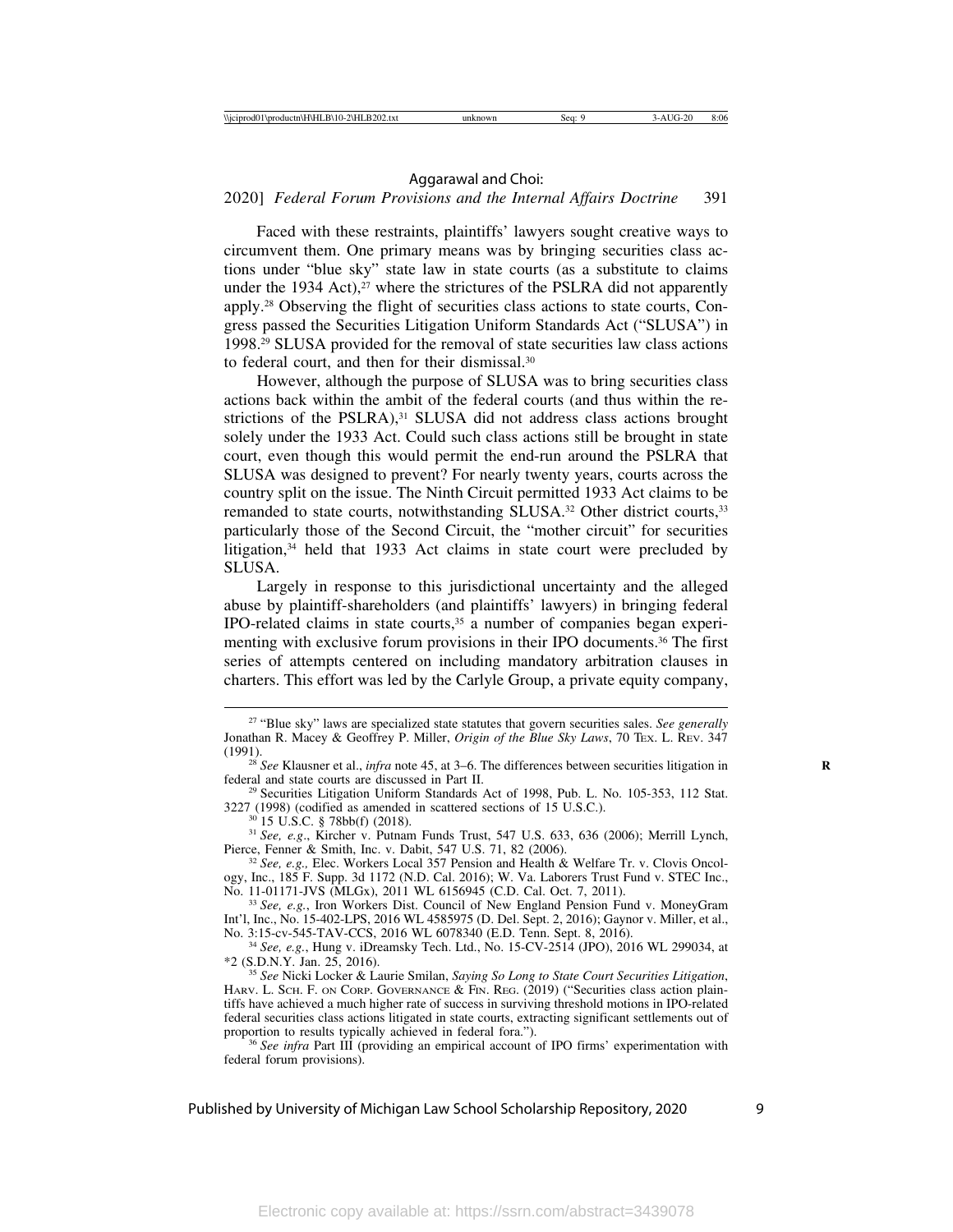Faced with these restraints, plaintiffs' lawyers sought creative ways to circumvent them. One primary means was by bringing securities class actions under "blue sky" state law in state courts (as a substitute to claims under the 1934 Act),[27] where the strictures of the PSLRA did not apparently apply.[28] Observing the flight of securities class actions to state courts, Congress passed the Securities Litigation Uniform Standards Act ("SLUSA") in 1998.[29] SLUSA provided for the removal of state securities law class actions to federal court, and then for their dismissal.[30]

However, although the purpose of SLUSA was to bring securities class actions back within the ambit of the federal courts (and thus within the restrictions of the PSLRA),[31] SLUSA did not address class actions brought solely under the 1933 Act. Could such class actions still be brought in state court, even though this would permit the end-run around the PSLRA that SLUSA was designed to prevent? For nearly twenty years, courts across the country split on the issue. The Ninth Circuit permitted 1933 Act claims to be remanded to state courts, notwithstanding SLUSA.[32] Other district courts,[33] particularly those of the Second Circuit, the "mother circuit" for securities litigation,[34] held that 1933 Act claims in state court were precluded by SLUSA.

Largely in response to this jurisdictional uncertainty and the alleged abuse by plaintiff-shareholders (and plaintiffs' lawyers) in bringing federal IPO-related claims in state courts,[35] a number of companies began experimenting with exclusive forum provisions in their IPO documents.[36] The first series of attempts centered on including mandatory arbitration clauses in charters. This effort was led by the Carlyle Group, a private equity company,

---

[27] "Blue sky" laws are specialized state statutes that govern securities sales. *See generally* Jonathan R. Macey & Geoffrey P. Miller, *Origin of the Blue Sky Laws*, 70 TEX. L. REV. 347 (1991).

[28] *See* Klausner et al., *infra* note 45, at 3–6. The differences between securities litigation in federal and state courts are discussed in Part II.

[29] Securities Litigation Uniform Standards Act of 1998, Pub. L. No. 105-353, 112 Stat. 3227 (1998) (codified as amended in scattered sections of 15 U.S.C.).

[30] 15 U.S.C. § 78bb(f) (2018).

[31] *See, e.g*., Kircher v. Putnam Funds Trust, 547 U.S. 633, 636 (2006); Merrill Lynch, Pierce, Fenner & Smith, Inc. v. Dabit, 547 U.S. 71, 82 (2006).

[32] *See, e.g.,* Elec. Workers Local 357 Pension and Health & Welfare Tr. v. Clovis Oncology, Inc., 185 F. Supp. 3d 1172 (N.D. Cal. 2016); W. Va. Laborers Trust Fund v. STEC Inc., No. 11-01171-JVS (MLGx), 2011 WL 6156945 (C.D. Cal. Oct. 7, 2011).

[33] *See, e.g.*, Iron Workers Dist. Council of New England Pension Fund v. MoneyGram Int'l, Inc., No. 15-402-LPS, 2016 WL 4585975 (D. Del. Sept. 2, 2016); Gaynor v. Miller, et al., No. 3:15-cv-545-TAV-CCS, 2016 WL 6078340 (E.D. Tenn. Sept. 8, 2016).

[34] *See, e.g.*, Hung v. iDreamsky Tech. Ltd., No. 15-CV-2514 (JPO), 2016 WL 299034, at *2 (S.D.N.Y. Jan. 25, 2016).

[35] *See* Nicki Locker & Laurie Smilan, *Saying So Long to State Court Securities Litigation*, HARV. L. SCH. F. ON CORP. GOVERNANCE & FIN. REG. (2019) ("Securities class action plaintiffs have achieved a much higher rate of success in surviving threshold motions in IPO-related federal securities class actions litigated in state courts, extracting significant settlements out of proportion to results typically achieved in federal fora.").

[36] *See infra* Part III (providing an empirical account of IPO firms' experimentation with federal forum provisions).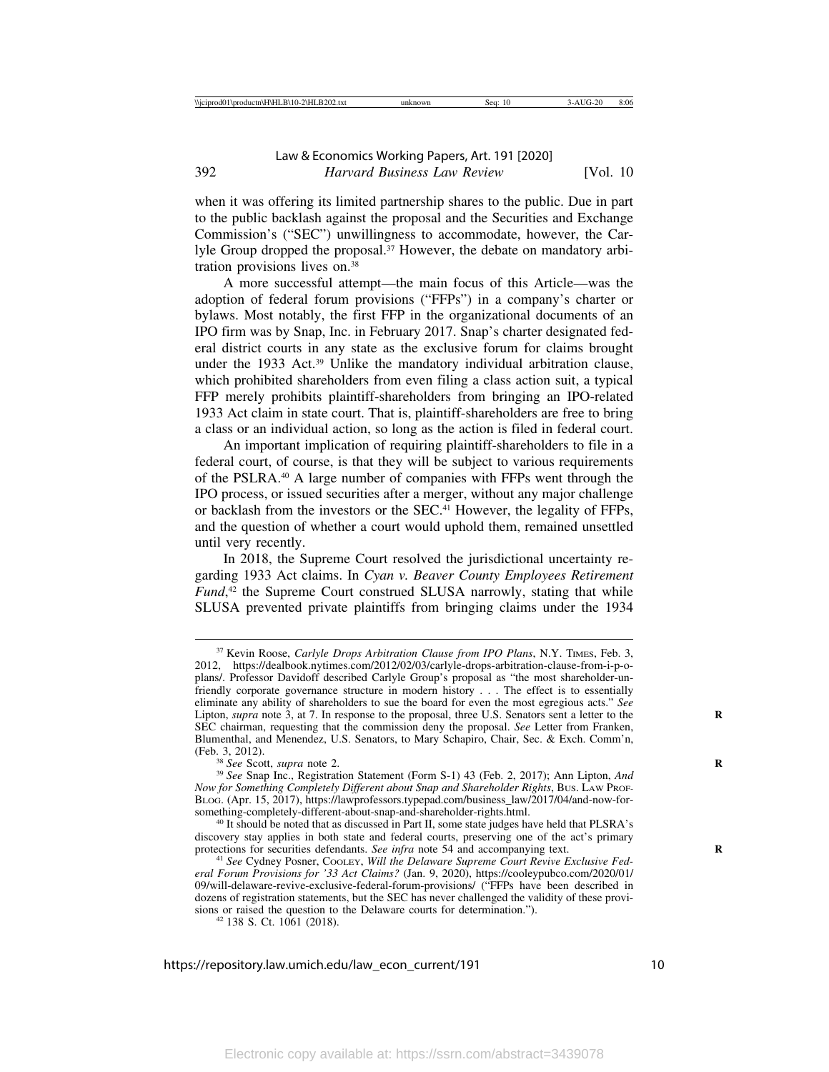when it was offering its limited partnership shares to the public. Due in part to the public backlash against the proposal and the Securities and Exchange Commission's ("SEC") unwillingness to accommodate, however, the Carlyle Group dropped the proposal.[37] However, the debate on mandatory arbitration provisions lives on.[38]

A more successful attempt—the main focus of this Article—was the adoption of federal forum provisions ("FFPs") in a company's charter or bylaws. Most notably, the first FFP in the organizational documents of an IPO firm was by Snap, Inc. in February 2017. Snap's charter designated federal district courts in any state as the exclusive forum for claims brought under the 1933 Act.[39] Unlike the mandatory individual arbitration clause, which prohibited shareholders from even filing a class action suit, a typical FFP merely prohibits plaintiff-shareholders from bringing an IPO-related 1933 Act claim in state court. That is, plaintiff-shareholders are free to bring a class or an individual action, so long as the action is filed in federal court.

An important implication of requiring plaintiff-shareholders to file in a federal court, of course, is that they will be subject to various requirements of the PSLRA.[40] A large number of companies with FFPs went through the IPO process, or issued securities after a merger, without any major challenge or backlash from the investors or the SEC.[41] However, the legality of FFPs, and the question of whether a court would uphold them, remained unsettled until very recently.

In 2018, the Supreme Court resolved the jurisdictional uncertainty regarding 1933 Act claims. In *Cyan v. Beaver County Employees Retirement Fund*,[42] the Supreme Court construed SLUSA narrowly, stating that while SLUSA prevented private plaintiffs from bringing claims under the 1934

---

[37] Kevin Roose, *Carlyle Drops Arbitration Clause from IPO Plans*, N.Y. TIMES, Feb. 3, 2012, https://dealbook.nytimes.com/2012/02/03/carlyle-drops-arbitration-clause-from-i-p-o-plans/. Professor Davidoff described Carlyle Group's proposal as "the most shareholder-unfriendly corporate governance structure in modern history . . . The effect is to essentially eliminate any ability of shareholders to sue the board for even the most egregious acts." *See* Lipton, *supra* note 3, at 7. In response to the proposal, three U.S. Senators sent a letter to the SEC chairman, requesting that the commission deny the proposal. *See* Letter from Franken, Blumenthal, and Menendez, U.S. Senators, to Mary Schapiro, Chair, Sec. & Exch. Comm'n, (Feb. 3, 2012).

[38] *See* Scott, *supra* note 2.

[39] *See* Snap Inc., Registration Statement (Form S-1) 43 (Feb. 2, 2017); Ann Lipton, *And Now for Something Completely Different about Snap and Shareholder Rights*, BUS. LAW PROF. BLOG. (Apr. 15, 2017), https://lawprofessors.typepad.com/business_law/2017/04/and-now-for-something-completely-different-about-snap-and-shareholder-rights.html.

[40] It should be noted that as discussed in Part II, some state judges have held that PLSRA's discovery stay applies in both state and federal courts, preserving one of the act's primary protections for securities defendants. *See infra* note 54 and accompanying text.

[41] *See* Cydney Posner, COOLEY, *Will the Delaware Supreme Court Revive Exclusive Federal Forum Provisions for '33 Act Claims?* (Jan. 9, 2020), https://cooleypubco.com/2020/01/09/will-delaware-revive-exclusive-federal-forum-provisions/ ("FFPs have been described in dozens of registration statements, but the SEC has never challenged the validity of these provisions or raised the question to the Delaware courts for determination.").

[42] 138 S. Ct. 1061 (2018).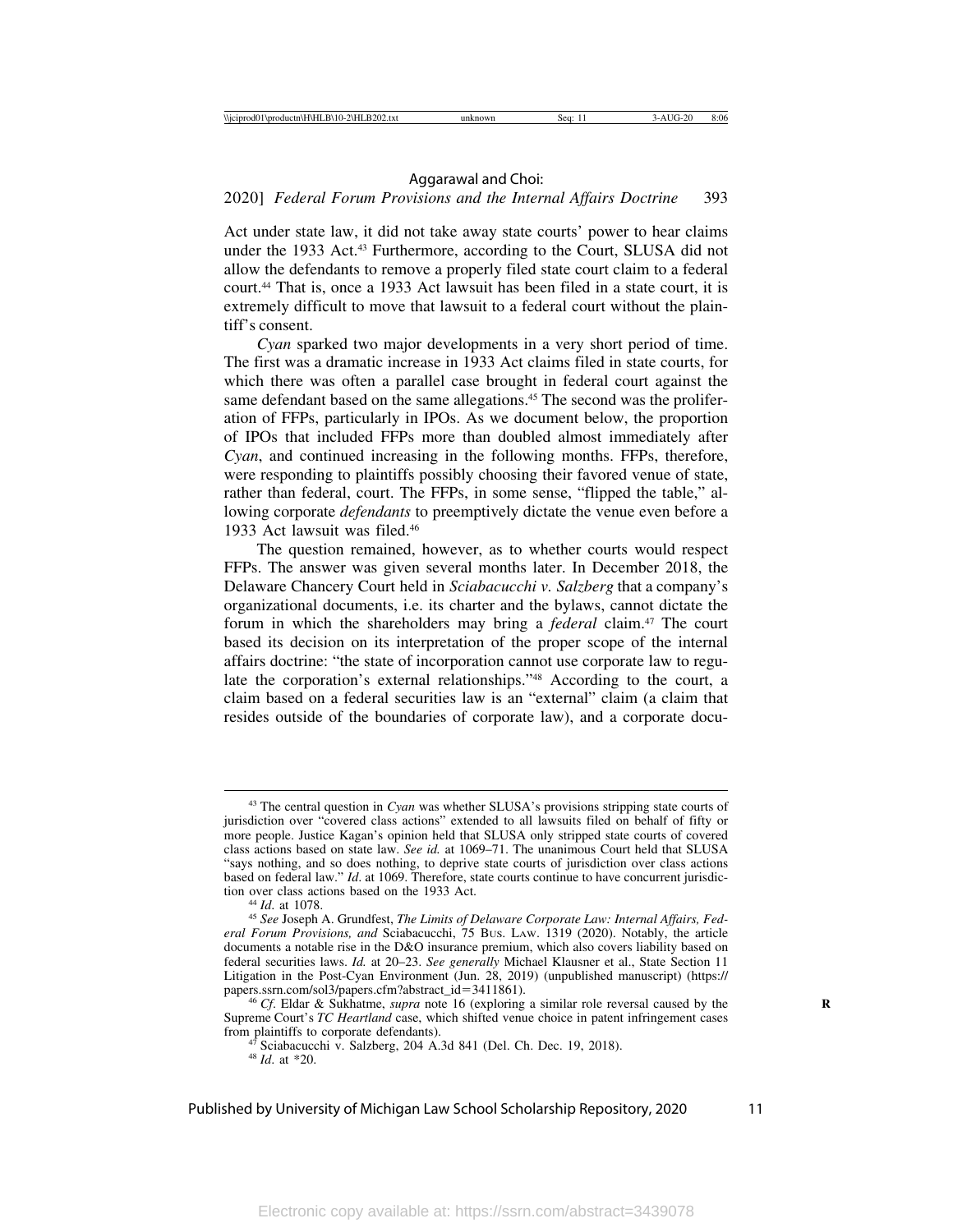Act under state law, it did not take away state courts' power to hear claims under the 1933 Act.[43] Furthermore, according to the Court, SLUSA did not allow the defendants to remove a properly filed state court claim to a federal court.[44] That is, once a 1933 Act lawsuit has been filed in a state court, it is extremely difficult to move that lawsuit to a federal court without the plaintiff's consent.

*Cyan* sparked two major developments in a very short period of time. The first was a dramatic increase in 1933 Act claims filed in state courts, for which there was often a parallel case brought in federal court against the same defendant based on the same allegations.[45] The second was the proliferation of FFPs, particularly in IPOs. As we document below, the proportion of IPOs that included FFPs more than doubled almost immediately after *Cyan*, and continued increasing in the following months. FFPs, therefore, were responding to plaintiffs possibly choosing their favored venue of state, rather than federal, court. The FFPs, in some sense, "flipped the table," allowing corporate *defendants* to preemptively dictate the venue even before a 1933 Act lawsuit was filed.[46]

The question remained, however, as to whether courts would respect FFPs. The answer was given several months later. In December 2018, the Delaware Chancery Court held in *Sciabacucchi v. Salzberg* that a company's organizational documents, i.e. its charter and the bylaws, cannot dictate the forum in which the shareholders may bring a *federal* claim.[47] The court based its decision on its interpretation of the proper scope of the internal affairs doctrine: "the state of incorporation cannot use corporate law to regulate the corporation's external relationships."[48] According to the court, a claim based on a federal securities law is an "external" claim (a claim that resides outside of the boundaries of corporate law), and a corporate docu-

---

[43] The central question in *Cyan* was whether SLUSA's provisions stripping state courts of jurisdiction over "covered class actions" extended to all lawsuits filed on behalf of fifty or more people. Justice Kagan's opinion held that SLUSA only stripped state courts of covered class actions based on state law. *See id.* at 1069–71. The unanimous Court held that SLUSA "says nothing, and so does nothing, to deprive state courts of jurisdiction over class actions based on federal law." *Id*. at 1069. Therefore, state courts continue to have concurrent jurisdiction over class actions based on the 1933 Act.

[44] *Id*. at 1078.

[45] *See* Joseph A. Grundfest, *The Limits of Delaware Corporate Law: Internal Affairs, Federal Forum Provisions, and* Sciabacucchi, 75 Bus. Law. 1319 (2020). Notably, the article documents a notable rise in the D&O insurance premium, which also covers liability based on federal securities laws. *Id.* at 20–23. *See generally* Michael Klausner et al., State Section 11 Litigation in the Post-Cyan Environment (Jun. 28, 2019) (unpublished manuscript) (https://papers.ssrn.com/sol3/papers.cfm?abstract_id=3411861).

[46] *Cf*. Eldar & Sukhatme, *supra* note 16 (exploring a similar role reversal caused by the Supreme Court's *TC Heartland* case, which shifted venue choice in patent infringement cases from plaintiffs to corporate defendants).

[47] Sciabacucchi v. Salzberg, 204 A.3d 841 (Del. Ch. Dec. 19, 2018).

[48] *Id*. at *20.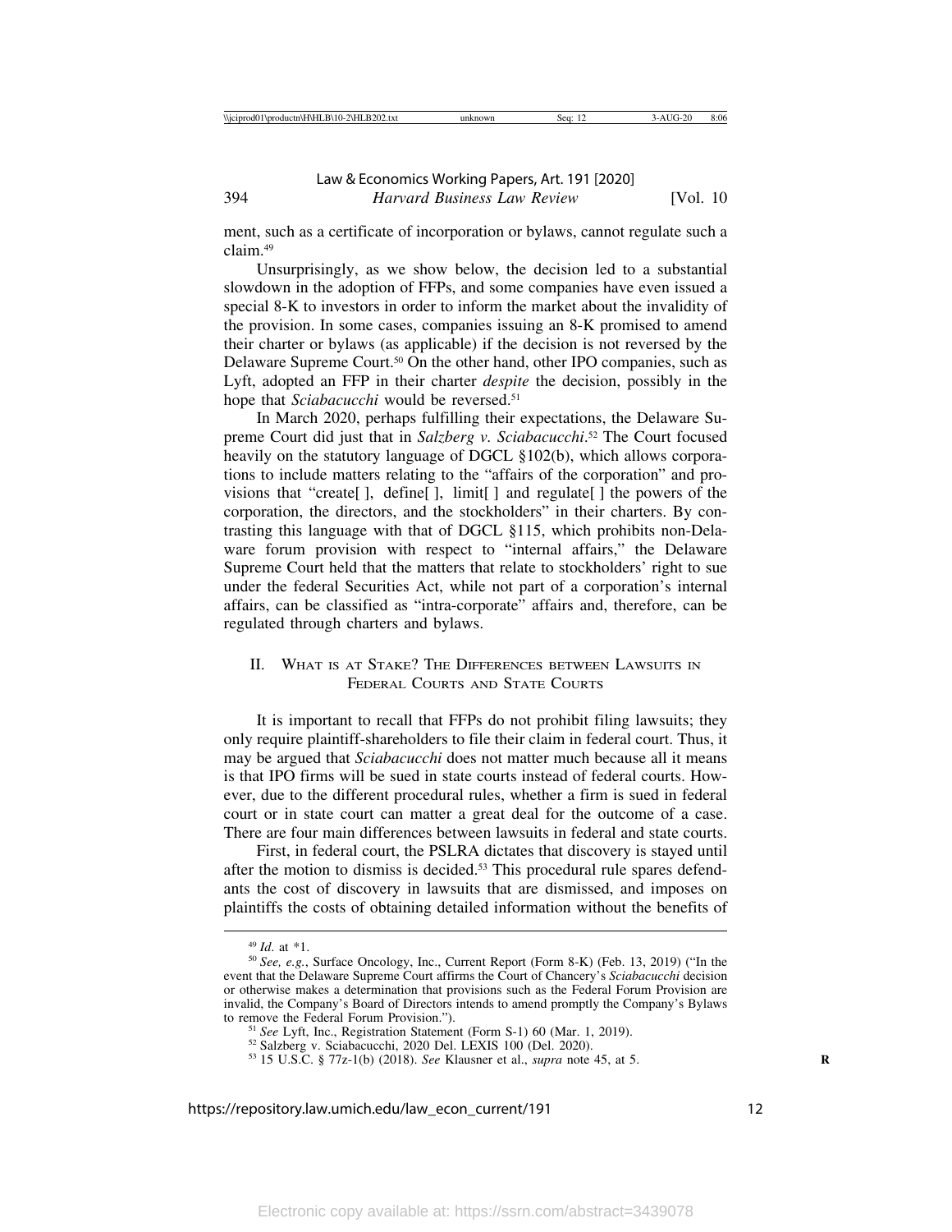ment, such as a certificate of incorporation or bylaws, cannot regulate such a claim.[49]

Unsurprisingly, as we show below, the decision led to a substantial slowdown in the adoption of FFPs, and some companies have even issued a special 8-K to investors in order to inform the market about the invalidity of the provision. In some cases, companies issuing an 8-K promised to amend their charter or bylaws (as applicable) if the decision is not reversed by the Delaware Supreme Court.[50] On the other hand, other IPO companies, such as Lyft, adopted an FFP in their charter *despite* the decision, possibly in the hope that *Sciabacucchi* would be reversed.[51]

In March 2020, perhaps fulfilling their expectations, the Delaware Supreme Court did just that in *Salzberg v. Sciabacucchi*.[52] The Court focused heavily on the statutory language of DGCL §102(b), which allows corporations to include matters relating to the "affairs of the corporation" and provisions that "create[ ], define[ ], limit[ ] and regulate[ ] the powers of the corporation, the directors, and the stockholders" in their charters. By contrasting this language with that of DGCL §115, which prohibits non-Delaware forum provision with respect to "internal affairs," the Delaware Supreme Court held that the matters that relate to stockholders' right to sue under the federal Securities Act, while not part of a corporation's internal affairs, can be classified as "intra-corporate" affairs and, therefore, can be regulated through charters and bylaws.

## II. What is at Stake? The Differences between Lawsuits in Federal Courts and State Courts

It is important to recall that FFPs do not prohibit filing lawsuits; they only require plaintiff-shareholders to file their claim in federal court. Thus, it may be argued that *Sciabacucchi* does not matter much because all it means is that IPO firms will be sued in state courts instead of federal courts. However, due to the different procedural rules, whether a firm is sued in federal court or in state court can matter a great deal for the outcome of a case. There are four main differences between lawsuits in federal and state courts.

First, in federal court, the PSLRA dictates that discovery is stayed until after the motion to dismiss is decided.[53] This procedural rule spares defendants the cost of discovery in lawsuits that are dismissed, and imposes on plaintiffs the costs of obtaining detailed information without the benefits of

---

[49] *Id.* at *1.

[50] *See, e.g.*, Surface Oncology, Inc., Current Report (Form 8-K) (Feb. 13, 2019) ("In the event that the Delaware Supreme Court affirms the Court of Chancery's *Sciabacucchi* decision or otherwise makes a determination that provisions such as the Federal Forum Provision are invalid, the Company's Board of Directors intends to amend promptly the Company's Bylaws to remove the Federal Forum Provision.").

[51] *See* Lyft, Inc., Registration Statement (Form S-1) 60 (Mar. 1, 2019).

[52] Salzberg v. Sciabacucchi, 2020 Del. LEXIS 100 (Del. 2020).

[53] 15 U.S.C. § 77z-1(b) (2018). *See* Klausner et al., *supra* note 45, at 5.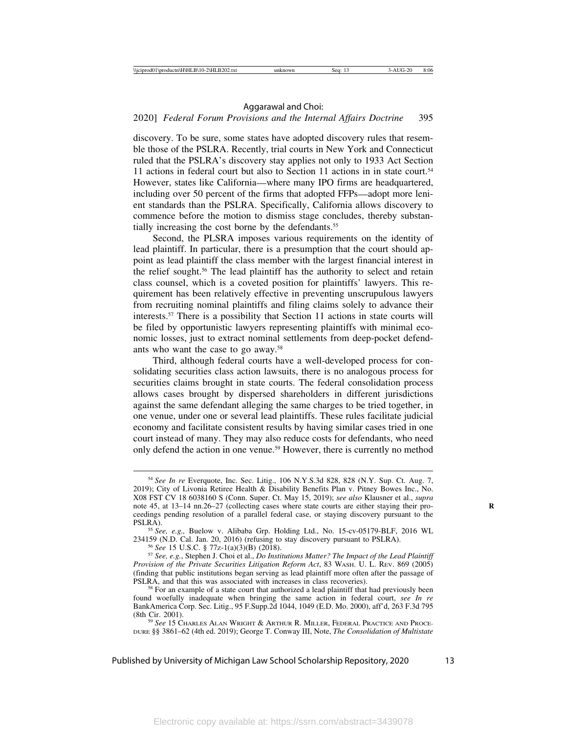discovery. To be sure, some states have adopted discovery rules that resemble those of the PSLRA. Recently, trial courts in New York and Connecticut ruled that the PSLRA's discovery stay applies not only to 1933 Act Section 11 actions in federal court but also to Section 11 actions in in state court.[54] However, states like California—where many IPO firms are headquartered, including over 50 percent of the firms that adopted FFPs—adopt more lenient standards than the PSLRA. Specifically, California allows discovery to commence before the motion to dismiss stage concludes, thereby substantially increasing the cost borne by the defendants.[55]

Second, the PLSRA imposes various requirements on the identity of lead plaintiff. In particular, there is a presumption that the court should appoint as lead plaintiff the class member with the largest financial interest in the relief sought.[56] The lead plaintiff has the authority to select and retain class counsel, which is a coveted position for plaintiffs' lawyers. This requirement has been relatively effective in preventing unscrupulous lawyers from recruiting nominal plaintiffs and filing claims solely to advance their interests.[57] There is a possibility that Section 11 actions in state courts will be filed by opportunistic lawyers representing plaintiffs with minimal economic losses, just to extract nominal settlements from deep-pocket defendants who want the case to go away.[58]

Third, although federal courts have a well-developed process for consolidating securities class action lawsuits, there is no analogous process for securities claims brought in state courts. The federal consolidation process allows cases brought by dispersed shareholders in different jurisdictions against the same defendant alleging the same charges to be tried together, in one venue, under one or several lead plaintiffs. These rules facilitate judicial economy and facilitate consistent results by having similar cases tried in one court instead of many. They may also reduce costs for defendants, who need only defend the action in one venue.[59] However, there is currently no method

---

[54] *See In re* Everquote, Inc. Sec. Litig., 106 N.Y.S.3d 828, 828 (N.Y. Sup. Ct. Aug. 7, 2019); City of Livonia Retiree Health & Disability Benefits Plan v. Pitney Bowes Inc., No. X08 FST CV 18 6038160 S (Conn. Super. Ct. May 15, 2019); *see also* Klausner et al., *supra* note 45, at 13–14 nn.26–27 (collecting cases where state courts are either staying their proceedings pending resolution of a parallel federal case, or staying discovery pursuant to the PSLRA).

[55] *See, e.g.,* Buelow v. Alibaba Grp. Holding Ltd., No. 15-cv-05179-BLF, 2016 WL 234159 (N.D. Cal. Jan. 20, 2016) (refusing to stay discovery pursuant to PSLRA).

[56] *See* 15 U.S.C. § 77z-1(a)(3)(B) (2018).

[57] *See, e.g.*, Stephen J. Choi et al., *Do Institutions Matter? The Impact of the Lead Plaintiff Provision of the Private Securities Litigation Reform Act*, 83 Wash. U. L. Rev. 869 (2005) (finding that public institutions began serving as lead plaintiff more often after the passage of PSLRA, and that this was associated with increases in class recoveries).

[58] For an example of a state court that authorized a lead plaintiff that had previously been found woefully inadequate when bringing the same action in federal court, *see In re* BankAmerica Corp. Sec. Litig., 95 F.Supp.2d 1044, 1049 (E.D. Mo. 2000), aff'd, 263 F.3d 795 (8th Cir. 2001).

[59] *See* 15 Charles Alan Wright & Arthur R. Miller, Federal Practice and Procedure §§ 3861–62 (4th ed. 2019); George T. Conway III, Note, *The Consolidation of Multistate*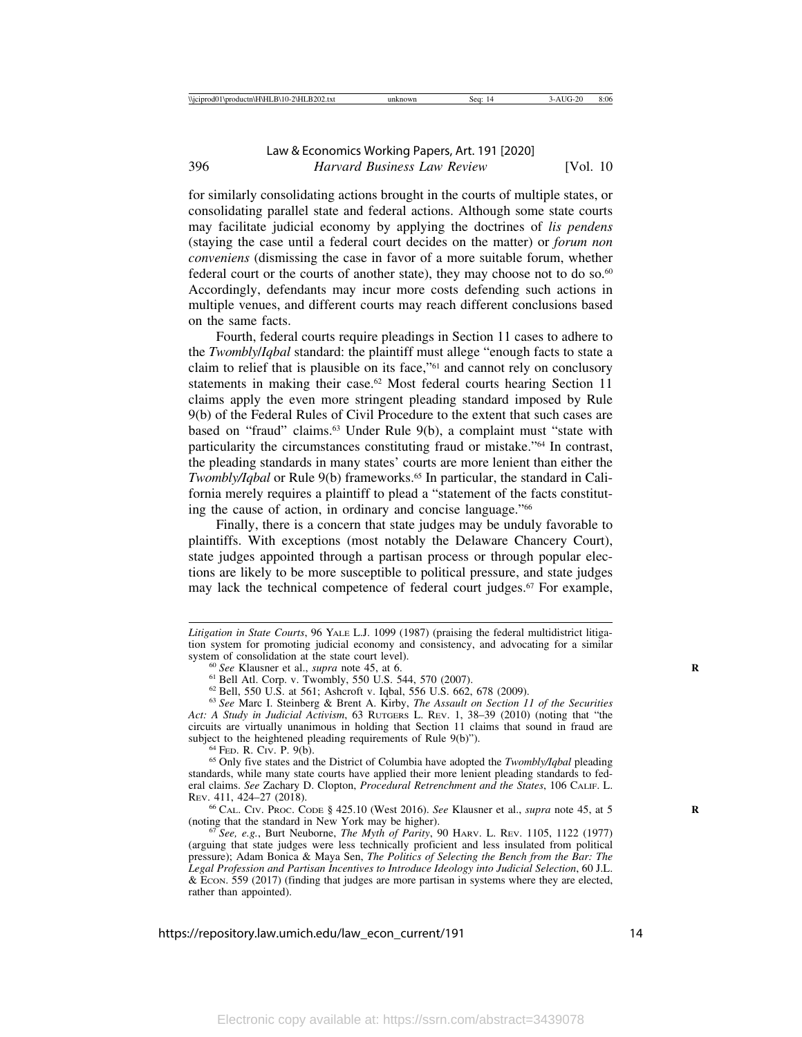for similarly consolidating actions brought in the courts of multiple states, or consolidating parallel state and federal actions. Although some state courts may facilitate judicial economy by applying the doctrines of *lis pendens* (staying the case until a federal court decides on the matter) or *forum non conveniens* (dismissing the case in favor of a more suitable forum, whether federal court or the courts of another state), they may choose not to do so.[60] Accordingly, defendants may incur more costs defending such actions in multiple venues, and different courts may reach different conclusions based on the same facts.

Fourth, federal courts require pleadings in Section 11 cases to adhere to the *Twombly/Iqbal* standard: the plaintiff must allege "enough facts to state a claim to relief that is plausible on its face,"[61] and cannot rely on conclusory statements in making their case.[62] Most federal courts hearing Section 11 claims apply the even more stringent pleading standard imposed by Rule 9(b) of the Federal Rules of Civil Procedure to the extent that such cases are based on "fraud" claims.[63] Under Rule 9(b), a complaint must "state with particularity the circumstances constituting fraud or mistake."[64] In contrast, the pleading standards in many states' courts are more lenient than either the *Twombly/Iqbal* or Rule 9(b) frameworks.[65] In particular, the standard in California merely requires a plaintiff to plead a "statement of the facts constituting the cause of action, in ordinary and concise language."[66]

Finally, there is a concern that state judges may be unduly favorable to plaintiffs. With exceptions (most notably the Delaware Chancery Court), state judges appointed through a partisan process or through popular elections are likely to be more susceptible to political pressure, and state judges may lack the technical competence of federal court judges.[67] For example,

---

*Litigation in State Courts*, 96 YALE L.J. 1099 (1987) (praising the federal multidistrict litigation system for promoting judicial economy and consistency, and advocating for a similar system of consolidation at the state court level).

[60] *See* Klausner et al., *supra* note 45, at 6.

[61] Bell Atl. Corp. v. Twombly, 550 U.S. 544, 570 (2007).

[62] Bell, 550 U.S. at 561; Ashcroft v. Iqbal, 556 U.S. 662, 678 (2009).

[63] *See* Marc I. Steinberg & Brent A. Kirby, *The Assault on Section 11 of the Securities Act: A Study in Judicial Activism*, 63 RUTGERS L. REV. 1, 38–39 (2010) (noting that "the circuits are virtually unanimous in holding that Section 11 claims that sound in fraud are subject to the heightened pleading requirements of Rule 9(b)").

[64] FED. R. CIV. P. 9(b).

[65] Only five states and the District of Columbia have adopted the *Twombly/Iqbal* pleading standards, while many state courts have applied their more lenient pleading standards to federal claims. *See* Zachary D. Clopton, *Procedural Retrenchment and the States*, 106 CALIF. L. REV. 411, 424–27 (2018).

[66] CAL. CIV. PROC. CODE § 425.10 (West 2016). *See* Klausner et al., *supra* note 45, at 5 (noting that the standard in New York may be higher).

[67] *See, e.g.*, Burt Neuborne, *The Myth of Parity*, 90 HARV. L. REV. 1105, 1122 (1977) (arguing that state judges were less technically proficient and less insulated from political pressure); Adam Bonica & Maya Sen, *The Politics of Selecting the Bench from the Bar: The Legal Profession and Partisan Incentives to Introduce Ideology into Judicial Selection*, 60 J.L. & ECON. 559 (2017) (finding that judges are more partisan in systems where they are elected, rather than appointed).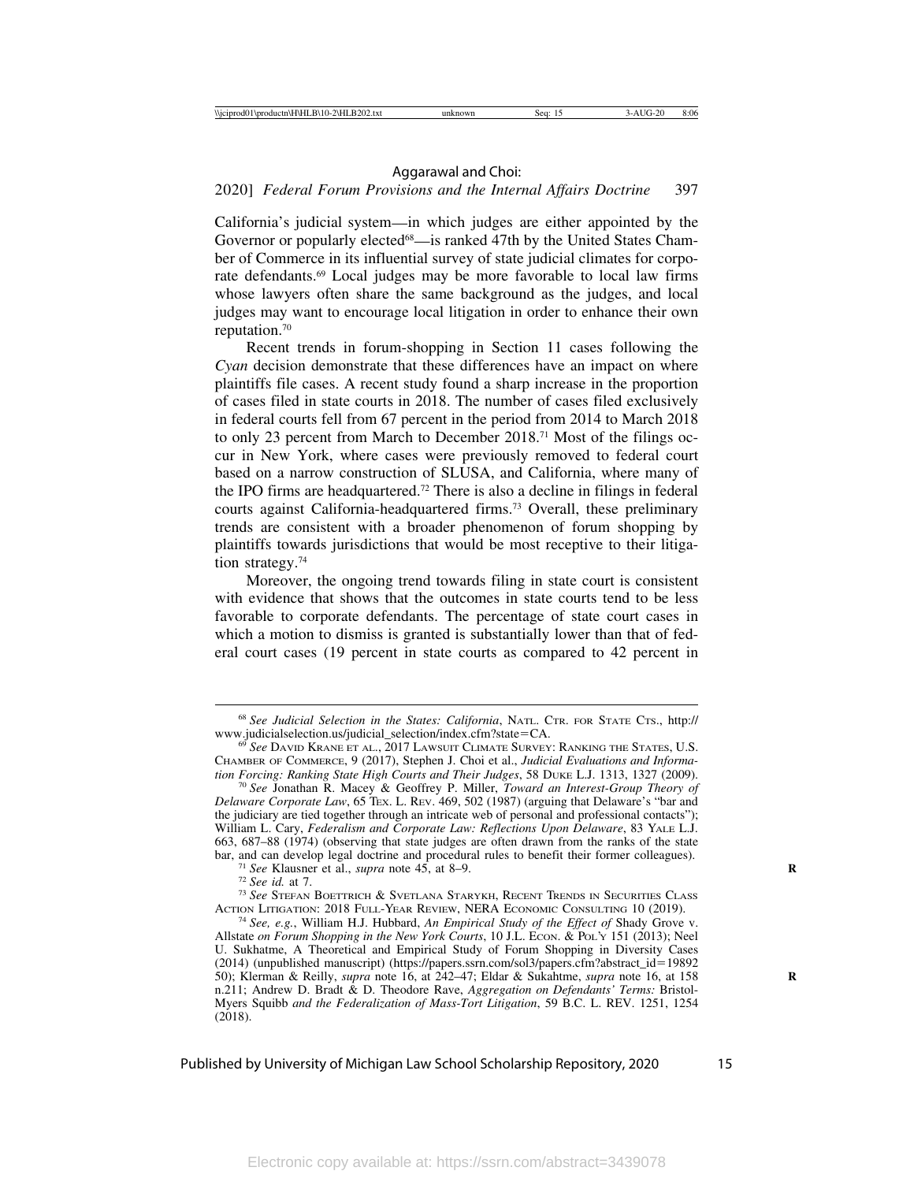California's judicial system—in which judges are either appointed by the Governor or popularly elected[68]—is ranked 47th by the United States Chamber of Commerce in its influential survey of state judicial climates for corporate defendants.[69] Local judges may be more favorable to local law firms whose lawyers often share the same background as the judges, and local judges may want to encourage local litigation in order to enhance their own reputation.[70]

Recent trends in forum-shopping in Section 11 cases following the *Cyan* decision demonstrate that these differences have an impact on where plaintiffs file cases. A recent study found a sharp increase in the proportion of cases filed in state courts in 2018. The number of cases filed exclusively in federal courts fell from 67 percent in the period from 2014 to March 2018 to only 23 percent from March to December 2018.[71] Most of the filings occur in New York, where cases were previously removed to federal court based on a narrow construction of SLUSA, and California, where many of the IPO firms are headquartered.[72] There is also a decline in filings in federal courts against California-headquartered firms.[73] Overall, these preliminary trends are consistent with a broader phenomenon of forum shopping by plaintiffs towards jurisdictions that would be most receptive to their litigation strategy.[74]

Moreover, the ongoing trend towards filing in state court is consistent with evidence that shows that the outcomes in state courts tend to be less favorable to corporate defendants. The percentage of state court cases in which a motion to dismiss is granted is substantially lower than that of federal court cases (19 percent in state courts as compared to 42 percent in

---

[68] *See Judicial Selection in the States: California*, NATL. CTR. FOR STATE CTS., http://www.judicialselection.us/judicial_selection/index.cfm?state=CA.

[69] *See* DAVID KRANE ET AL., 2017 LAWSUIT CLIMATE SURVEY: RANKING THE STATES, U.S. CHAMBER OF COMMERCE, 9 (2017), Stephen J. Choi et al., *Judicial Evaluations and Information Forcing: Ranking State High Courts and Their Judges*, 58 DUKE L.J. 1313, 1327 (2009).

[70] *See* Jonathan R. Macey & Geoffrey P. Miller, *Toward an Interest-Group Theory of Delaware Corporate Law*, 65 TEX. L. REV. 469, 502 (1987) (arguing that Delaware's "bar and the judiciary are tied together through an intricate web of personal and professional contacts"); William L. Cary, *Federalism and Corporate Law: Reflections Upon Delaware*, 83 YALE L.J. 663, 687–88 (1974) (observing that state judges are often drawn from the ranks of the state bar, and can develop legal doctrine and procedural rules to benefit their former colleagues).

[71] *See* Klausner et al., *supra* note 45, at 8–9.

[72] *See id.* at 7.

[73] *See* STEFAN BOETTRICH & SVETLANA STARYKH, RECENT TRENDS IN SECURITIES CLASS ACTION LITIGATION: 2018 FULL-YEAR REVIEW, NERA ECONOMIC CONSULTING 10 (2019).

[74] *See, e.g.*, William H.J. Hubbard, *An Empirical Study of the Effect of* Shady Grove v. Allstate *on Forum Shopping in the New York Courts*, 10 J.L. ECON. & POL'Y 151 (2013); Neel U. Sukhatme, A Theoretical and Empirical Study of Forum Shopping in Diversity Cases (2014) (unpublished manuscript) (https://papers.ssrn.com/sol3/papers.cfm?abstract_id=1989250); Klerman & Reilly, *supra* note 16, at 242–47; Eldar & Sukahtme, *supra* note 16, at 158 n.211; Andrew D. Bradt & D. Theodore Rave, *Aggregation on Defendants' Terms:* Bristol-Myers Squibb *and the Federalization of Mass-Tort Litigation*, 59 B.C. L. REV. 1251, 1254 (2018).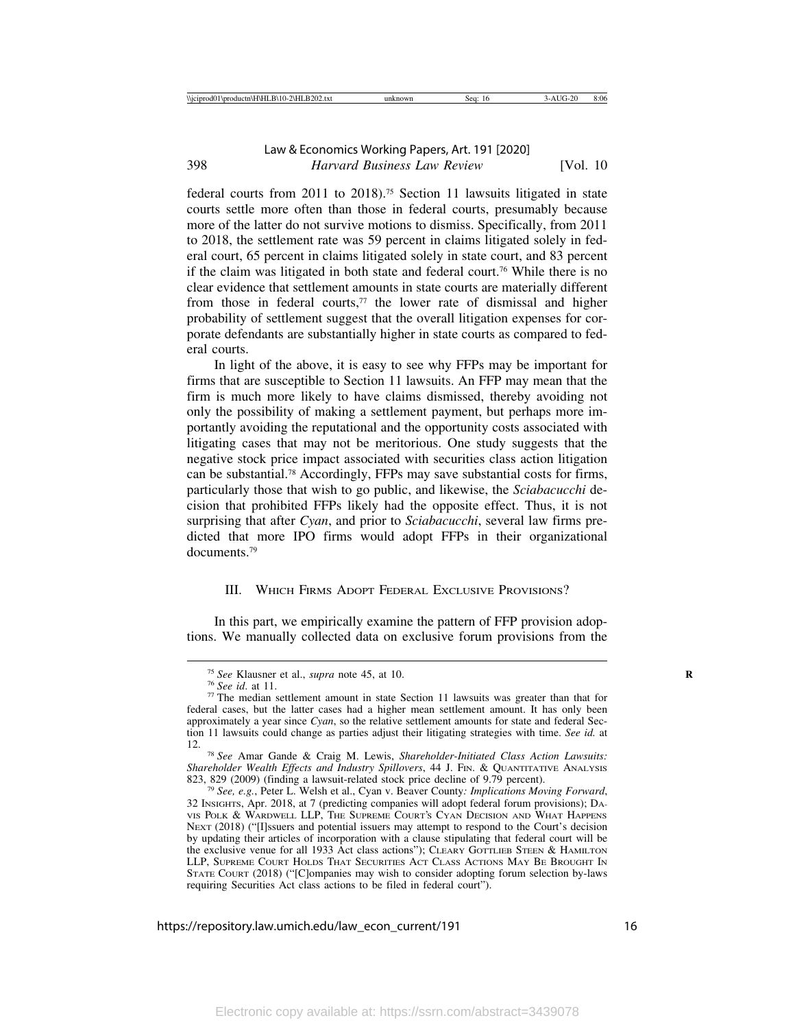federal courts from 2011 to 2018).[75] Section 11 lawsuits litigated in state courts settle more often than those in federal courts, presumably because more of the latter do not survive motions to dismiss. Specifically, from 2011 to 2018, the settlement rate was 59 percent in claims litigated solely in federal court, 65 percent in claims litigated solely in state court, and 83 percent if the claim was litigated in both state and federal court.[76] While there is no clear evidence that settlement amounts in state courts are materially different from those in federal courts,[77] the lower rate of dismissal and higher probability of settlement suggest that the overall litigation expenses for corporate defendants are substantially higher in state courts as compared to federal courts.

In light of the above, it is easy to see why FFPs may be important for firms that are susceptible to Section 11 lawsuits. An FFP may mean that the firm is much more likely to have claims dismissed, thereby avoiding not only the possibility of making a settlement payment, but perhaps more importantly avoiding the reputational and the opportunity costs associated with litigating cases that may not be meritorious. One study suggests that the negative stock price impact associated with securities class action litigation can be substantial.[78] Accordingly, FFPs may save substantial costs for firms, particularly those that wish to go public, and likewise, the *Sciabacucchi* decision that prohibited FFPs likely had the opposite effect. Thus, it is not surprising that after *Cyan*, and prior to *Sciabacucchi*, several law firms predicted that more IPO firms would adopt FFPs in their organizational documents.[79]

## III. Which Firms Adopt Federal Exclusive Provisions?

In this part, we empirically examine the pattern of FFP provision adoptions. We manually collected data on exclusive forum provisions from the

---

[75] *See* Klausner et al., *supra* note 45, at 10.

[76] *See id.* at 11.

[77] The median settlement amount in state Section 11 lawsuits was greater than that for federal cases, but the latter cases had a higher mean settlement amount. It has only been approximately a year since *Cyan*, so the relative settlement amounts for state and federal Section 11 lawsuits could change as parties adjust their litigating strategies with time. *See id.* at 12.

[78] *See* Amar Gande & Craig M. Lewis, *Shareholder-Initiated Class Action Lawsuits: Shareholder Wealth Effects and Industry Spillovers*, 44 J. Fin. & Quantitative Analysis 823, 829 (2009) (finding a lawsuit-related stock price decline of 9.79 percent).

[79] *See, e.g.*, Peter L. Welsh et al., Cyan v. Beaver County*: Implications Moving Forward*, 32 Insights, Apr. 2018, at 7 (predicting companies will adopt federal forum provisions); Davis Polk & Wardwell LLP, The Supreme Court's Cyan Decision and What Happens Next (2018) ("[I]ssuers and potential issuers may attempt to respond to the Court's decision by updating their articles of incorporation with a clause stipulating that federal court will be the exclusive venue for all 1933 Act class actions"); Cleary Gottlieb Steen & Hamilton LLP, Supreme Court Holds That Securities Act Class Actions May Be Brought In State Court (2018) ("[C]ompanies may wish to consider adopting forum selection by-laws requiring Securities Act class actions to be filed in federal court").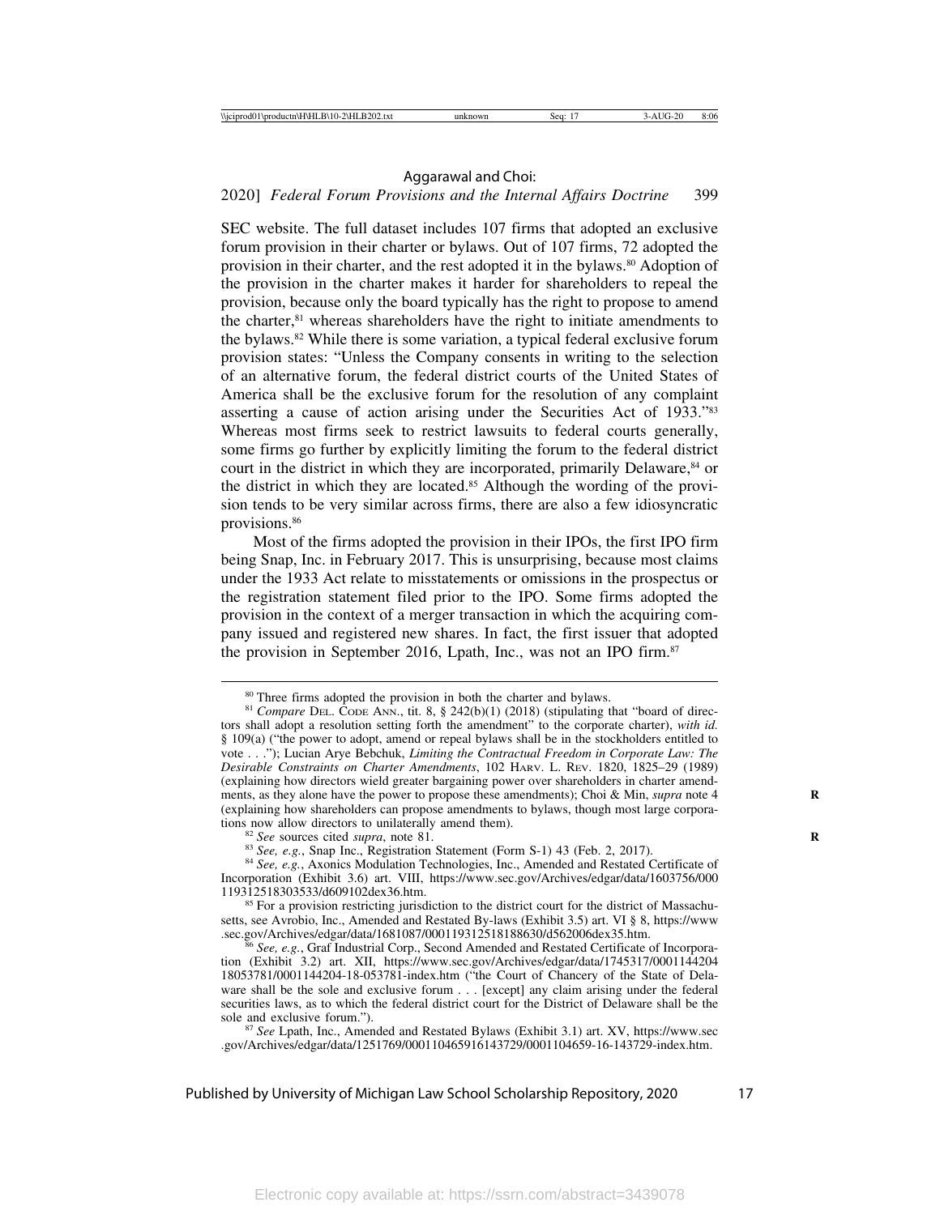SEC website. The full dataset includes 107 firms that adopted an exclusive forum provision in their charter or bylaws. Out of 107 firms, 72 adopted the provision in their charter, and the rest adopted it in the bylaws.[80] Adoption of the provision in the charter makes it harder for shareholders to repeal the provision, because only the board typically has the right to propose to amend the charter,[81] whereas shareholders have the right to initiate amendments to the bylaws.[82] While there is some variation, a typical federal exclusive forum provision states: "Unless the Company consents in writing to the selection of an alternative forum, the federal district courts of the United States of America shall be the exclusive forum for the resolution of any complaint asserting a cause of action arising under the Securities Act of 1933."[83] Whereas most firms seek to restrict lawsuits to federal courts generally, some firms go further by explicitly limiting the forum to the federal district court in the district in which they are incorporated, primarily Delaware,[84] or the district in which they are located.[85] Although the wording of the provision tends to be very similar across firms, there are also a few idiosyncratic provisions.[86]

Most of the firms adopted the provision in their IPOs, the first IPO firm being Snap, Inc. in February 2017. This is unsurprising, because most claims under the 1933 Act relate to misstatements or omissions in the prospectus or the registration statement filed prior to the IPO. Some firms adopted the provision in the context of a merger transaction in which the acquiring company issued and registered new shares. In fact, the first issuer that adopted the provision in September 2016, Lpath, Inc., was not an IPO firm.[87]

---

[80] Three firms adopted the provision in both the charter and bylaws.

[81] *Compare* Del. Code Ann., tit. 8, § 242(b)(1) (2018) (stipulating that "board of directors shall adopt a resolution setting forth the amendment" to the corporate charter), *with id.* § 109(a) ("the power to adopt, amend or repeal bylaws shall be in the stockholders entitled to vote . . ."); Lucian Arye Bebchuk, *Limiting the Contractual Freedom in Corporate Law: The Desirable Constraints on Charter Amendments*, 102 Harv. L. Rev. 1820, 1825–29 (1989) (explaining how directors wield greater bargaining power over shareholders in charter amendments, as they alone have the power to propose these amendments); Choi & Min, *supra* note 4 (explaining how shareholders can propose amendments to bylaws, though most large corporations now allow directors to unilaterally amend them).

[82] *See* sources cited *supra*, note 81.

[83] *See, e.g.*, Snap Inc., Registration Statement (Form S-1) 43 (Feb. 2, 2017).

[84] *See, e.g.*, Axonics Modulation Technologies, Inc., Amended and Restated Certificate of Incorporation (Exhibit 3.6) art. VIII, https://www.sec.gov/Archives/edgar/data/1603756/000119312518303533/d609102dex36.htm.

[85] For a provision restricting jurisdiction to the district court for the district of Massachusetts, see Avrobio, Inc., Amended and Restated By-laws (Exhibit 3.5) art. VI § 8, https://www.sec.gov/Archives/edgar/data/1681087/000119312518188630/d562006dex35.htm.

[86] *See, e.g.*, Graf Industrial Corp., Second Amended and Restated Certificate of Incorporation (Exhibit 3.2) art. XII, https://www.sec.gov/Archives/edgar/data/1745317/000114420418053781/0001144204-18-053781-index.htm ("the Court of Chancery of the State of Delaware shall be the sole and exclusive forum . . . [except] any claim arising under the federal securities laws, as to which the federal district court for the District of Delaware shall be the sole and exclusive forum.").

[87] *See* Lpath, Inc., Amended and Restated Bylaws (Exhibit 3.1) art. XV, https://www.sec.gov/Archives/edgar/data/1251769/000110465916143729/0001104659-16-143729-index.htm.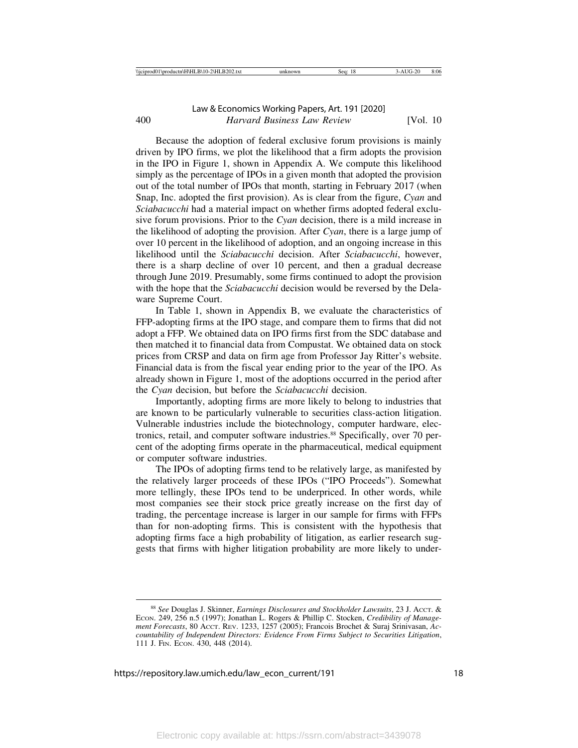Because the adoption of federal exclusive forum provisions is mainly driven by IPO firms, we plot the likelihood that a firm adopts the provision in the IPO in Figure 1, shown in Appendix A. We compute this likelihood simply as the percentage of IPOs in a given month that adopted the provision out of the total number of IPOs that month, starting in February 2017 (when Snap, Inc. adopted the first provision). As is clear from the figure, *Cyan* and *Sciabacucchi* had a material impact on whether firms adopted federal exclusive forum provisions. Prior to the *Cyan* decision, there is a mild increase in the likelihood of adopting the provision. After *Cyan*, there is a large jump of over 10 percent in the likelihood of adoption, and an ongoing increase in this likelihood until the *Sciabacucchi* decision. After *Sciabacucchi*, however, there is a sharp decline of over 10 percent, and then a gradual decrease through June 2019. Presumably, some firms continued to adopt the provision with the hope that the *Sciabacucchi* decision would be reversed by the Delaware Supreme Court.

In Table 1, shown in Appendix B, we evaluate the characteristics of FFP-adopting firms at the IPO stage, and compare them to firms that did not adopt a FFP. We obtained data on IPO firms first from the SDC database and then matched it to financial data from Compustat. We obtained data on stock prices from CRSP and data on firm age from Professor Jay Ritter's website. Financial data is from the fiscal year ending prior to the year of the IPO. As already shown in Figure 1, most of the adoptions occurred in the period after the *Cyan* decision, but before the *Sciabacucchi* decision.

Importantly, adopting firms are more likely to belong to industries that are known to be particularly vulnerable to securities class-action litigation. Vulnerable industries include the biotechnology, computer hardware, electronics, retail, and computer software industries.[88] Specifically, over 70 percent of the adopting firms operate in the pharmaceutical, medical equipment or computer software industries.

The IPOs of adopting firms tend to be relatively large, as manifested by the relatively larger proceeds of these IPOs ("IPO Proceeds"). Somewhat more tellingly, these IPOs tend to be underpriced. In other words, while most companies see their stock price greatly increase on the first day of trading, the percentage increase is larger in our sample for firms with FFPs than for non-adopting firms. This is consistent with the hypothesis that adopting firms face a high probability of litigation, as earlier research suggests that firms with higher litigation probability are more likely to under-

---

[88] *See* Douglas J. Skinner, *Earnings Disclosures and Stockholder Lawsuits*, 23 J. ACCT. & ECON. 249, 256 n.5 (1997); Jonathan L. Rogers & Phillip C. Stocken, *Credibility of Management Forecasts*, 80 ACCT. REV. 1233, 1257 (2005); Francois Brochet & Suraj Srinivasan, *Accountability of Independent Directors: Evidence From Firms Subject to Securities Litigation*, 111 J. FIN. ECON. 430, 448 (2014).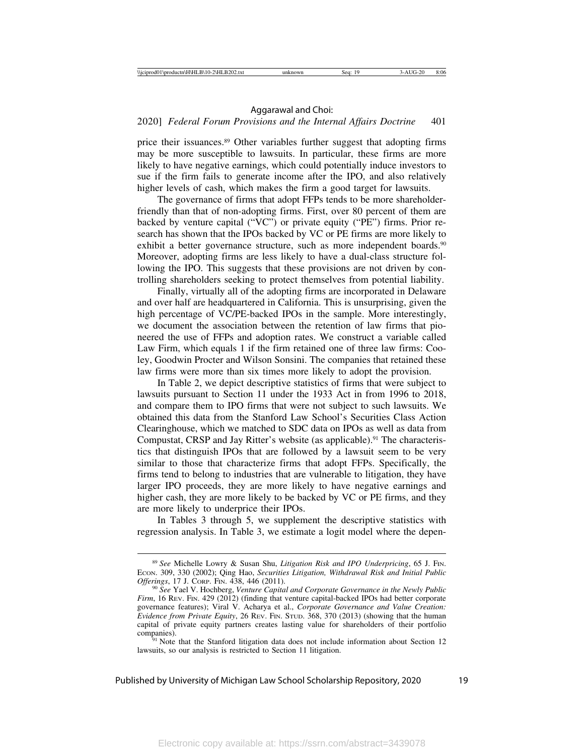price their issuances.[89] Other variables further suggest that adopting firms may be more susceptible to lawsuits. In particular, these firms are more likely to have negative earnings, which could potentially induce investors to sue if the firm fails to generate income after the IPO, and also relatively higher levels of cash, which makes the firm a good target for lawsuits.

The governance of firms that adopt FFPs tends to be more shareholder-friendly than that of non-adopting firms. First, over 80 percent of them are backed by venture capital ("VC") or private equity ("PE") firms. Prior research has shown that the IPOs backed by VC or PE firms are more likely to exhibit a better governance structure, such as more independent boards.[90] Moreover, adopting firms are less likely to have a dual-class structure following the IPO. This suggests that these provisions are not driven by controlling shareholders seeking to protect themselves from potential liability.

Finally, virtually all of the adopting firms are incorporated in Delaware and over half are headquartered in California. This is unsurprising, given the high percentage of VC/PE-backed IPOs in the sample. More interestingly, we document the association between the retention of law firms that pioneered the use of FFPs and adoption rates. We construct a variable called Law Firm, which equals 1 if the firm retained one of three law firms: Cooley, Goodwin Procter and Wilson Sonsini. The companies that retained these law firms were more than six times more likely to adopt the provision.

In Table 2, we depict descriptive statistics of firms that were subject to lawsuits pursuant to Section 11 under the 1933 Act in from 1996 to 2018, and compare them to IPO firms that were not subject to such lawsuits. We obtained this data from the Stanford Law School's Securities Class Action Clearinghouse, which we matched to SDC data on IPOs as well as data from Compustat, CRSP and Jay Ritter's website (as applicable).[91] The characteristics that distinguish IPOs that are followed by a lawsuit seem to be very similar to those that characterize firms that adopt FFPs. Specifically, the firms tend to belong to industries that are vulnerable to litigation, they have larger IPO proceeds, they are more likely to have negative earnings and higher cash, they are more likely to be backed by VC or PE firms, and they are more likely to underprice their IPOs.

In Tables 3 through 5, we supplement the descriptive statistics with regression analysis. In Table 3, we estimate a logit model where the depen-

---

[89] *See* Michelle Lowry & Susan Shu, *Litigation Risk and IPO Underpricing*, 65 J. Fin. Econ. 309, 330 (2002); Qing Hao, *Securities Litigation, Withdrawal Risk and Initial Public Offerings*, 17 J. Corp. Fin. 438, 446 (2011).

[90] *See* Yael V. Hochberg, *Venture Capital and Corporate Governance in the Newly Public Firm*, 16 Rev. Fin. 429 (2012) (finding that venture capital-backed IPOs had better corporate governance features); Viral V. Acharya et al., *Corporate Governance and Value Creation: Evidence from Private Equity*, 26 Rev. Fin. Stud. 368, 370 (2013) (showing that the human capital of private equity partners creates lasting value for shareholders of their portfolio companies).

[91] Note that the Stanford litigation data does not include information about Section 12 lawsuits, so our analysis is restricted to Section 11 litigation.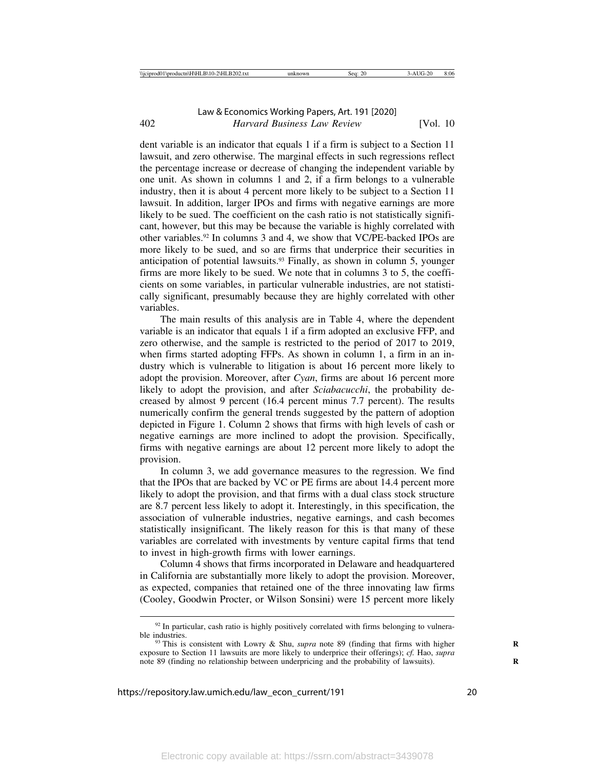dent variable is an indicator that equals 1 if a firm is subject to a Section 11 lawsuit, and zero otherwise. The marginal effects in such regressions reflect the percentage increase or decrease of changing the independent variable by one unit. As shown in columns 1 and 2, if a firm belongs to a vulnerable industry, then it is about 4 percent more likely to be subject to a Section 11 lawsuit. In addition, larger IPOs and firms with negative earnings are more likely to be sued. The coefficient on the cash ratio is not statistically significant, however, but this may be because the variable is highly correlated with other variables.[92] In columns 3 and 4, we show that VC/PE-backed IPOs are more likely to be sued, and so are firms that underprice their securities in anticipation of potential lawsuits.[93] Finally, as shown in column 5, younger firms are more likely to be sued. We note that in columns 3 to 5, the coefficients on some variables, in particular vulnerable industries, are not statistically significant, presumably because they are highly correlated with other variables.

The main results of this analysis are in Table 4, where the dependent variable is an indicator that equals 1 if a firm adopted an exclusive FFP, and zero otherwise, and the sample is restricted to the period of 2017 to 2019, when firms started adopting FFPs. As shown in column 1, a firm in an industry which is vulnerable to litigation is about 16 percent more likely to adopt the provision. Moreover, after *Cyan*, firms are about 16 percent more likely to adopt the provision, and after *Sciabacucchi*, the probability decreased by almost 9 percent (16.4 percent minus 7.7 percent). The results numerically confirm the general trends suggested by the pattern of adoption depicted in Figure 1. Column 2 shows that firms with high levels of cash or negative earnings are more inclined to adopt the provision. Specifically, firms with negative earnings are about 12 percent more likely to adopt the provision.

In column 3, we add governance measures to the regression. We find that the IPOs that are backed by VC or PE firms are about 14.4 percent more likely to adopt the provision, and that firms with a dual class stock structure are 8.7 percent less likely to adopt it. Interestingly, in this specification, the association of vulnerable industries, negative earnings, and cash becomes statistically insignificant. The likely reason for this is that many of these variables are correlated with investments by venture capital firms that tend to invest in high-growth firms with lower earnings.

Column 4 shows that firms incorporated in Delaware and headquartered in California are substantially more likely to adopt the provision. Moreover, as expected, companies that retained one of the three innovating law firms (Cooley, Goodwin Procter, or Wilson Sonsini) were 15 percent more likely

---

[92] In particular, cash ratio is highly positively correlated with firms belonging to vulnerable industries.

[93] This is consistent with Lowry & Shu, *supra* note 89 (finding that firms with higher exposure to Section 11 lawsuits are more likely to underprice their offerings); *cf.* Hao, *supra* note 89 (finding no relationship between underpricing and the probability of lawsuits).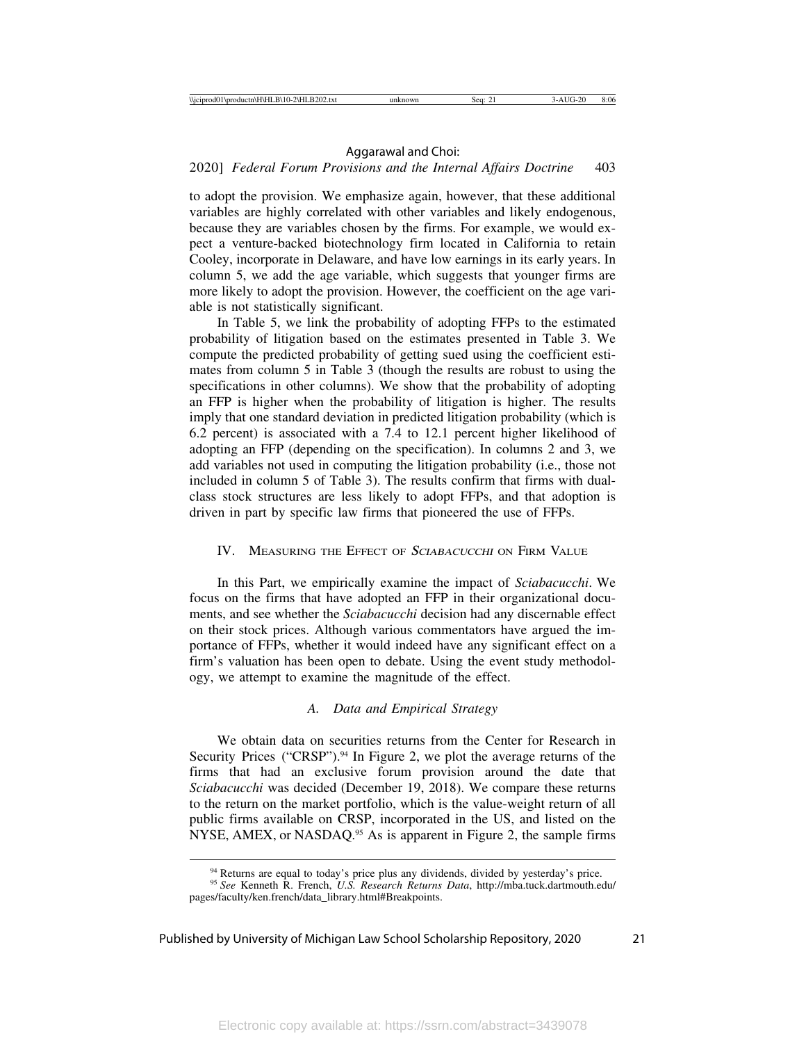to adopt the provision. We emphasize again, however, that these additional variables are highly correlated with other variables and likely endogenous, because they are variables chosen by the firms. For example, we would expect a venture-backed biotechnology firm located in California to retain Cooley, incorporate in Delaware, and have low earnings in its early years. In column 5, we add the age variable, which suggests that younger firms are more likely to adopt the provision. However, the coefficient on the age variable is not statistically significant.

In Table 5, we link the probability of adopting FFPs to the estimated probability of litigation based on the estimates presented in Table 3. We compute the predicted probability of getting sued using the coefficient estimates from column 5 in Table 3 (though the results are robust to using the specifications in other columns). We show that the probability of adopting an FFP is higher when the probability of litigation is higher. The results imply that one standard deviation in predicted litigation probability (which is 6.2 percent) is associated with a 7.4 to 12.1 percent higher likelihood of adopting an FFP (depending on the specification). In columns 2 and 3, we add variables not used in computing the litigation probability (i.e., those not included in column 5 of Table 3). The results confirm that firms with dual-class stock structures are less likely to adopt FFPs, and that adoption is driven in part by specific law firms that pioneered the use of FFPs.

## IV. Measuring the Effect of *Sciabacucchi* on Firm Value

In this Part, we empirically examine the impact of *Sciabacucchi*. We focus on the firms that have adopted an FFP in their organizational documents, and see whether the *Sciabacucchi* decision had any discernable effect on their stock prices. Although various commentators have argued the importance of FFPs, whether it would indeed have any significant effect on a firm's valuation has been open to debate. Using the event study methodology, we attempt to examine the magnitude of the effect.

### A. Data and Empirical Strategy

We obtain data on securities returns from the Center for Research in Security Prices ("CRSP").[94] In Figure 2, we plot the average returns of the firms that had an exclusive forum provision around the date that *Sciabacucchi* was decided (December 19, 2018). We compare these returns to the return on the market portfolio, which is the value-weight return of all public firms available on CRSP, incorporated in the US, and listed on the NYSE, AMEX, or NASDAQ.[95] As is apparent in Figure 2, the sample firms

[94] Returns are equal to today's price plus any dividends, divided by yesterday's price.

[95] *See* Kenneth R. French, *U.S. Research Returns Data*, http://mba.tuck.dartmouth.edu/pages/faculty/ken.french/data_library.html#Breakpoints.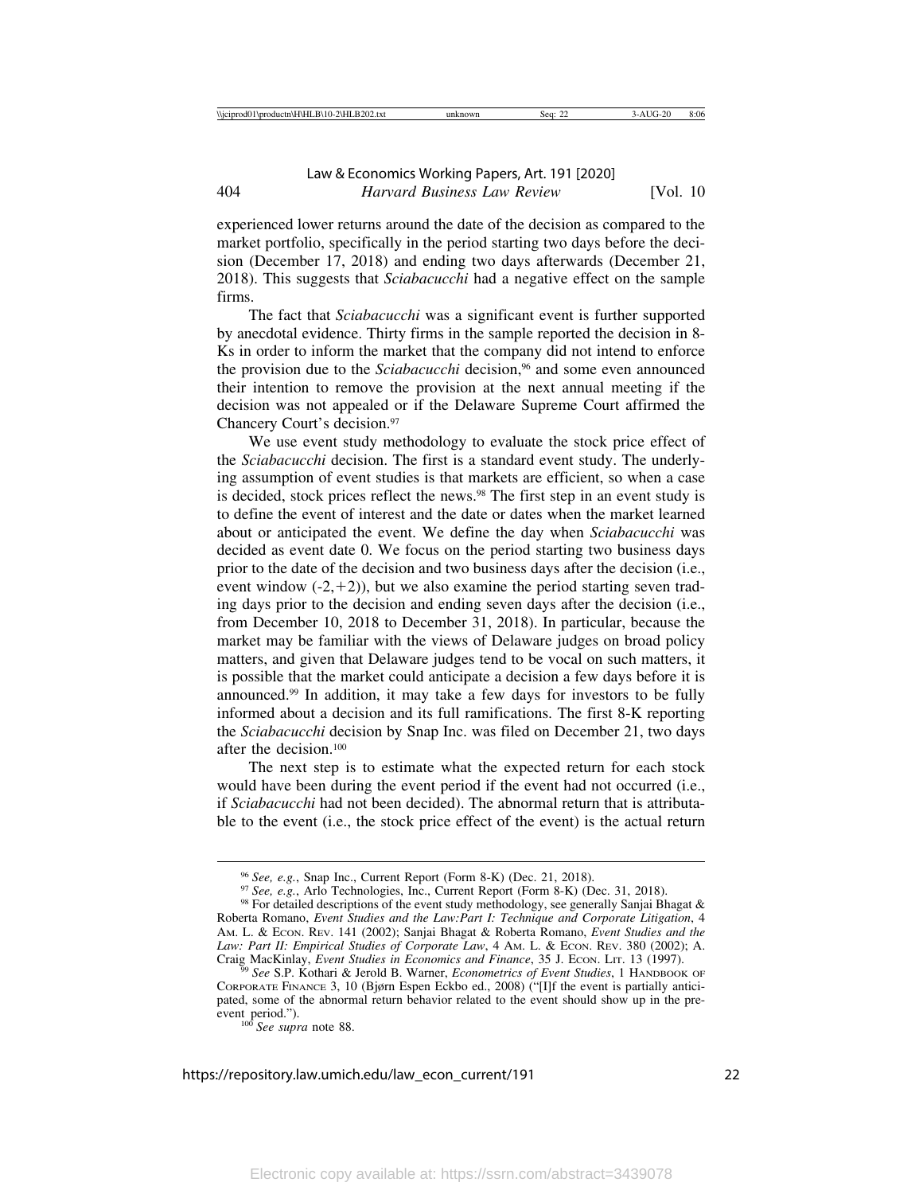experienced lower returns around the date of the decision as compared to the market portfolio, specifically in the period starting two days before the decision (December 17, 2018) and ending two days afterwards (December 21, 2018). This suggests that *Sciabacucchi* had a negative effect on the sample firms.

The fact that *Sciabacucchi* was a significant event is further supported by anecdotal evidence. Thirty firms in the sample reported the decision in 8-Ks in order to inform the market that the company did not intend to enforce the provision due to the *Sciabacucchi* decision,[96] and some even announced their intention to remove the provision at the next annual meeting if the decision was not appealed or if the Delaware Supreme Court affirmed the Chancery Court's decision.[97]

We use event study methodology to evaluate the stock price effect of the *Sciabacucchi* decision. The first is a standard event study. The underlying assumption of event studies is that markets are efficient, so when a case is decided, stock prices reflect the news.[98] The first step in an event study is to define the event of interest and the date or dates when the market learned about or anticipated the event. We define the day when *Sciabacucchi* was decided as event date 0. We focus on the period starting two business days prior to the date of the decision and two business days after the decision (i.e., event window (-2,+2)), but we also examine the period starting seven trading days prior to the decision and ending seven days after the decision (i.e., from December 10, 2018 to December 31, 2018). In particular, because the market may be familiar with the views of Delaware judges on broad policy matters, and given that Delaware judges tend to be vocal on such matters, it is possible that the market could anticipate a decision a few days before it is announced.[99] In addition, it may take a few days for investors to be fully informed about a decision and its full ramifications. The first 8-K reporting the *Sciabacucchi* decision by Snap Inc. was filed on December 21, two days after the decision.[100]

The next step is to estimate what the expected return for each stock would have been during the event period if the event had not occurred (i.e., if *Sciabacucchi* had not been decided). The abnormal return that is attributable to the event (i.e., the stock price effect of the event) is the actual return

---

[96] *See, e.g.*, Snap Inc., Current Report (Form 8-K) (Dec. 21, 2018).

[97] *See, e.g.*, Arlo Technologies, Inc., Current Report (Form 8-K) (Dec. 31, 2018).

[98] For detailed descriptions of the event study methodology, see generally Sanjai Bhagat & Roberta Romano, *Event Studies and the Law:Part I: Technique and Corporate Litigation*, 4 Am. L. & Econ. Rev. 141 (2002); Sanjai Bhagat & Roberta Romano, *Event Studies and the Law: Part II: Empirical Studies of Corporate Law*, 4 Am. L. & Econ. Rev. 380 (2002); A. Craig MacKinlay, *Event Studies in Economics and Finance*, 35 J. Econ. Lit. 13 (1997).

[99] *See* S.P. Kothari & Jerold B. Warner, *Econometrics of Event Studies*, 1 Handbook of Corporate Finance 3, 10 (Bjørn Espen Eckbo ed., 2008) ("[I]f the event is partially anticipated, some of the abnormal return behavior related to the event should show up in the pre-event period.").

[100] *See supra* note 88.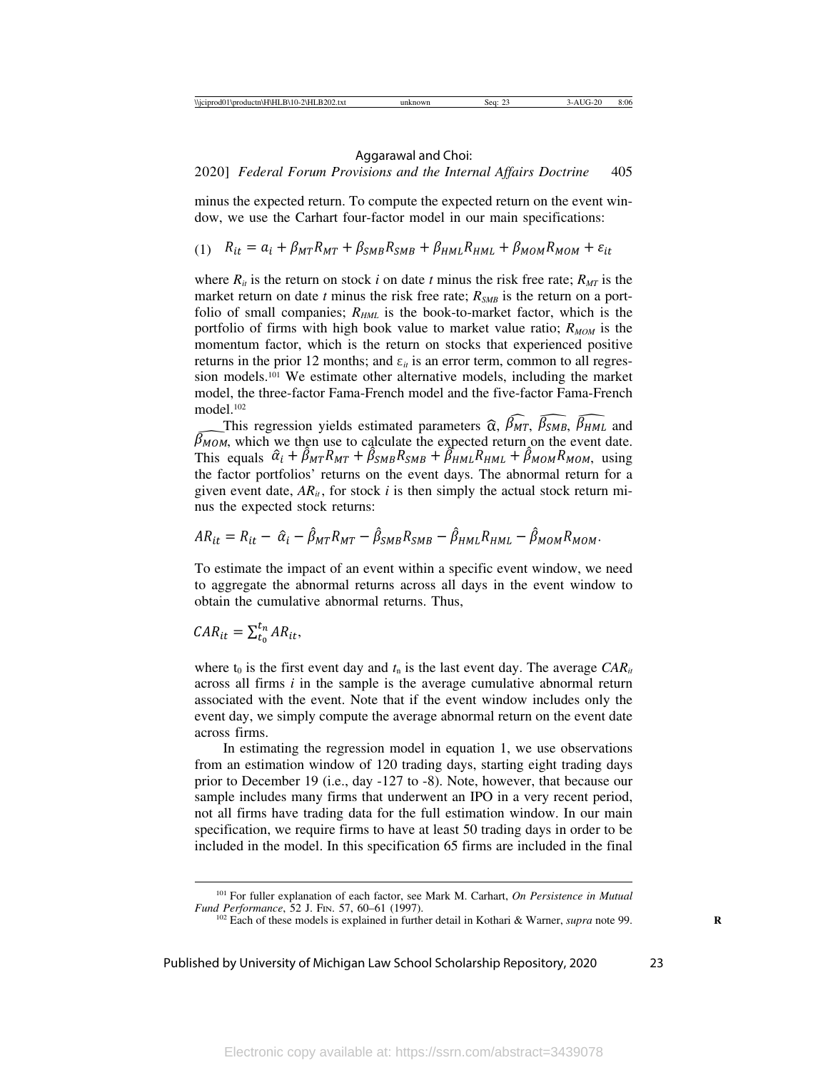minus the expected return. To compute the expected return on the event window, we use the Carhart four-factor model in our main specifications:

$$(1) \quad R_{it} = a_i + \beta_{MT} R_{MT} + \beta_{SMB} R_{SMB} + \beta_{HML} R_{HML} + \beta_{MOM} R_{MOM} + \varepsilon_{it}$$

where $R_{it}$ is the return on stock *i* on date *t* minus the risk free rate; $R_{MT}$ is the market return on date *t* minus the risk free rate; $R_{SMB}$ is the return on a portfolio of small companies; $R_{HML}$ is the book-to-market factor, which is the portfolio of firms with high book value to market value ratio; $R_{MOM}$ is the momentum factor, which is the return on stocks that experienced positive returns in the prior 12 months; and $\varepsilon_{it}$ is an error term, common to all regression models.[101] We estimate other alternative models, including the market model, the three-factor Fama-French model and the five-factor Fama-French model.[102]

This regression yields estimated parameters $\widehat{\alpha}$, $\widehat{\beta_{MT}}$, $\widehat{\beta_{SMB}}$, $\widehat{\beta_{HML}}$ and $\widehat{\beta_{MOM}}$, which we then use to calculate the expected return on the event date. This equals $\hat{\alpha}_i + \hat{\beta}_{MT} R_{MT} + \hat{\beta}_{SMB} R_{SMB} + \hat{\beta}_{HML} R_{HML} + \hat{\beta}_{MOM} R_{MOM}$, using the factor portfolios' returns on the event days. The abnormal return for a given event date, $AR_{it}$, for stock *i* is then simply the actual stock return minus the expected stock returns:

$$AR_{it} = R_{it} - \hat{\alpha}_i - \hat{\beta}_{MT} R_{MT} - \hat{\beta}_{SMB} R_{SMB} - \hat{\beta}_{HML} R_{HML} - \hat{\beta}_{MOM} R_{MOM}.$$

To estimate the impact of an event within a specific event window, we need to aggregate the abnormal returns across all days in the event window to obtain the cumulative abnormal returns. Thus,

$$CAR_{it} = \sum_{t_0}^{t_n} AR_{it},$$

where $t_0$ is the first event day and $t_n$ is the last event day. The average $CAR_{it}$ across all firms *i* in the sample is the average cumulative abnormal return associated with the event. Note that if the event window includes only the event day, we simply compute the average abnormal return on the event date across firms.

In estimating the regression model in equation 1, we use observations from an estimation window of 120 trading days, starting eight trading days prior to December 19 (i.e., day -127 to -8). Note, however, that because our sample includes many firms that underwent an IPO in a very recent period, not all firms have trading data for the full estimation window. In our main specification, we require firms to have at least 50 trading days in order to be included in the model. In this specification 65 firms are included in the final

[101] For fuller explanation of each factor, see Mark M. Carhart, *On Persistence in Mutual Fund Performance*, 52 J. Fin. 57, 60–61 (1997).

[102] Each of these models is explained in further detail in Kothari & Warner, *supra* note 99.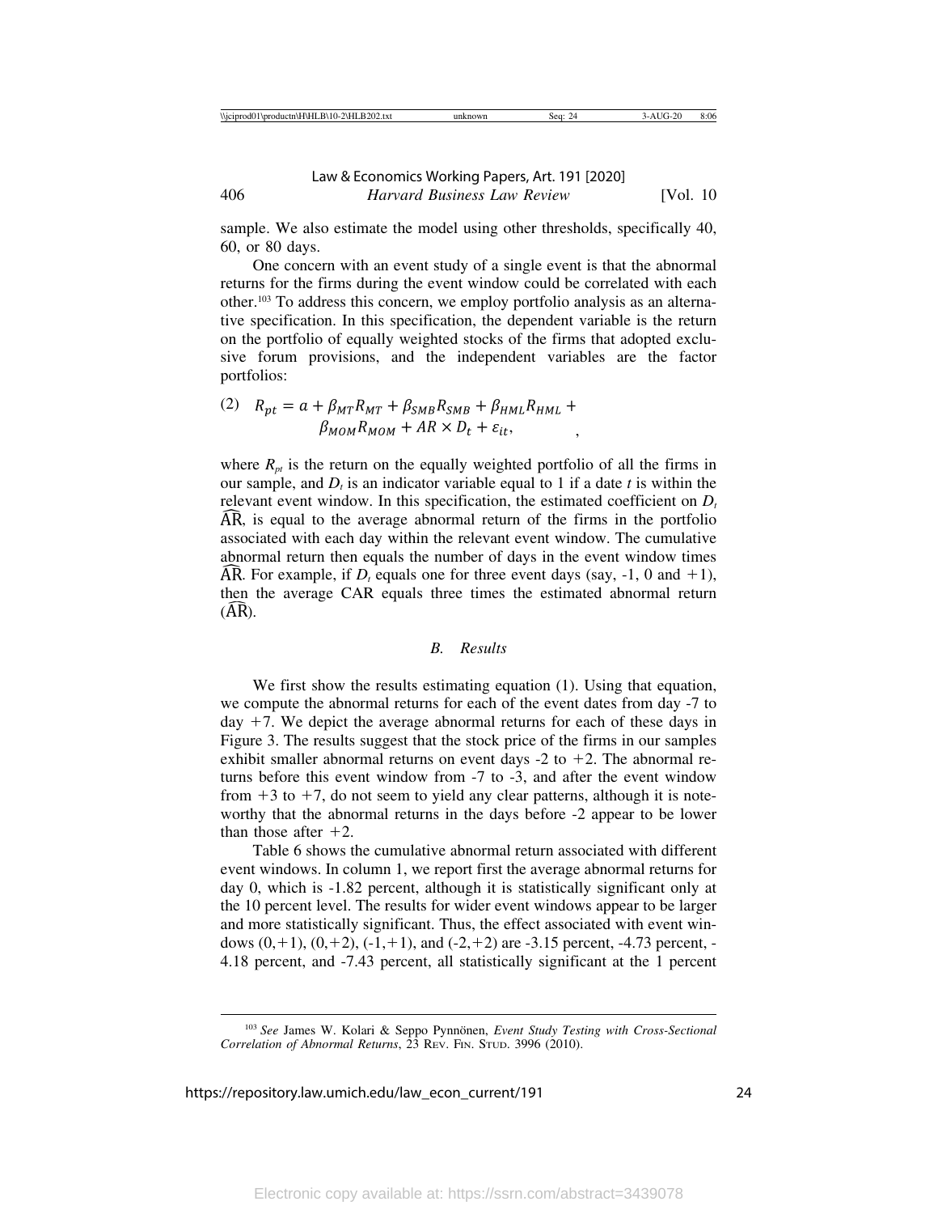sample. We also estimate the model using other thresholds, specifically 40, 60, or 80 days.

One concern with an event study of a single event is that the abnormal returns for the firms during the event window could be correlated with each other.[103] To address this concern, we employ portfolio analysis as an alternative specification. In this specification, the dependent variable is the return on the portfolio of equally weighted stocks of the firms that adopted exclusive forum provisions, and the independent variables are the factor portfolios:

$$(2) \quad R_{pt} = a + \beta_{MT}R_{MT} + \beta_{SMB}R_{SMB} + \beta_{HML}R_{HML} + \beta_{MOM}R_{MOM} + AR \times D_t + \varepsilon_{it},$$

where $R_{pt}$ is the return on the equally weighted portfolio of all the firms in our sample, and $D_t$ is an indicator variable equal to 1 if a date $t$ is within the relevant event window. In this specification, the estimated coefficient on $D_t$ $\widehat{AR}$, is equal to the average abnormal return of the firms in the portfolio associated with each day within the relevant event window. The cumulative abnormal return then equals the number of days in the event window times $\widehat{AR}$. For example, if $D_t$ equals one for three event days (say, -1, 0 and +1), then the average CAR equals three times the estimated abnormal return ($\widehat{AR}$).

### *B. Results*

We first show the results estimating equation (1). Using that equation, we compute the abnormal returns for each of the event dates from day -7 to day +7. We depict the average abnormal returns for each of these days in Figure 3. The results suggest that the stock price of the firms in our samples exhibit smaller abnormal returns on event days -2 to +2. The abnormal returns before this event window from -7 to -3, and after the event window from +3 to +7, do not seem to yield any clear patterns, although it is noteworthy that the abnormal returns in the days before -2 appear to be lower than those after +2.

Table 6 shows the cumulative abnormal return associated with different event windows. In column 1, we report first the average abnormal returns for day 0, which is -1.82 percent, although it is statistically significant only at the 10 percent level. The results for wider event windows appear to be larger and more statistically significant. Thus, the effect associated with event windows (0,+1), (0,+2), (-1,+1), and (-2,+2) are -3.15 percent, -4.73 percent, -4.18 percent, and -7.43 percent, all statistically significant at the 1 percent

[103] *See* James W. Kolari & Seppo Pynnönen, *Event Study Testing with Cross-Sectional Correlation of Abnormal Returns*, 23 Rev. Fin. Stud. 3996 (2010).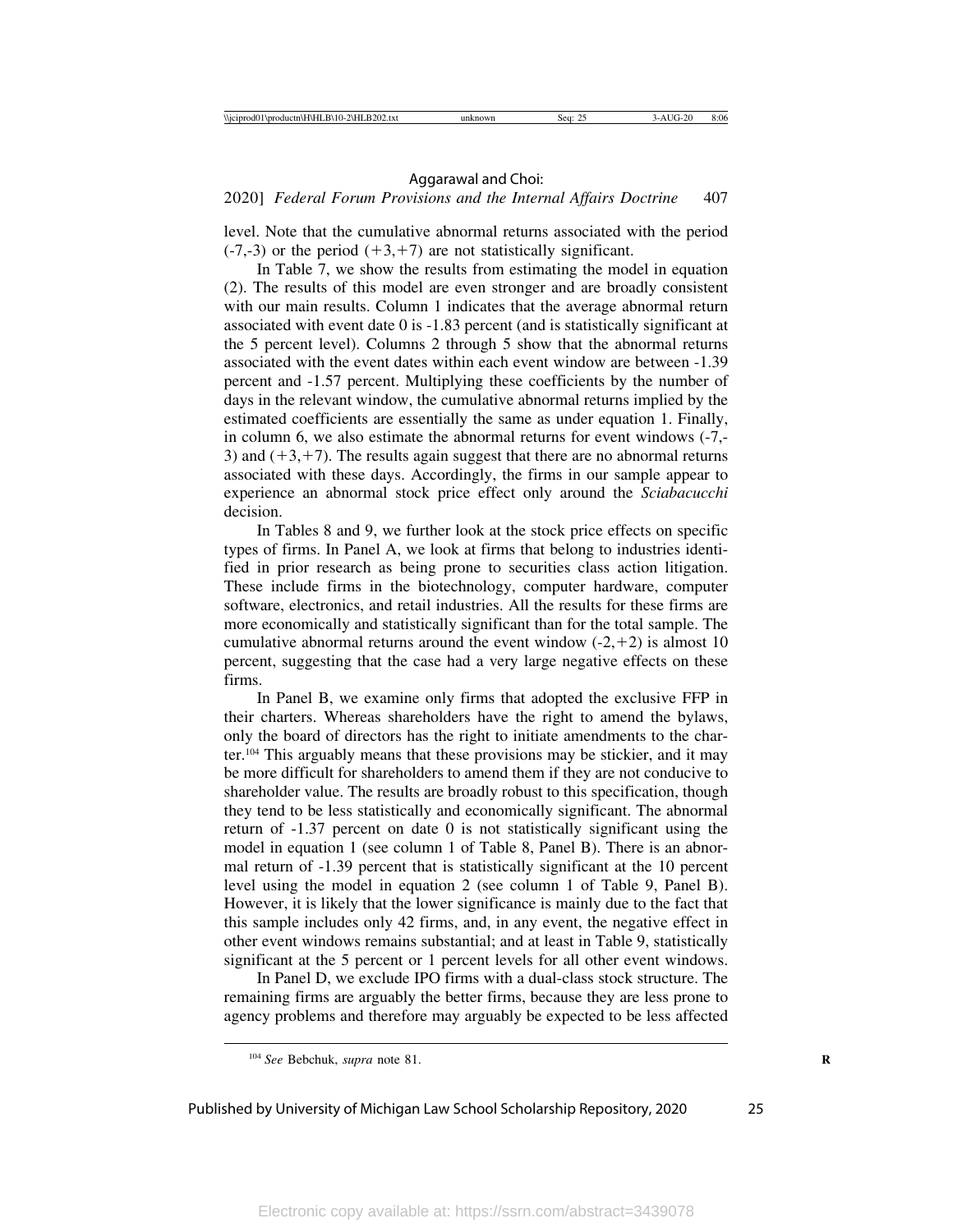level. Note that the cumulative abnormal returns associated with the period (-7,-3) or the period (+3,+7) are not statistically significant.

In Table 7, we show the results from estimating the model in equation (2). The results of this model are even stronger and are broadly consistent with our main results. Column 1 indicates that the average abnormal return associated with event date 0 is -1.83 percent (and is statistically significant at the 5 percent level). Columns 2 through 5 show that the abnormal returns associated with the event dates within each event window are between -1.39 percent and -1.57 percent. Multiplying these coefficients by the number of days in the relevant window, the cumulative abnormal returns implied by the estimated coefficients are essentially the same as under equation 1. Finally, in column 6, we also estimate the abnormal returns for event windows (-7,-3) and (+3,+7). The results again suggest that there are no abnormal returns associated with these days. Accordingly, the firms in our sample appear to experience an abnormal stock price effect only around the *Sciabacucchi* decision.

In Tables 8 and 9, we further look at the stock price effects on specific types of firms. In Panel A, we look at firms that belong to industries identified in prior research as being prone to securities class action litigation. These include firms in the biotechnology, computer hardware, computer software, electronics, and retail industries. All the results for these firms are more economically and statistically significant than for the total sample. The cumulative abnormal returns around the event window (-2,+2) is almost 10 percent, suggesting that the case had a very large negative effects on these firms.

In Panel B, we examine only firms that adopted the exclusive FFP in their charters. Whereas shareholders have the right to amend the bylaws, only the board of directors has the right to initiate amendments to the charter.[104] This arguably means that these provisions may be stickier, and it may be more difficult for shareholders to amend them if they are not conducive to shareholder value. The results are broadly robust to this specification, though they tend to be less statistically and economically significant. The abnormal return of -1.37 percent on date 0 is not statistically significant using the model in equation 1 (see column 1 of Table 8, Panel B). There is an abnormal return of -1.39 percent that is statistically significant at the 10 percent level using the model in equation 2 (see column 1 of Table 9, Panel B). However, it is likely that the lower significance is mainly due to the fact that this sample includes only 42 firms, and, in any event, the negative effect in other event windows remains substantial; and at least in Table 9, statistically significant at the 5 percent or 1 percent levels for all other event windows.

In Panel D, we exclude IPO firms with a dual-class stock structure. The remaining firms are arguably the better firms, because they are less prone to agency problems and therefore may arguably be expected to be less affected

---

[104] *See* Bebchuk, *supra* note 81.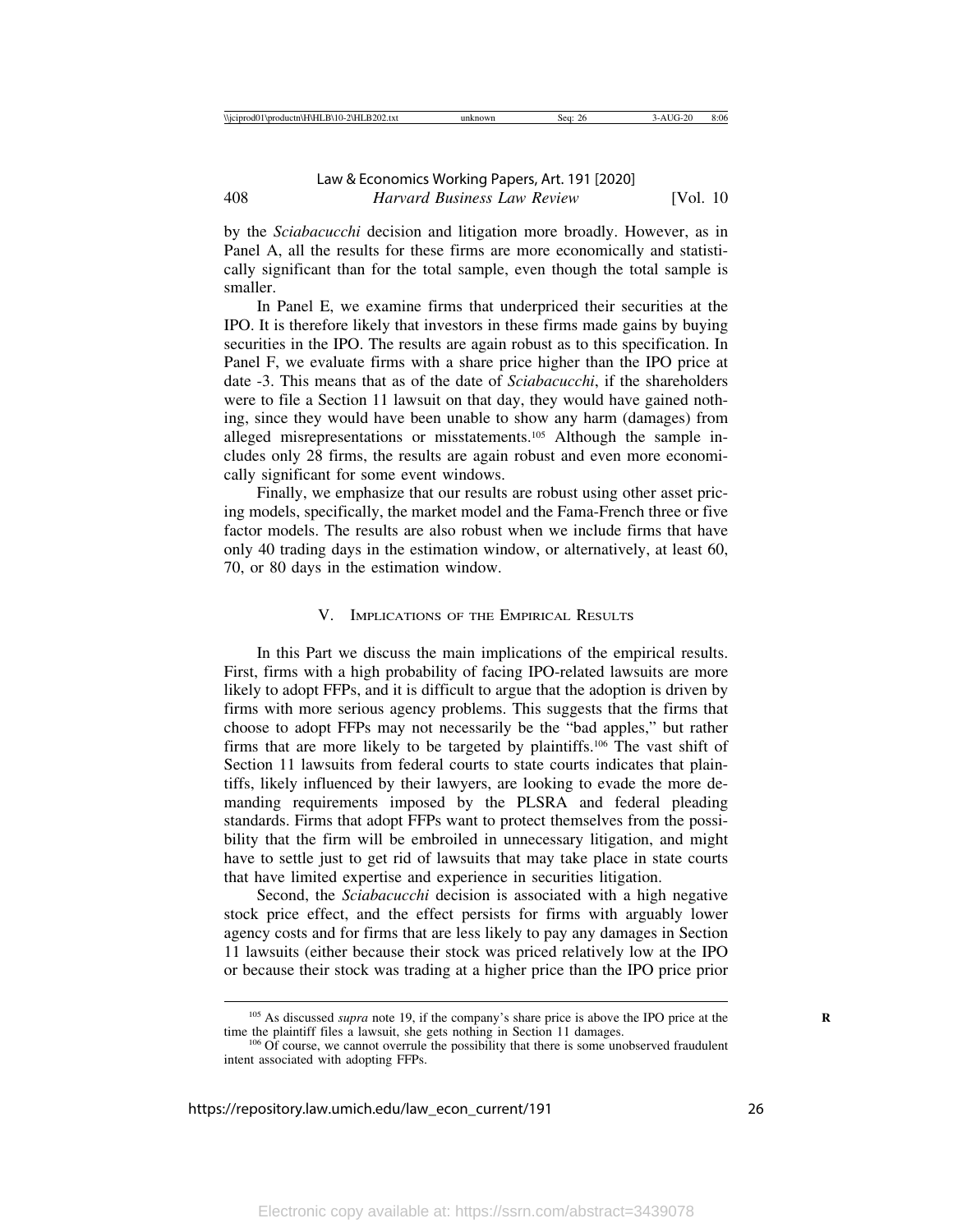by the *Sciabacucchi* decision and litigation more broadly. However, as in Panel A, all the results for these firms are more economically and statistically significant than for the total sample, even though the total sample is smaller.

In Panel E, we examine firms that underpriced their securities at the IPO. It is therefore likely that investors in these firms made gains by buying securities in the IPO. The results are again robust as to this specification. In Panel F, we evaluate firms with a share price higher than the IPO price at date -3. This means that as of the date of *Sciabacucchi*, if the shareholders were to file a Section 11 lawsuit on that day, they would have gained nothing, since they would have been unable to show any harm (damages) from alleged misrepresentations or misstatements.[105] Although the sample includes only 28 firms, the results are again robust and even more economically significant for some event windows.

Finally, we emphasize that our results are robust using other asset pricing models, specifically, the market model and the Fama-French three or five factor models. The results are also robust when we include firms that have only 40 trading days in the estimation window, or alternatively, at least 60, 70, or 80 days in the estimation window.

## V. Implications of the Empirical Results

In this Part we discuss the main implications of the empirical results. First, firms with a high probability of facing IPO-related lawsuits are more likely to adopt FFPs, and it is difficult to argue that the adoption is driven by firms with more serious agency problems. This suggests that the firms that choose to adopt FFPs may not necessarily be the "bad apples," but rather firms that are more likely to be targeted by plaintiffs.[106] The vast shift of Section 11 lawsuits from federal courts to state courts indicates that plaintiffs, likely influenced by their lawyers, are looking to evade the more demanding requirements imposed by the PLSRA and federal pleading standards. Firms that adopt FFPs want to protect themselves from the possibility that the firm will be embroiled in unnecessary litigation, and might have to settle just to get rid of lawsuits that may take place in state courts that have limited expertise and experience in securities litigation.

Second, the *Sciabacucchi* decision is associated with a high negative stock price effect, and the effect persists for firms with arguably lower agency costs and for firms that are less likely to pay any damages in Section 11 lawsuits (either because their stock was priced relatively low at the IPO or because their stock was trading at a higher price than the IPO price prior

---

[105] As discussed *supra* note 19, if the company's share price is above the IPO price at the time the plaintiff files a lawsuit, she gets nothing in Section 11 damages.

[106] Of course, we cannot overrule the possibility that there is some unobserved fraudulent intent associated with adopting FFPs.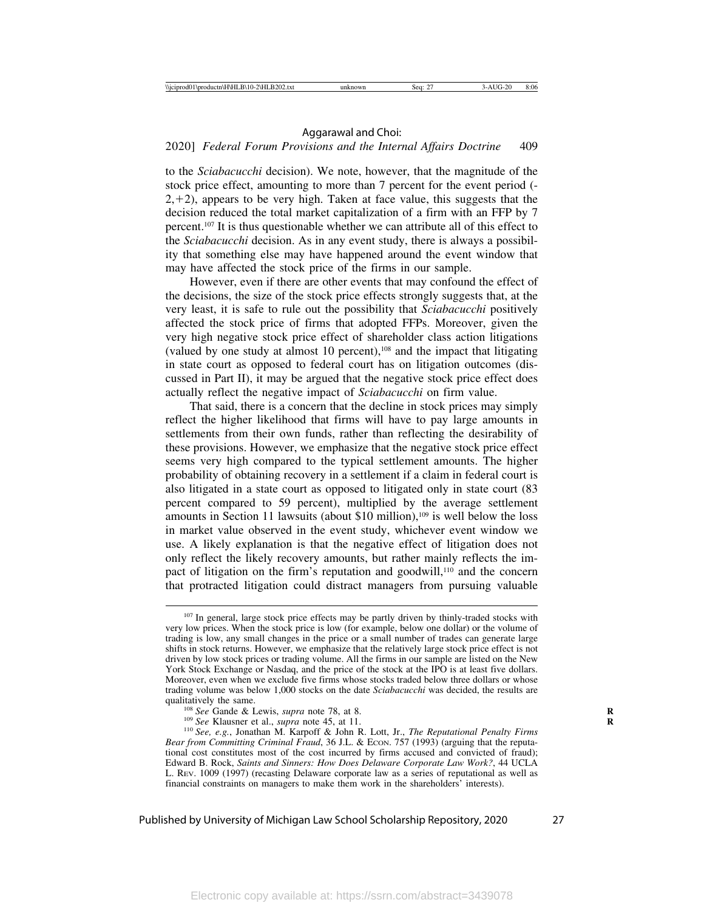to the *Sciabacucchi* decision). We note, however, that the magnitude of the stock price effect, amounting to more than 7 percent for the event period (-2,+2), appears to be very high. Taken at face value, this suggests that the decision reduced the total market capitalization of a firm with an FFP by 7 percent.[107] It is thus questionable whether we can attribute all of this effect to the *Sciabacucchi* decision. As in any event study, there is always a possibility that something else may have happened around the event window that may have affected the stock price of the firms in our sample.

However, even if there are other events that may confound the effect of the decisions, the size of the stock price effects strongly suggests that, at the very least, it is safe to rule out the possibility that *Sciabacucchi* positively affected the stock price of firms that adopted FFPs. Moreover, given the very high negative stock price effect of shareholder class action litigations (valued by one study at almost 10 percent),[108] and the impact that litigating in state court as opposed to federal court has on litigation outcomes (discussed in Part II), it may be argued that the negative stock price effect does actually reflect the negative impact of *Sciabacucchi* on firm value.

That said, there is a concern that the decline in stock prices may simply reflect the higher likelihood that firms will have to pay large amounts in settlements from their own funds, rather than reflecting the desirability of these provisions. However, we emphasize that the negative stock price effect seems very high compared to the typical settlement amounts. The higher probability of obtaining recovery in a settlement if a claim in federal court is also litigated in a state court as opposed to litigated only in state court (83 percent compared to 59 percent), multiplied by the average settlement amounts in Section 11 lawsuits (about $10 million),[109] is well below the loss in market value observed in the event study, whichever event window we use. A likely explanation is that the negative effect of litigation does not only reflect the likely recovery amounts, but rather mainly reflects the impact of litigation on the firm's reputation and goodwill,[110] and the concern that protracted litigation could distract managers from pursuing valuable

---

[107] In general, large stock price effects may be partly driven by thinly-traded stocks with very low prices. When the stock price is low (for example, below one dollar) or the volume of trading is low, any small changes in the price or a small number of trades can generate large shifts in stock returns. However, we emphasize that the relatively large stock price effect is not driven by low stock prices or trading volume. All the firms in our sample are listed on the New York Stock Exchange or Nasdaq, and the price of the stock at the IPO is at least five dollars. Moreover, even when we exclude five firms whose stocks traded below three dollars or whose trading volume was below 1,000 stocks on the date *Sciabacucchi* was decided, the results are qualitatively the same.

[108] *See* Gande & Lewis, *supra* note 78, at 8.

[109] *See* Klausner et al., *supra* note 45, at 11.

[110] *See, e.g.*, Jonathan M. Karpoff & John R. Lott, Jr., *The Reputational Penalty Firms Bear from Committing Criminal Fraud*, 36 J.L. & Econ. 757 (1993) (arguing that the reputational cost constitutes most of the cost incurred by firms accused and convicted of fraud); Edward B. Rock, *Saints and Sinners: How Does Delaware Corporate Law Work?*, 44 UCLA L. Rev. 1009 (1997) (recasting Delaware corporate law as a series of reputational as well as financial constraints on managers to make them work in the shareholders' interests).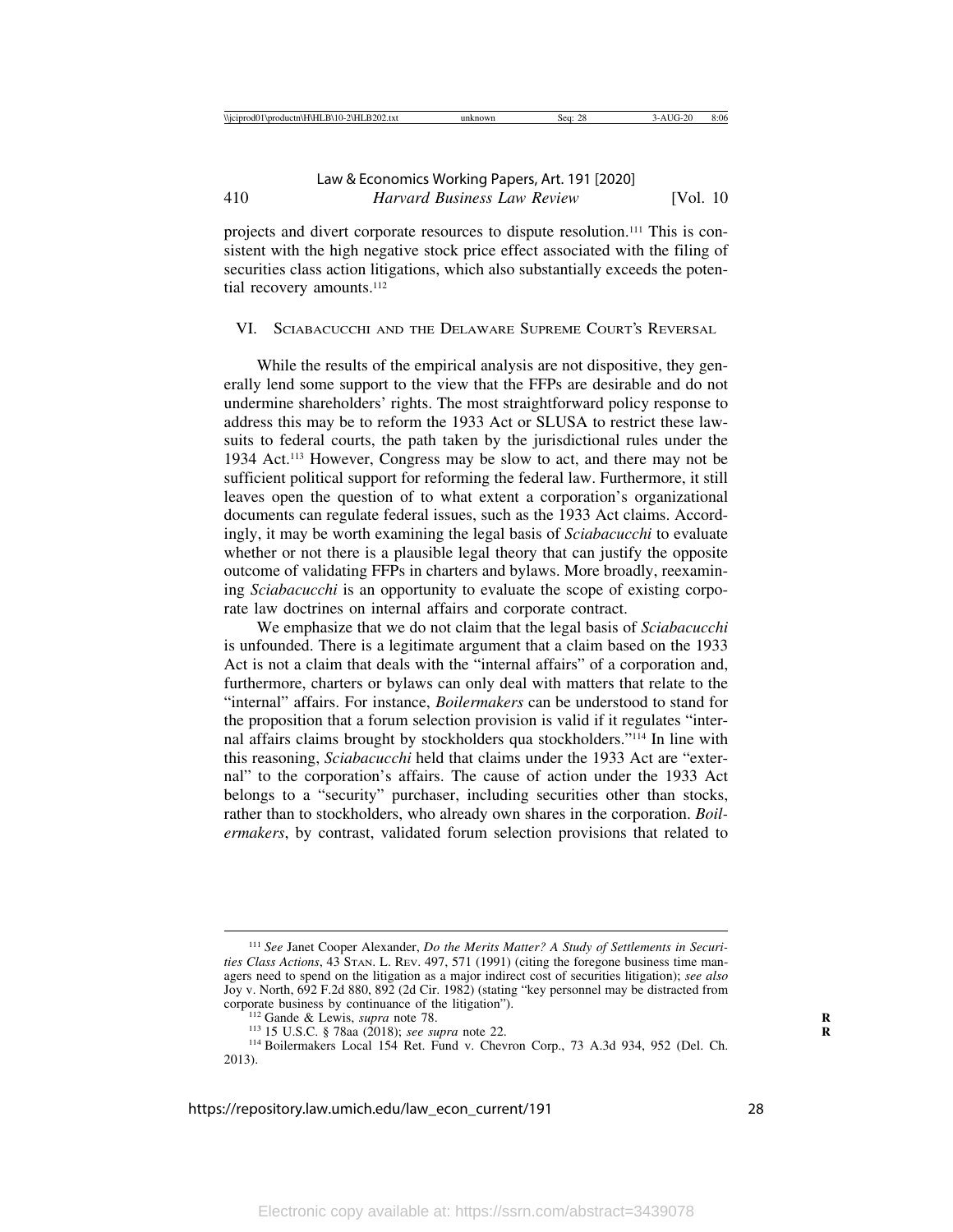projects and divert corporate resources to dispute resolution.[111] This is consistent with the high negative stock price effect associated with the filing of securities class action litigations, which also substantially exceeds the potential recovery amounts.[112]

## VI. Sciabacucchi and the Delaware Supreme Court's Reversal

While the results of the empirical analysis are not dispositive, they generally lend some support to the view that the FFPs are desirable and do not undermine shareholders' rights. The most straightforward policy response to address this may be to reform the 1933 Act or SLUSA to restrict these lawsuits to federal courts, the path taken by the jurisdictional rules under the 1934 Act.[113] However, Congress may be slow to act, and there may not be sufficient political support for reforming the federal law. Furthermore, it still leaves open the question of to what extent a corporation's organizational documents can regulate federal issues, such as the 1933 Act claims. Accordingly, it may be worth examining the legal basis of *Sciabacucchi* to evaluate whether or not there is a plausible legal theory that can justify the opposite outcome of validating FFPs in charters and bylaws. More broadly, reexamining *Sciabacucchi* is an opportunity to evaluate the scope of existing corporate law doctrines on internal affairs and corporate contract.

We emphasize that we do not claim that the legal basis of *Sciabacucchi* is unfounded. There is a legitimate argument that a claim based on the 1933 Act is not a claim that deals with the "internal affairs" of a corporation and, furthermore, charters or bylaws can only deal with matters that relate to the "internal" affairs. For instance, *Boilermakers* can be understood to stand for the proposition that a forum selection provision is valid if it regulates "internal affairs claims brought by stockholders qua stockholders."[114] In line with this reasoning, *Sciabacucchi* held that claims under the 1933 Act are "external" to the corporation's affairs. The cause of action under the 1933 Act belongs to a "security" purchaser, including securities other than stocks, rather than to stockholders, who already own shares in the corporation. *Boilermakers*, by contrast, validated forum selection provisions that related to

---

[111] *See* Janet Cooper Alexander, *Do the Merits Matter? A Study of Settlements in Securities Class Actions*, 43 Stan. L. Rev. 497, 571 (1991) (citing the foregone business time managers need to spend on the litigation as a major indirect cost of securities litigation); *see also* Joy v. North, 692 F.2d 880, 892 (2d Cir. 1982) (stating "key personnel may be distracted from corporate business by continuance of the litigation").

[112] Gande & Lewis, *supra* note 78.

[113] 15 U.S.C. § 78aa (2018); *see supra* note 22.

[114] Boilermakers Local 154 Ret. Fund v. Chevron Corp., 73 A.3d 934, 952 (Del. Ch. 2013).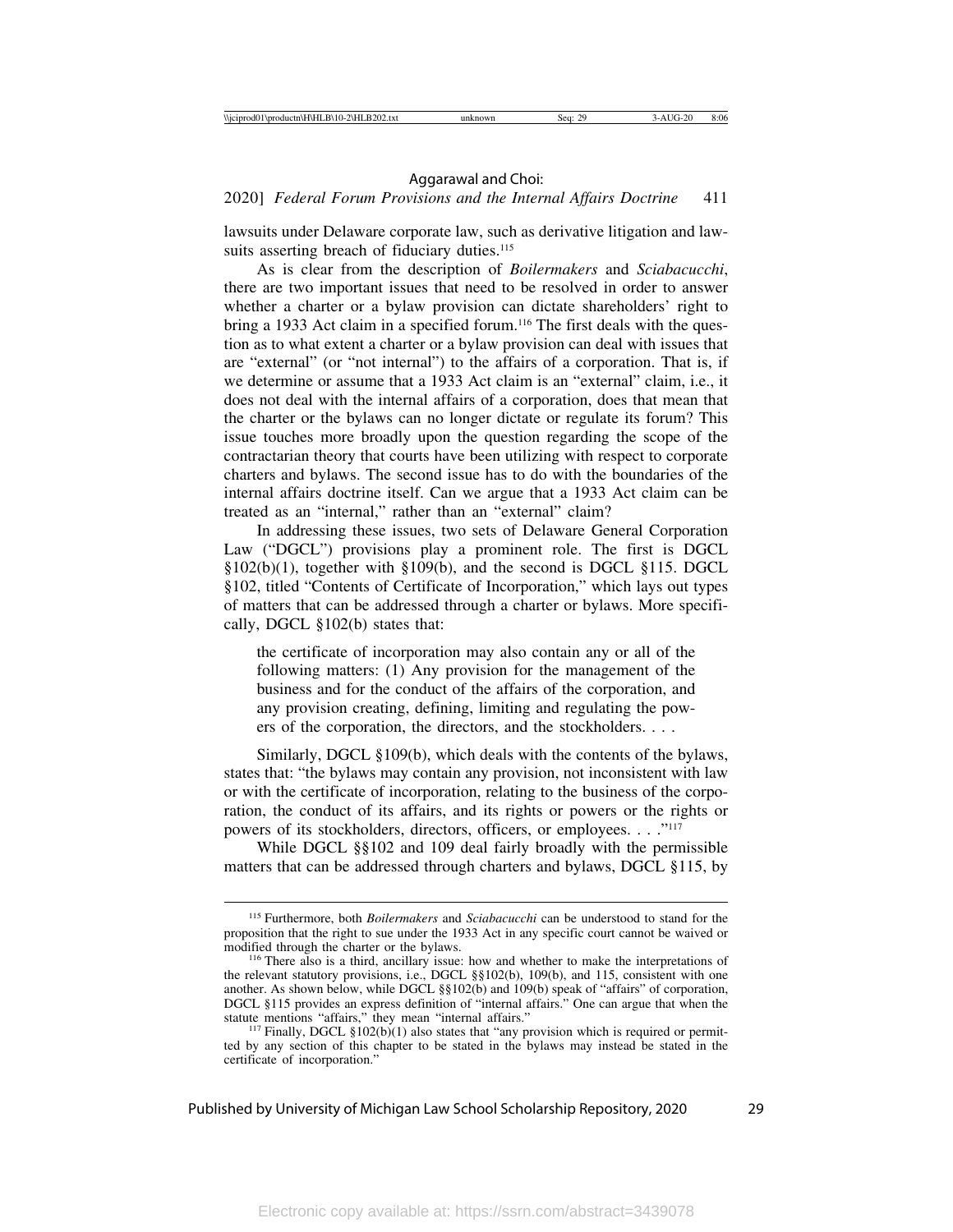lawsuits under Delaware corporate law, such as derivative litigation and lawsuits asserting breach of fiduciary duties.[115]

As is clear from the description of *Boilermakers* and *Sciabacucchi*, there are two important issues that need to be resolved in order to answer whether a charter or a bylaw provision can dictate shareholders' right to bring a 1933 Act claim in a specified forum.[116] The first deals with the question as to what extent a charter or a bylaw provision can deal with issues that are "external" (or "not internal") to the affairs of a corporation. That is, if we determine or assume that a 1933 Act claim is an "external" claim, i.e., it does not deal with the internal affairs of a corporation, does that mean that the charter or the bylaws can no longer dictate or regulate its forum? This issue touches more broadly upon the question regarding the scope of the contractarian theory that courts have been utilizing with respect to corporate charters and bylaws. The second issue has to do with the boundaries of the internal affairs doctrine itself. Can we argue that a 1933 Act claim can be treated as an "internal," rather than an "external" claim?

In addressing these issues, two sets of Delaware General Corporation Law ("DGCL") provisions play a prominent role. The first is DGCL §102(b)(1), together with §109(b), and the second is DGCL §115. DGCL §102, titled "Contents of Certificate of Incorporation," which lays out types of matters that can be addressed through a charter or bylaws. More specifically, DGCL §102(b) states that:

> the certificate of incorporation may also contain any or all of the following matters: (1) Any provision for the management of the business and for the conduct of the affairs of the corporation, and any provision creating, defining, limiting and regulating the powers of the corporation, the directors, and the stockholders. . . .

Similarly, DGCL §109(b), which deals with the contents of the bylaws, states that: "the bylaws may contain any provision, not inconsistent with law or with the certificate of incorporation, relating to the business of the corporation, the conduct of its affairs, and its rights or powers or the rights or powers of its stockholders, directors, officers, or employees. . . ."[117]

While DGCL §§102 and 109 deal fairly broadly with the permissible matters that can be addressed through charters and bylaws, DGCL §115, by

---

[115] Furthermore, both *Boilermakers* and *Sciabacucchi* can be understood to stand for the proposition that the right to sue under the 1933 Act in any specific court cannot be waived or modified through the charter or the bylaws.

[116] There also is a third, ancillary issue: how and whether to make the interpretations of the relevant statutory provisions, i.e., DGCL §§102(b), 109(b), and 115, consistent with one another. As shown below, while DGCL §§102(b) and 109(b) speak of "affairs" of corporation, DGCL §115 provides an express definition of "internal affairs." One can argue that when the statute mentions "affairs," they mean "internal affairs."

[117] Finally, DGCL §102(b)(1) also states that "any provision which is required or permitted by any section of this chapter to be stated in the bylaws may instead be stated in the certificate of incorporation."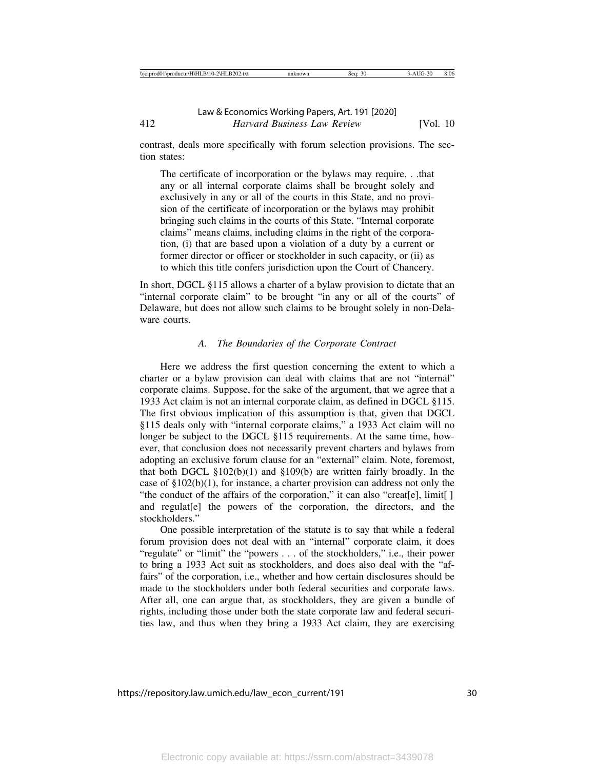contrast, deals more specifically with forum selection provisions. The section states:

> The certificate of incorporation or the bylaws may require. . .that any or all internal corporate claims shall be brought solely and exclusively in any or all of the courts in this State, and no provision of the certificate of incorporation or the bylaws may prohibit bringing such claims in the courts of this State. "Internal corporate claims" means claims, including claims in the right of the corporation, (i) that are based upon a violation of a duty by a current or former director or officer or stockholder in such capacity, or (ii) as to which this title confers jurisdiction upon the Court of Chancery.

In short, DGCL §115 allows a charter of a bylaw provision to dictate that an "internal corporate claim" to be brought "in any or all of the courts" of Delaware, but does not allow such claims to be brought solely in non-Delaware courts.

### *A. The Boundaries of the Corporate Contract*

Here we address the first question concerning the extent to which a charter or a bylaw provision can deal with claims that are not "internal" corporate claims. Suppose, for the sake of the argument, that we agree that a 1933 Act claim is not an internal corporate claim, as defined in DGCL §115. The first obvious implication of this assumption is that, given that DGCL §115 deals only with "internal corporate claims," a 1933 Act claim will no longer be subject to the DGCL §115 requirements. At the same time, however, that conclusion does not necessarily prevent charters and bylaws from adopting an exclusive forum clause for an "external" claim. Note, foremost, that both DGCL §102(b)(1) and §109(b) are written fairly broadly. In the case of §102(b)(1), for instance, a charter provision can address not only the "the conduct of the affairs of the corporation," it can also "creat[e], limit[ ] and regulat[e] the powers of the corporation, the directors, and the stockholders."

One possible interpretation of the statute is to say that while a federal forum provision does not deal with an "internal" corporate claim, it does "regulate" or "limit" the "powers . . . of the stockholders," i.e., their power to bring a 1933 Act suit as stockholders, and does also deal with the "affairs" of the corporation, i.e., whether and how certain disclosures should be made to the stockholders under both federal securities and corporate laws. After all, one can argue that, as stockholders, they are given a bundle of rights, including those under both the state corporate law and federal securities law, and thus when they bring a 1933 Act claim, they are exercising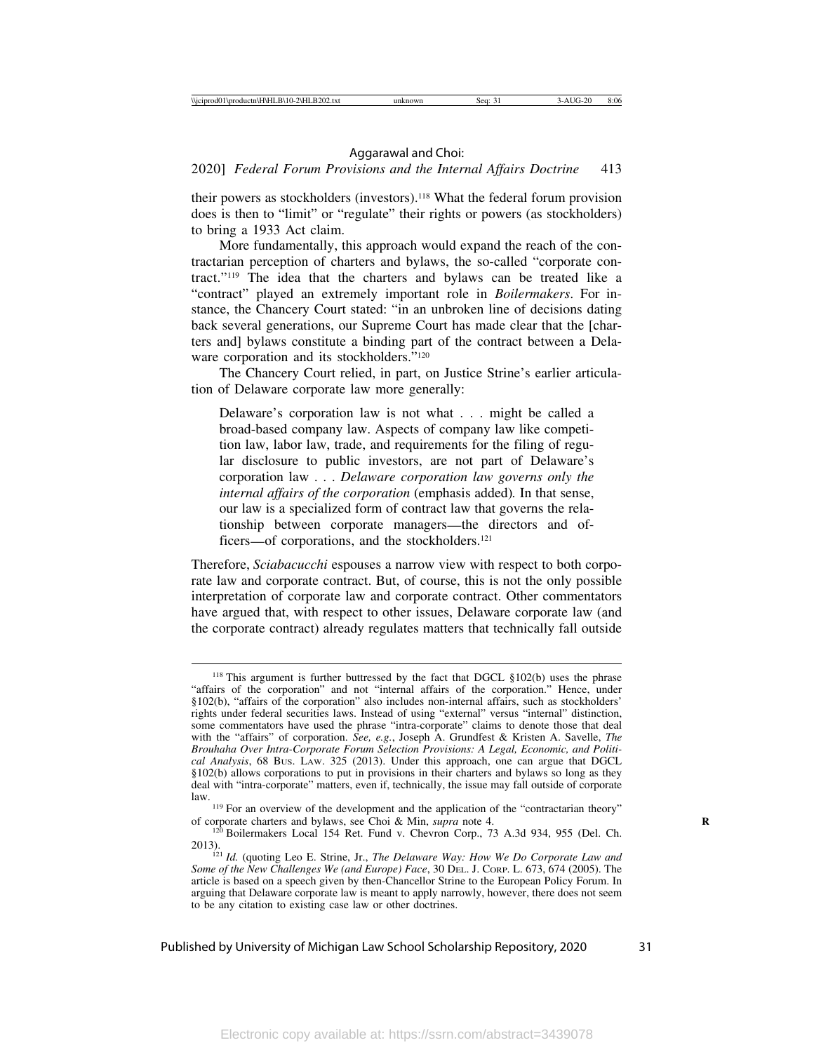their powers as stockholders (investors).[118] What the federal forum provision does is then to "limit" or "regulate" their rights or powers (as stockholders) to bring a 1933 Act claim.

More fundamentally, this approach would expand the reach of the contractarian perception of charters and bylaws, the so-called "corporate contract."[119] The idea that the charters and bylaws can be treated like a "contract" played an extremely important role in *Boilermakers*. For instance, the Chancery Court stated: "in an unbroken line of decisions dating back several generations, our Supreme Court has made clear that the [charters and] bylaws constitute a binding part of the contract between a Delaware corporation and its stockholders."[120]

The Chancery Court relied, in part, on Justice Strine's earlier articulation of Delaware corporate law more generally:

> Delaware's corporation law is not what . . . might be called a broad-based company law. Aspects of company law like competition law, labor law, trade, and requirements for the filing of regular disclosure to public investors, are not part of Delaware's corporation law . . . *Delaware corporation law governs only the internal affairs of the corporation* (emphasis added)*.* In that sense, our law is a specialized form of contract law that governs the relationship between corporate managers—the directors and officers—of corporations, and the stockholders.[121]

Therefore, *Sciabacucchi* espouses a narrow view with respect to both corporate law and corporate contract. But, of course, this is not the only possible interpretation of corporate law and corporate contract. Other commentators have argued that, with respect to other issues, Delaware corporate law (and the corporate contract) already regulates matters that technically fall outside

---

[118] This argument is further buttressed by the fact that DGCL §102(b) uses the phrase "affairs of the corporation" and not "internal affairs of the corporation." Hence, under §102(b), "affairs of the corporation" also includes non-internal affairs, such as stockholders' rights under federal securities laws. Instead of using "external" versus "internal" distinction, some commentators have used the phrase "intra-corporate" claims to denote those that deal with the "affairs" of corporation. *See, e.g.*, Joseph A. Grundfest & Kristen A. Savelle, *The Brouhaha Over Intra-Corporate Forum Selection Provisions: A Legal, Economic, and Political Analysis*, 68 Bus. Law. 325 (2013). Under this approach, one can argue that DGCL §102(b) allows corporations to put in provisions in their charters and bylaws so long as they deal with "intra-corporate" matters, even if, technically, the issue may fall outside of corporate law.

[119] For an overview of the development and the application of the "contractarian theory" of corporate charters and bylaws, see Choi & Min, *supra* note 4.

[120] Boilermakers Local 154 Ret. Fund v. Chevron Corp., 73 A.3d 934, 955 (Del. Ch. 2013).

[121] *Id.* (quoting Leo E. Strine, Jr., *The Delaware Way: How We Do Corporate Law and Some of the New Challenges We (and Europe) Face*, 30 Del. J. Corp. L. 673, 674 (2005). The article is based on a speech given by then-Chancellor Strine to the European Policy Forum. In arguing that Delaware corporate law is meant to apply narrowly, however, there does not seem to be any citation to existing case law or other doctrines.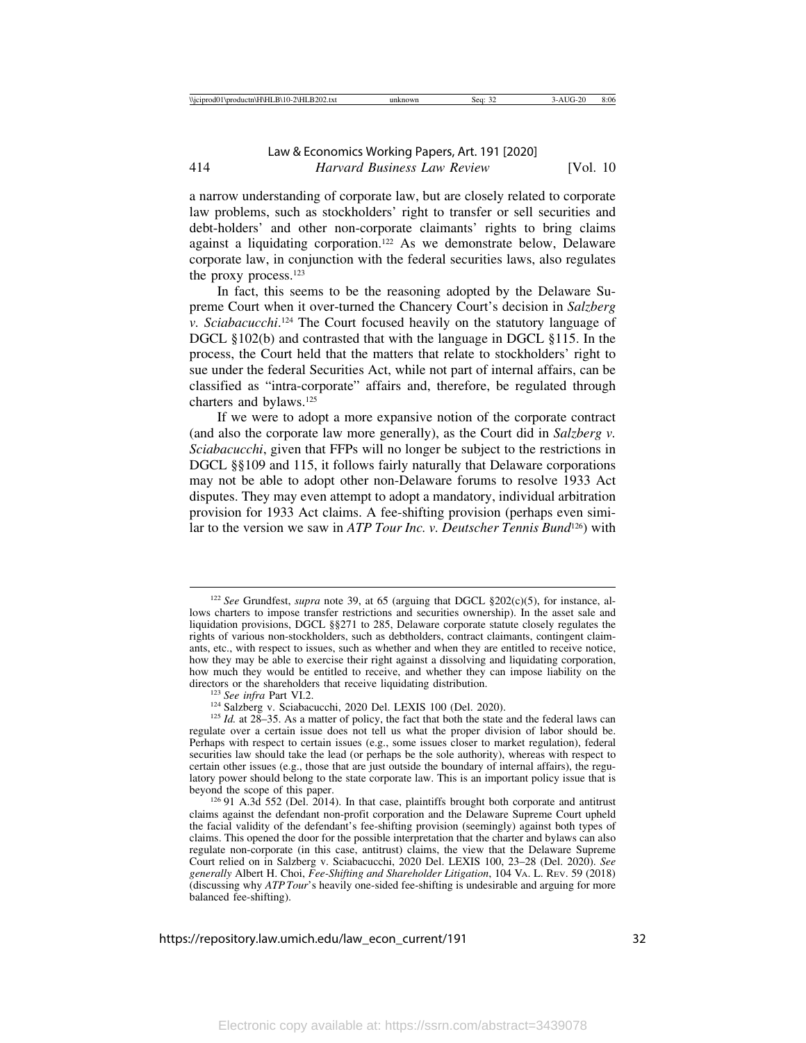a narrow understanding of corporate law, but are closely related to corporate law problems, such as stockholders' right to transfer or sell securities and debt-holders' and other non-corporate claimants' rights to bring claims against a liquidating corporation.[122] As we demonstrate below, Delaware corporate law, in conjunction with the federal securities laws, also regulates the proxy process.[123]

In fact, this seems to be the reasoning adopted by the Delaware Supreme Court when it over-turned the Chancery Court's decision in *Salzberg v. Sciabacucchi*.[124] The Court focused heavily on the statutory language of DGCL §102(b) and contrasted that with the language in DGCL §115. In the process, the Court held that the matters that relate to stockholders' right to sue under the federal Securities Act, while not part of internal affairs, can be classified as "intra-corporate" affairs and, therefore, be regulated through charters and bylaws.[125]

If we were to adopt a more expansive notion of the corporate contract (and also the corporate law more generally), as the Court did in *Salzberg v. Sciabacucchi*, given that FFPs will no longer be subject to the restrictions in DGCL §§109 and 115, it follows fairly naturally that Delaware corporations may not be able to adopt other non-Delaware forums to resolve 1933 Act disputes. They may even attempt to adopt a mandatory, individual arbitration provision for 1933 Act claims. A fee-shifting provision (perhaps even similar to the version we saw in *ATP Tour Inc. v. Deutscher Tennis Bund*[126]) with

---

[122] *See* Grundfest, *supra* note 39, at 65 (arguing that DGCL §202(c)(5), for instance, allows charters to impose transfer restrictions and securities ownership). In the asset sale and liquidation provisions, DGCL §§271 to 285, Delaware corporate statute closely regulates the rights of various non-stockholders, such as debtholders, contract claimants, contingent claimants, etc., with respect to issues, such as whether and when they are entitled to receive notice, how they may be able to exercise their right against a dissolving and liquidating corporation, how much they would be entitled to receive, and whether they can impose liability on the directors or the shareholders that receive liquidating distribution.

[123] *See infra* Part VI.2.

[124] Salzberg v. Sciabacucchi, 2020 Del. LEXIS 100 (Del. 2020).

[125] *Id.* at 28–35. As a matter of policy, the fact that both the state and the federal laws can regulate over a certain issue does not tell us what the proper division of labor should be. Perhaps with respect to certain issues (e.g., some issues closer to market regulation), federal securities law should take the lead (or perhaps be the sole authority), whereas with respect to certain other issues (e.g., those that are just outside the boundary of internal affairs), the regulatory power should belong to the state corporate law. This is an important policy issue that is beyond the scope of this paper.

[126] 91 A.3d 552 (Del. 2014). In that case, plaintiffs brought both corporate and antitrust claims against the defendant non-profit corporation and the Delaware Supreme Court upheld the facial validity of the defendant's fee-shifting provision (seemingly) against both types of claims. This opened the door for the possible interpretation that the charter and bylaws can also regulate non-corporate (in this case, antitrust) claims, the view that the Delaware Supreme Court relied on in Salzberg v. Sciabacucchi, 2020 Del. LEXIS 100, 23–28 (Del. 2020). *See generally* Albert H. Choi, *Fee-Shifting and Shareholder Litigation*, 104 VA. L. REV. 59 (2018) (discussing why *ATP Tour*'s heavily one-sided fee-shifting is undesirable and arguing for more balanced fee-shifting).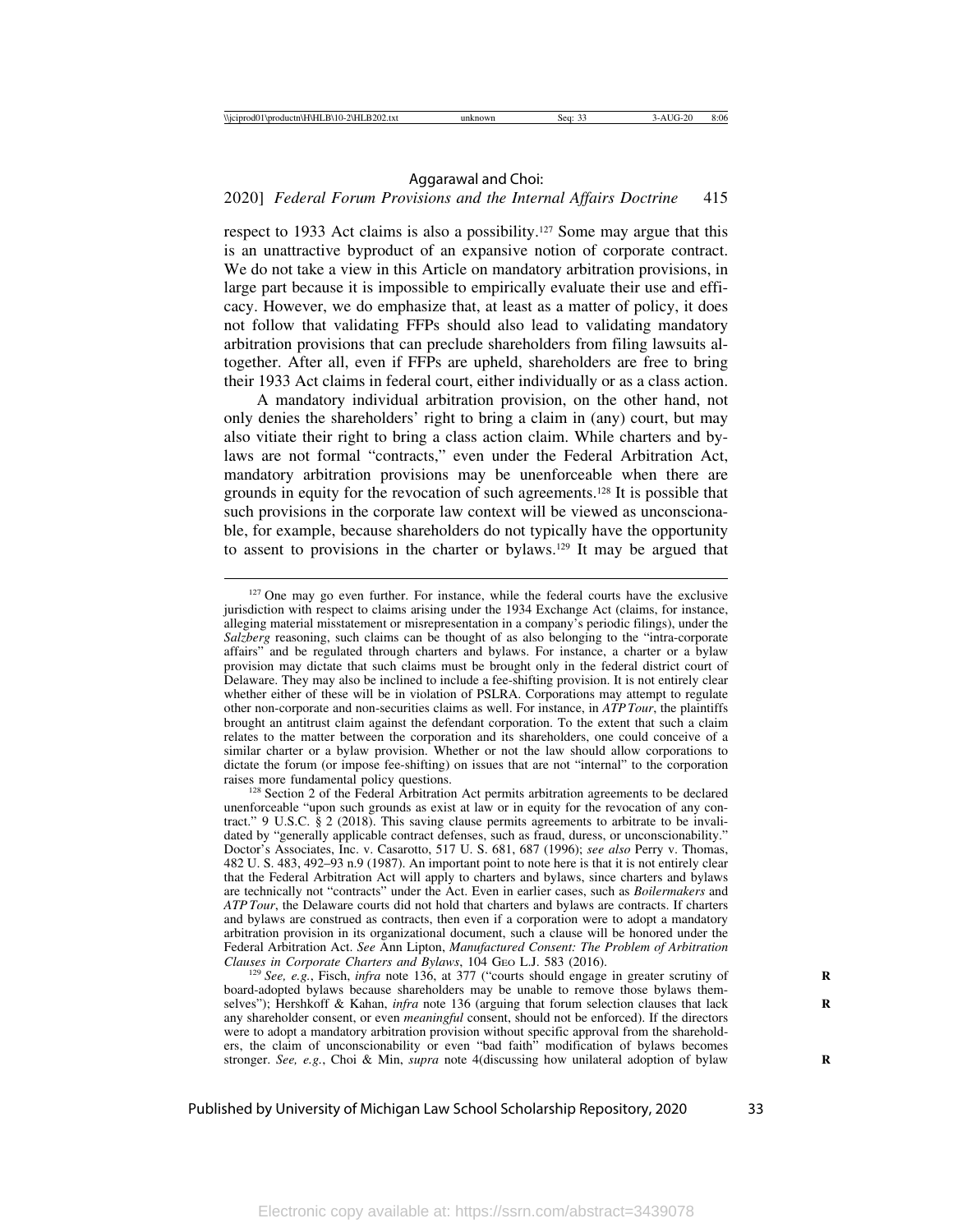respect to 1933 Act claims is also a possibility.[127] Some may argue that this is an unattractive byproduct of an expansive notion of corporate contract. We do not take a view in this Article on mandatory arbitration provisions, in large part because it is impossible to empirically evaluate their use and efficacy. However, we do emphasize that, at least as a matter of policy, it does not follow that validating FFPs should also lead to validating mandatory arbitration provisions that can preclude shareholders from filing lawsuits altogether. After all, even if FFPs are upheld, shareholders are free to bring their 1933 Act claims in federal court, either individually or as a class action.

A mandatory individual arbitration provision, on the other hand, not only denies the shareholders' right to bring a claim in (any) court, but may also vitiate their right to bring a class action claim. While charters and bylaws are not formal "contracts," even under the Federal Arbitration Act, mandatory arbitration provisions may be unenforceable when there are grounds in equity for the revocation of such agreements.[128] It is possible that such provisions in the corporate law context will be viewed as unconscionable, for example, because shareholders do not typically have the opportunity to assent to provisions in the charter or bylaws.[129] It may be argued that

---

[127] One may go even further. For instance, while the federal courts have the exclusive jurisdiction with respect to claims arising under the 1934 Exchange Act (claims, for instance, alleging material misstatement or misrepresentation in a company's periodic filings), under the *Salzberg* reasoning, such claims can be thought of as also belonging to the "intra-corporate affairs" and be regulated through charters and bylaws. For instance, a charter or a bylaw provision may dictate that such claims must be brought only in the federal district court of Delaware. They may also be inclined to include a fee-shifting provision. It is not entirely clear whether either of these will be in violation of PSLRA. Corporations may attempt to regulate other non-corporate and non-securities claims as well. For instance, in *ATP Tour*, the plaintiffs brought an antitrust claim against the defendant corporation. To the extent that such a claim relates to the matter between the corporation and its shareholders, one could conceive of a similar charter or a bylaw provision. Whether or not the law should allow corporations to dictate the forum (or impose fee-shifting) on issues that are not "internal" to the corporation raises more fundamental policy questions.

[128] Section 2 of the Federal Arbitration Act permits arbitration agreements to be declared unenforceable "upon such grounds as exist at law or in equity for the revocation of any contract." 9 U.S.C. § 2 (2018). This saving clause permits agreements to arbitrate to be invalidated by "generally applicable contract defenses, such as fraud, duress, or unconscionability." Doctor's Associates, Inc. v. Casarotto, 517 U. S. 681, 687 (1996); *see also* Perry v. Thomas, 482 U. S. 483, 492–93 n.9 (1987). An important point to note here is that it is not entirely clear that the Federal Arbitration Act will apply to charters and bylaws, since charters and bylaws are technically not "contracts" under the Act. Even in earlier cases, such as *Boilermakers* and *ATP Tour*, the Delaware courts did not hold that charters and bylaws are contracts. If charters and bylaws are construed as contracts, then even if a corporation were to adopt a mandatory arbitration provision in its organizational document, such a clause will be honored under the Federal Arbitration Act. *See* Ann Lipton, *Manufactured Consent: The Problem of Arbitration Clauses in Corporate Charters and Bylaws*, 104 Geo L.J. 583 (2016).

[129] *See, e.g.*, Fisch, *infra* note 136, at 377 ("courts should engage in greater scrutiny of board-adopted bylaws because shareholders may be unable to remove those bylaws themselves"); Hershkoff & Kahan, *infra* note 136 (arguing that forum selection clauses that lack any shareholder consent, or even *meaningful* consent, should not be enforced). If the directors were to adopt a mandatory arbitration provision without specific approval from the shareholders, the claim of unconscionability or even "bad faith" modification of bylaws becomes stronger. *See, e.g.*, Choi & Min, *supra* note 4(discussing how unilateral adoption of bylaw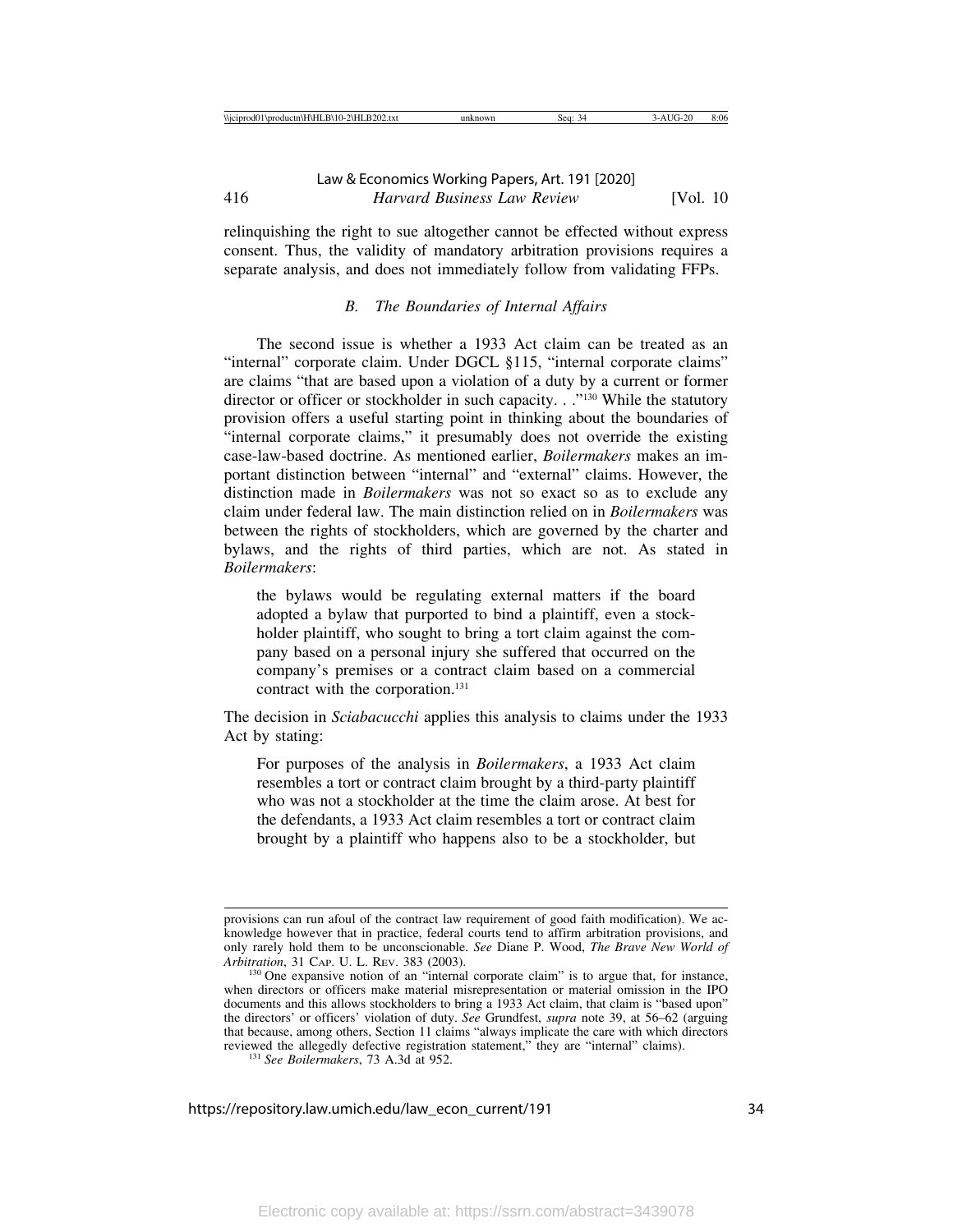relinquishing the right to sue altogether cannot be effected without express consent. Thus, the validity of mandatory arbitration provisions requires a separate analysis, and does not immediately follow from validating FFPs.

### *B. The Boundaries of Internal Affairs*

The second issue is whether a 1933 Act claim can be treated as an "internal" corporate claim. Under DGCL §115, "internal corporate claims" are claims "that are based upon a violation of a duty by a current or former director or officer or stockholder in such capacity. . ."[130] While the statutory provision offers a useful starting point in thinking about the boundaries of "internal corporate claims," it presumably does not override the existing case-law-based doctrine. As mentioned earlier, *Boilermakers* makes an important distinction between "internal" and "external" claims. However, the distinction made in *Boilermakers* was not so exact so as to exclude any claim under federal law. The main distinction relied on in *Boilermakers* was between the rights of stockholders, which are governed by the charter and bylaws, and the rights of third parties, which are not. As stated in *Boilermakers*:

> the bylaws would be regulating external matters if the board adopted a bylaw that purported to bind a plaintiff, even a stockholder plaintiff, who sought to bring a tort claim against the company based on a personal injury she suffered that occurred on the company's premises or a contract claim based on a commercial contract with the corporation.[131]

The decision in *Sciabacucchi* applies this analysis to claims under the 1933 Act by stating:

> For purposes of the analysis in *Boilermakers*, a 1933 Act claim resembles a tort or contract claim brought by a third-party plaintiff who was not a stockholder at the time the claim arose. At best for the defendants, a 1933 Act claim resembles a tort or contract claim brought by a plaintiff who happens also to be a stockholder, but

---

provisions can run afoul of the contract law requirement of good faith modification). We acknowledge however that in practice, federal courts tend to affirm arbitration provisions, and only rarely hold them to be unconscionable. *See* Diane P. Wood, *The Brave New World of Arbitration*, 31 Cap. U. L. Rev. 383 (2003).

[130] One expansive notion of an "internal corporate claim" is to argue that, for instance, when directors or officers make material misrepresentation or material omission in the IPO documents and this allows stockholders to bring a 1933 Act claim, that claim is "based upon" the directors' or officers' violation of duty. *See* Grundfest, *supra* note 39, at 56–62 (arguing that because, among others, Section 11 claims "always implicate the care with which directors reviewed the allegedly defective registration statement," they are "internal" claims).

[131] *See Boilermakers*, 73 A.3d at 952.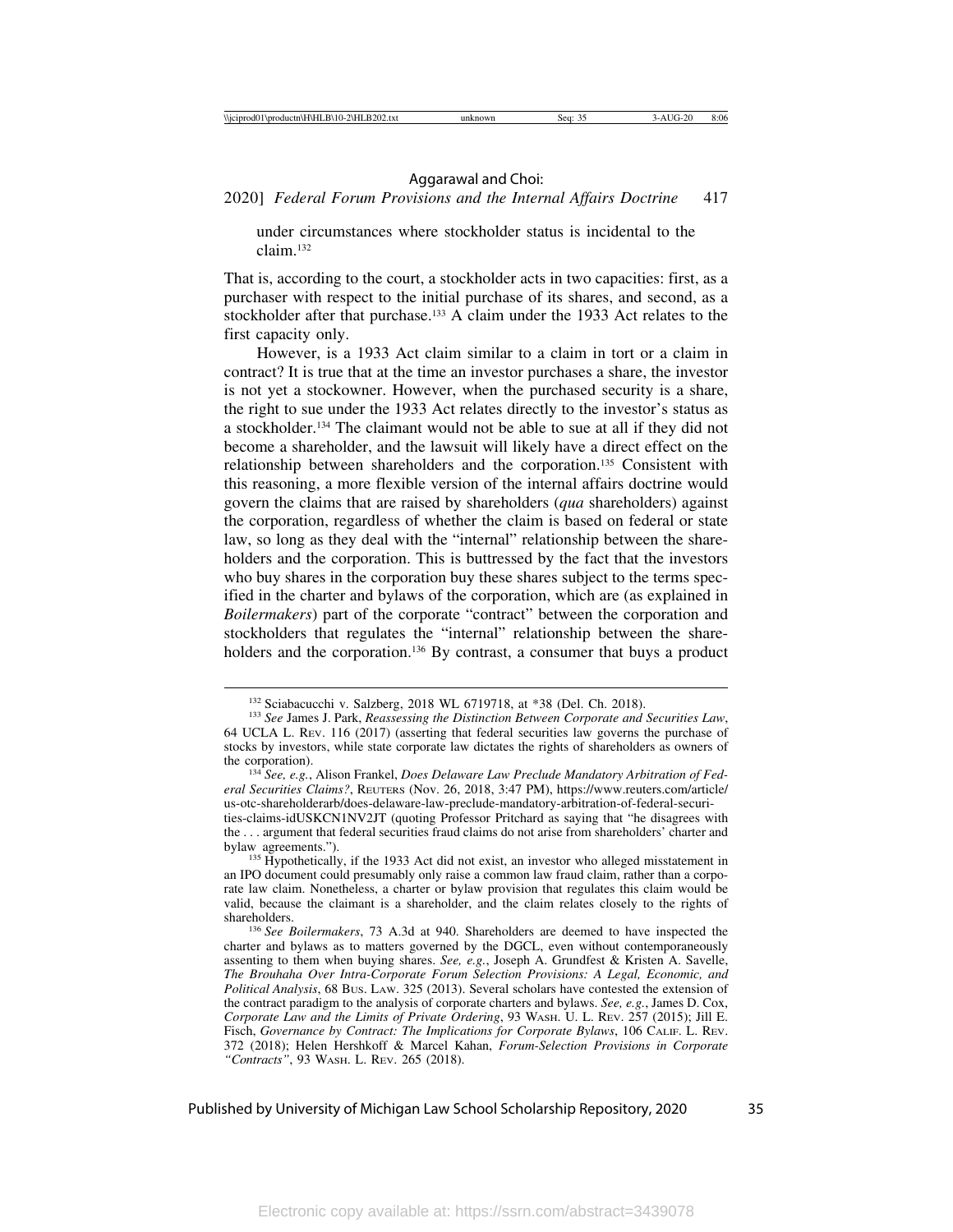under circumstances where stockholder status is incidental to the claim.[132]

That is, according to the court, a stockholder acts in two capacities: first, as a purchaser with respect to the initial purchase of its shares, and second, as a stockholder after that purchase.[133] A claim under the 1933 Act relates to the first capacity only.

However, is a 1933 Act claim similar to a claim in tort or a claim in contract? It is true that at the time an investor purchases a share, the investor is not yet a stockowner. However, when the purchased security is a share, the right to sue under the 1933 Act relates directly to the investor's status as a stockholder.[134] The claimant would not be able to sue at all if they did not become a shareholder, and the lawsuit will likely have a direct effect on the relationship between shareholders and the corporation.[135] Consistent with this reasoning, a more flexible version of the internal affairs doctrine would govern the claims that are raised by shareholders (*qua* shareholders) against the corporation, regardless of whether the claim is based on federal or state law, so long as they deal with the "internal" relationship between the shareholders and the corporation. This is buttressed by the fact that the investors who buy shares in the corporation buy these shares subject to the terms specified in the charter and bylaws of the corporation, which are (as explained in *Boilermakers*) part of the corporate "contract" between the corporation and stockholders that regulates the "internal" relationship between the shareholders and the corporation.[136] By contrast, a consumer that buys a product

---

[132] Sciabacucchi v. Salzberg, 2018 WL 6719718, at *38 (Del. Ch. 2018).

[133] *See* James J. Park, *Reassessing the Distinction Between Corporate and Securities Law*, 64 UCLA L. REV. 116 (2017) (asserting that federal securities law governs the purchase of stocks by investors, while state corporate law dictates the rights of shareholders as owners of the corporation).

[134] *See, e.g.*, Alison Frankel, *Does Delaware Law Preclude Mandatory Arbitration of Federal Securities Claims?*, REUTERS (Nov. 26, 2018, 3:47 PM), https://www.reuters.com/article/us-otc-shareholderarb/does-delaware-law-preclude-mandatory-arbitration-of-federal-securities-claims-idUSKCN1NV2JT (quoting Professor Pritchard as saying that "he disagrees with the . . . argument that federal securities fraud claims do not arise from shareholders' charter and bylaw agreements.").

[135] Hypothetically, if the 1933 Act did not exist, an investor who alleged misstatement in an IPO document could presumably only raise a common law fraud claim, rather than a corporate law claim. Nonetheless, a charter or bylaw provision that regulates this claim would be valid, because the claimant is a shareholder, and the claim relates closely to the rights of shareholders.

[136] *See Boilermakers*, 73 A.3d at 940. Shareholders are deemed to have inspected the charter and bylaws as to matters governed by the DGCL, even without contemporaneously assenting to them when buying shares. *See, e.g.*, Joseph A. Grundfest & Kristen A. Savelle, *The Brouhaha Over Intra-Corporate Forum Selection Provisions: A Legal, Economic, and Political Analysis*, 68 BUS. LAW. 325 (2013). Several scholars have contested the extension of the contract paradigm to the analysis of corporate charters and bylaws. *See, e.g.*, James D. Cox, *Corporate Law and the Limits of Private Ordering*, 93 WASH. U. L. REV. 257 (2015); Jill E. Fisch, *Governance by Contract: The Implications for Corporate Bylaws*, 106 CALIF. L. REV. 372 (2018); Helen Hershkoff & Marcel Kahan, *Forum-Selection Provisions in Corporate "Contracts"*, 93 WASH. L. REV. 265 (2018).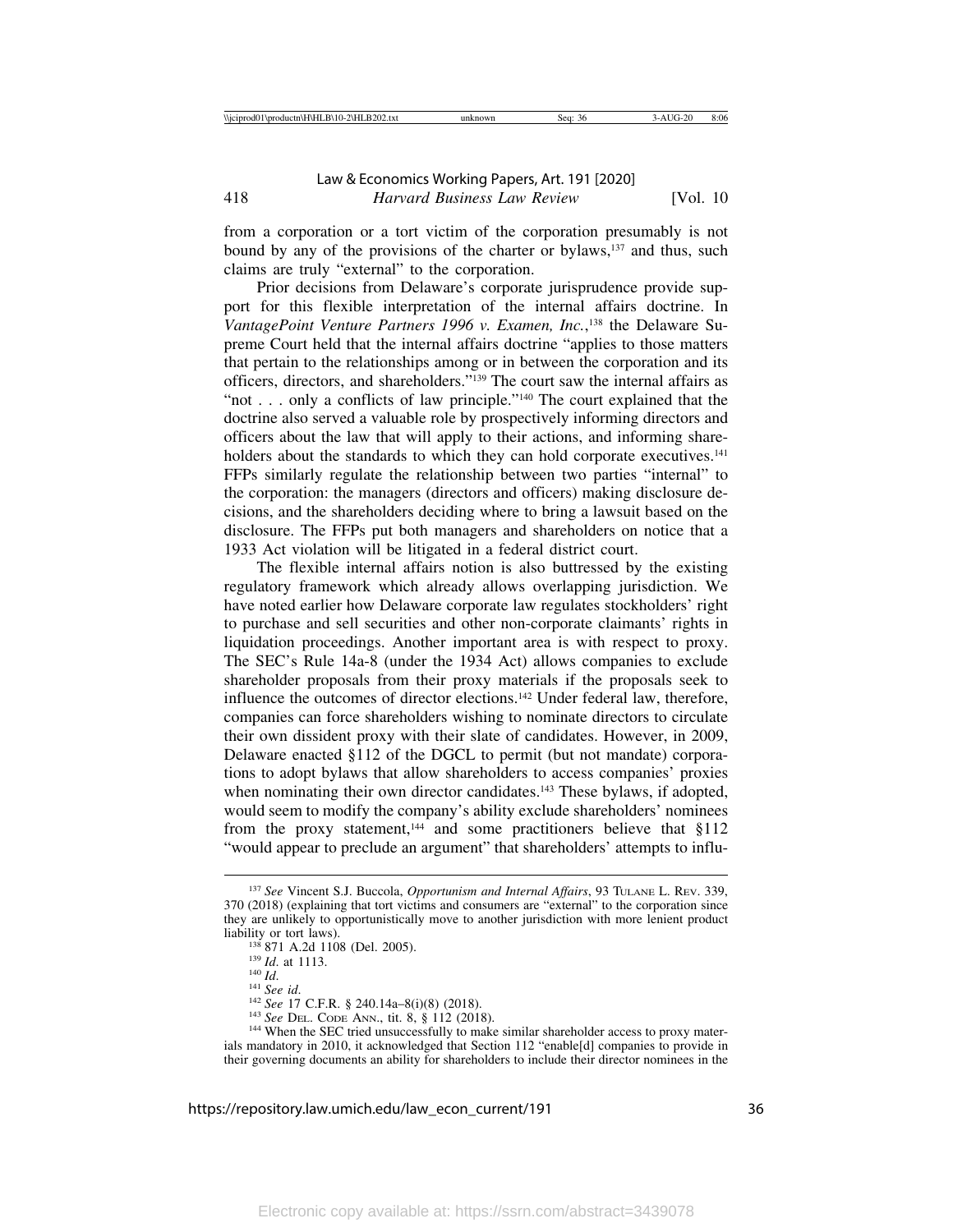from a corporation or a tort victim of the corporation presumably is not bound by any of the provisions of the charter or bylaws,[137] and thus, such claims are truly "external" to the corporation.

Prior decisions from Delaware's corporate jurisprudence provide support for this flexible interpretation of the internal affairs doctrine. In *VantagePoint Venture Partners 1996 v. Examen, Inc.*,[138] the Delaware Supreme Court held that the internal affairs doctrine "applies to those matters that pertain to the relationships among or in between the corporation and its officers, directors, and shareholders."[139] The court saw the internal affairs as "not . . . only a conflicts of law principle."[140] The court explained that the doctrine also served a valuable role by prospectively informing directors and officers about the law that will apply to their actions, and informing shareholders about the standards to which they can hold corporate executives.[141] FFPs similarly regulate the relationship between two parties "internal" to the corporation: the managers (directors and officers) making disclosure decisions, and the shareholders deciding where to bring a lawsuit based on the disclosure. The FFPs put both managers and shareholders on notice that a 1933 Act violation will be litigated in a federal district court.

The flexible internal affairs notion is also buttressed by the existing regulatory framework which already allows overlapping jurisdiction. We have noted earlier how Delaware corporate law regulates stockholders' right to purchase and sell securities and other non-corporate claimants' rights in liquidation proceedings. Another important area is with respect to proxy. The SEC's Rule 14a-8 (under the 1934 Act) allows companies to exclude shareholder proposals from their proxy materials if the proposals seek to influence the outcomes of director elections.[142] Under federal law, therefore, companies can force shareholders wishing to nominate directors to circulate their own dissident proxy with their slate of candidates. However, in 2009, Delaware enacted §112 of the DGCL to permit (but not mandate) corporations to adopt bylaws that allow shareholders to access companies' proxies when nominating their own director candidates.[143] These bylaws, if adopted, would seem to modify the company's ability exclude shareholders' nominees from the proxy statement,[144] and some practitioners believe that §112 "would appear to preclude an argument" that shareholders' attempts to influ-

---

[137] *See* Vincent S.J. Buccola, *Opportunism and Internal Affairs*, 93 TULANE L. REV. 339, 370 (2018) (explaining that tort victims and consumers are "external" to the corporation since they are unlikely to opportunistically move to another jurisdiction with more lenient product liability or tort laws).

[138] 871 A.2d 1108 (Del. 2005).

[139] *Id.* at 1113.

[140] *Id.*

[141] *See id.*

[142] *See* 17 C.F.R. § 240.14a–8(i)(8) (2018).

[143] *See* DEL. CODE ANN., tit. 8, § 112 (2018).

[144] When the SEC tried unsuccessfully to make similar shareholder access to proxy materials mandatory in 2010, it acknowledged that Section 112 "enable[d] companies to provide in their governing documents an ability for shareholders to include their director nominees in the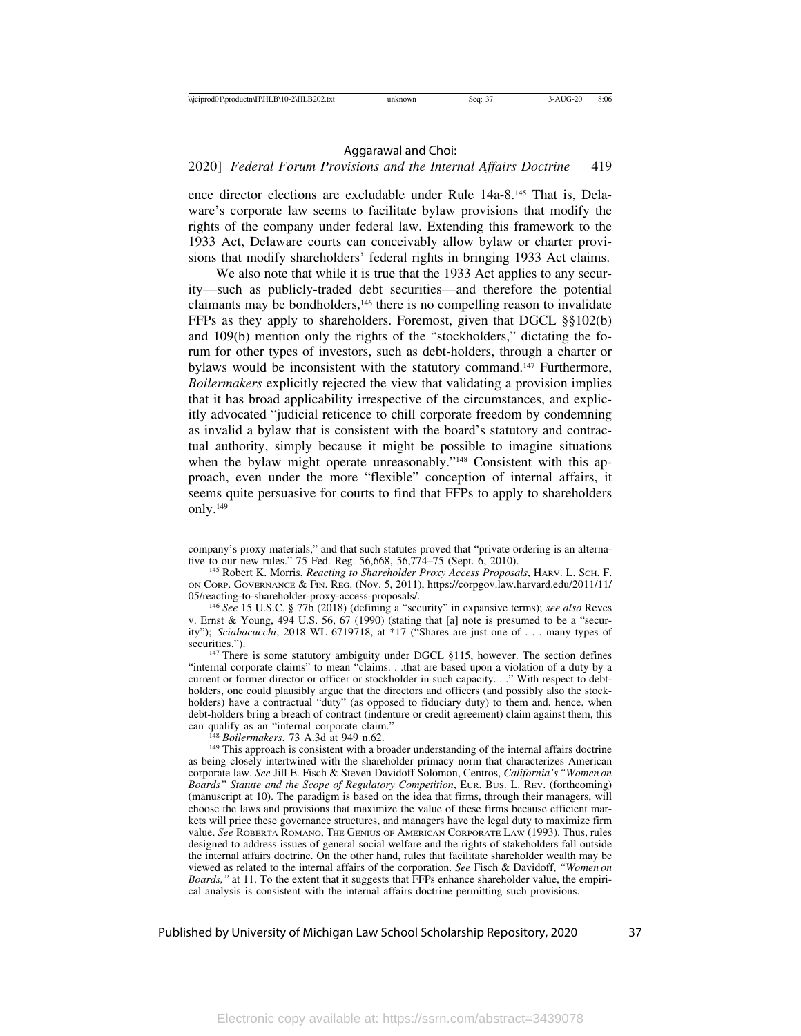ence director elections are excludable under Rule 14a-8.[145] That is, Delaware's corporate law seems to facilitate bylaw provisions that modify the rights of the company under federal law. Extending this framework to the 1933 Act, Delaware courts can conceivably allow bylaw or charter provisions that modify shareholders' federal rights in bringing 1933 Act claims.

We also note that while it is true that the 1933 Act applies to any security—such as publicly-traded debt securities—and therefore the potential claimants may be bondholders,[146] there is no compelling reason to invalidate FFPs as they apply to shareholders. Foremost, given that DGCL §§102(b) and 109(b) mention only the rights of the "stockholders," dictating the forum for other types of investors, such as debt-holders, through a charter or bylaws would be inconsistent with the statutory command.[147] Furthermore, *Boilermakers* explicitly rejected the view that validating a provision implies that it has broad applicability irrespective of the circumstances, and explicitly advocated "judicial reticence to chill corporate freedom by condemning as invalid a bylaw that is consistent with the board's statutory and contractual authority, simply because it might be possible to imagine situations when the bylaw might operate unreasonably."[148] Consistent with this approach, even under the more "flexible" conception of internal affairs, it seems quite persuasive for courts to find that FFPs to apply to shareholders only.[149]

---

company's proxy materials," and that such statutes proved that "private ordering is an alternative to our new rules." 75 Fed. Reg. 56,668, 56,774–75 (Sept. 6, 2010).

[145] Robert K. Morris, *Reacting to Shareholder Proxy Access Proposals*, HARV. L. SCH. F. ON CORP. GOVERNANCE & FIN. REG. (Nov. 5, 2011), https://corpgov.law.harvard.edu/2011/11/05/reacting-to-shareholder-proxy-access-proposals/.

[146] *See* 15 U.S.C. § 77b (2018) (defining a "security" in expansive terms); *see also* Reves v. Ernst & Young, 494 U.S. 56, 67 (1990) (stating that [a] note is presumed to be a "security"); *Sciabacucchi*, 2018 WL 6719718, at *17 ("Shares are just one of . . . many types of securities.").

[147] There is some statutory ambiguity under DGCL §115, however. The section defines "internal corporate claims" to mean "claims. . .that are based upon a violation of a duty by a current or former director or officer or stockholder in such capacity. . ." With respect to debt-holders, one could plausibly argue that the directors and officers (and possibly also the stockholders) have a contractual "duty" (as opposed to fiduciary duty) to them and, hence, when debt-holders bring a breach of contract (indenture or credit agreement) claim against them, this can qualify as an "internal corporate claim."

[148] *Boilermakers*, 73 A.3d at 949 n.62.

[149] This approach is consistent with a broader understanding of the internal affairs doctrine as being closely intertwined with the shareholder primacy norm that characterizes American corporate law. *See* Jill E. Fisch & Steven Davidoff Solomon, Centros, *California's "Women on Boards" Statute and the Scope of Regulatory Competition*, EUR. BUS. L. REV. (forthcoming) (manuscript at 10). The paradigm is based on the idea that firms, through their managers, will choose the laws and provisions that maximize the value of these firms because efficient markets will price these governance structures, and managers have the legal duty to maximize firm value. *See* ROBERTA ROMANO, THE GENIUS OF AMERICAN CORPORATE LAW (1993). Thus, rules designed to address issues of general social welfare and the rights of stakeholders fall outside the internal affairs doctrine. On the other hand, rules that facilitate shareholder wealth may be viewed as related to the internal affairs of the corporation. *See* Fisch & Davidoff, *"Women on Boards,"* at 11. To the extent that it suggests that FFPs enhance shareholder value, the empirical analysis is consistent with the internal affairs doctrine permitting such provisions.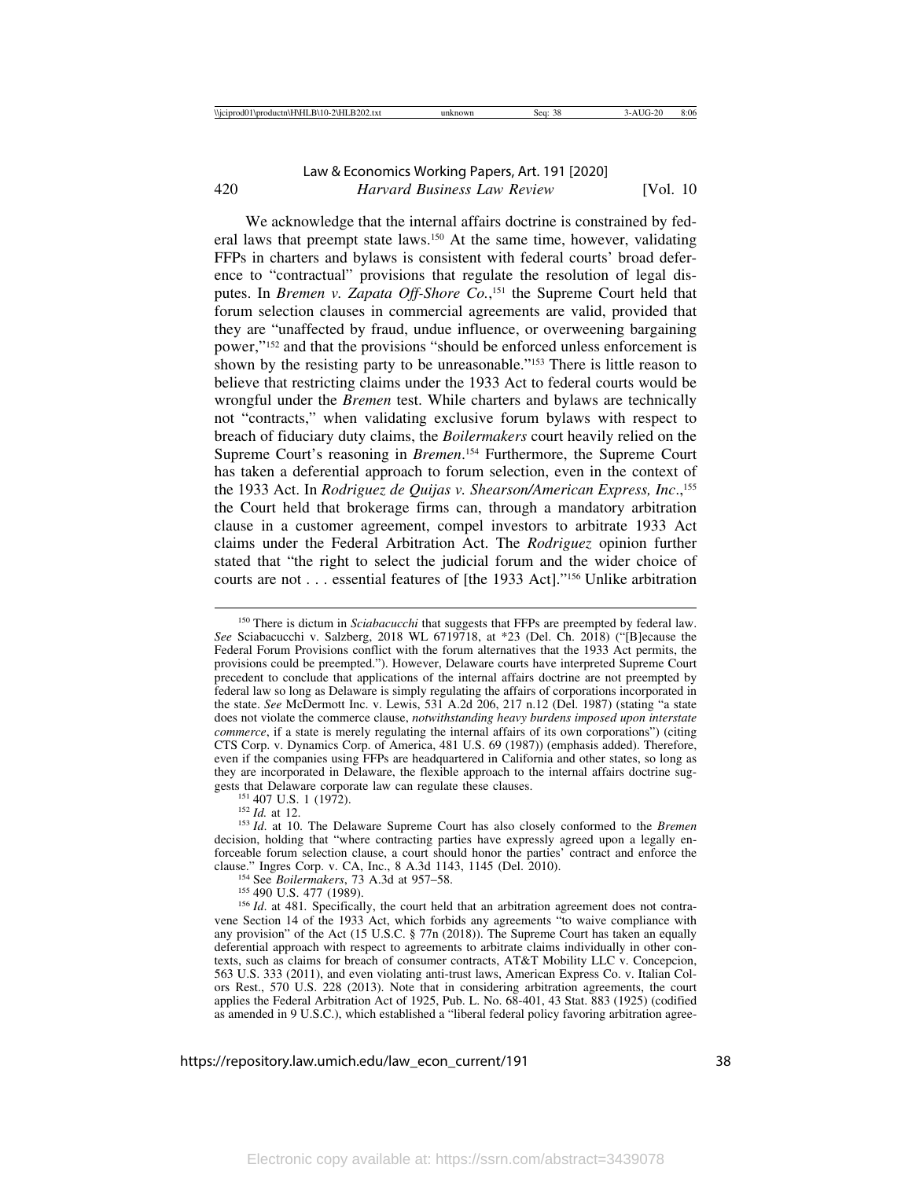We acknowledge that the internal affairs doctrine is constrained by federal laws that preempt state laws.[150] At the same time, however, validating FFPs in charters and bylaws is consistent with federal courts' broad deference to "contractual" provisions that regulate the resolution of legal disputes. In *Bremen v. Zapata Off-Shore Co.*,[151] the Supreme Court held that forum selection clauses in commercial agreements are valid, provided that they are "unaffected by fraud, undue influence, or overweening bargaining power,"[152] and that the provisions "should be enforced unless enforcement is shown by the resisting party to be unreasonable."[153] There is little reason to believe that restricting claims under the 1933 Act to federal courts would be wrongful under the *Bremen* test. While charters and bylaws are technically not "contracts," when validating exclusive forum bylaws with respect to breach of fiduciary duty claims, the *Boilermakers* court heavily relied on the Supreme Court's reasoning in *Bremen*.[154] Furthermore, the Supreme Court has taken a deferential approach to forum selection, even in the context of the 1933 Act. In *Rodriguez de Quijas v. Shearson/American Express, Inc.*,[155] the Court held that brokerage firms can, through a mandatory arbitration clause in a customer agreement, compel investors to arbitrate 1933 Act claims under the Federal Arbitration Act. The *Rodriguez* opinion further stated that "the right to select the judicial forum and the wider choice of courts are not . . . essential features of [the 1933 Act]."[156] Unlike arbitration

[150] There is dictum in *Sciabacucchi* that suggests that FFPs are preempted by federal law. *See* Sciabacucchi v. Salzberg, 2018 WL 6719718, at *23 (Del. Ch. 2018) ("[B]ecause the Federal Forum Provisions conflict with the forum alternatives that the 1933 Act permits, the provisions could be preempted."). However, Delaware courts have interpreted Supreme Court precedent to conclude that applications of the internal affairs doctrine are not preempted by federal law so long as Delaware is simply regulating the affairs of corporations incorporated in the state. *See* McDermott Inc. v. Lewis, 531 A.2d 206, 217 n.12 (Del. 1987) (stating "a state does not violate the commerce clause, *notwithstanding heavy burdens imposed upon interstate commerce*, if a state is merely regulating the internal affairs of its own corporations") (citing CTS Corp. v. Dynamics Corp. of America, 481 U.S. 69 (1987)) (emphasis added). Therefore, even if the companies using FFPs are headquartered in California and other states, so long as they are incorporated in Delaware, the flexible approach to the internal affairs doctrine suggests that Delaware corporate law can regulate these clauses.

[151] 407 U.S. 1 (1972).

[152] *Id.* at 12.

[153] *Id.* at 10. The Delaware Supreme Court has also closely conformed to the *Bremen* decision, holding that "where contracting parties have expressly agreed upon a legally enforceable forum selection clause, a court should honor the parties' contract and enforce the clause." Ingres Corp. v. CA, Inc., 8 A.3d 1143, 1145 (Del. 2010).

[154] See *Boilermakers*, 73 A.3d at 957–58.

[155] 490 U.S. 477 (1989).

[156] *Id.* at 481. Specifically, the court held that an arbitration agreement does not contravene Section 14 of the 1933 Act, which forbids any agreements "to waive compliance with any provision" of the Act (15 U.S.C. § 77n (2018)). The Supreme Court has taken an equally deferential approach with respect to agreements to arbitrate claims individually in other contexts, such as claims for breach of consumer contracts, AT&T Mobility LLC v. Concepcion, 563 U.S. 333 (2011), and even violating anti-trust laws, American Express Co. v. Italian Colors Rest., 570 U.S. 228 (2013). Note that in considering arbitration agreements, the court applies the Federal Arbitration Act of 1925, Pub. L. No. 68-401, 43 Stat. 883 (1925) (codified as amended in 9 U.S.C.), which established a "liberal federal policy favoring arbitration agree-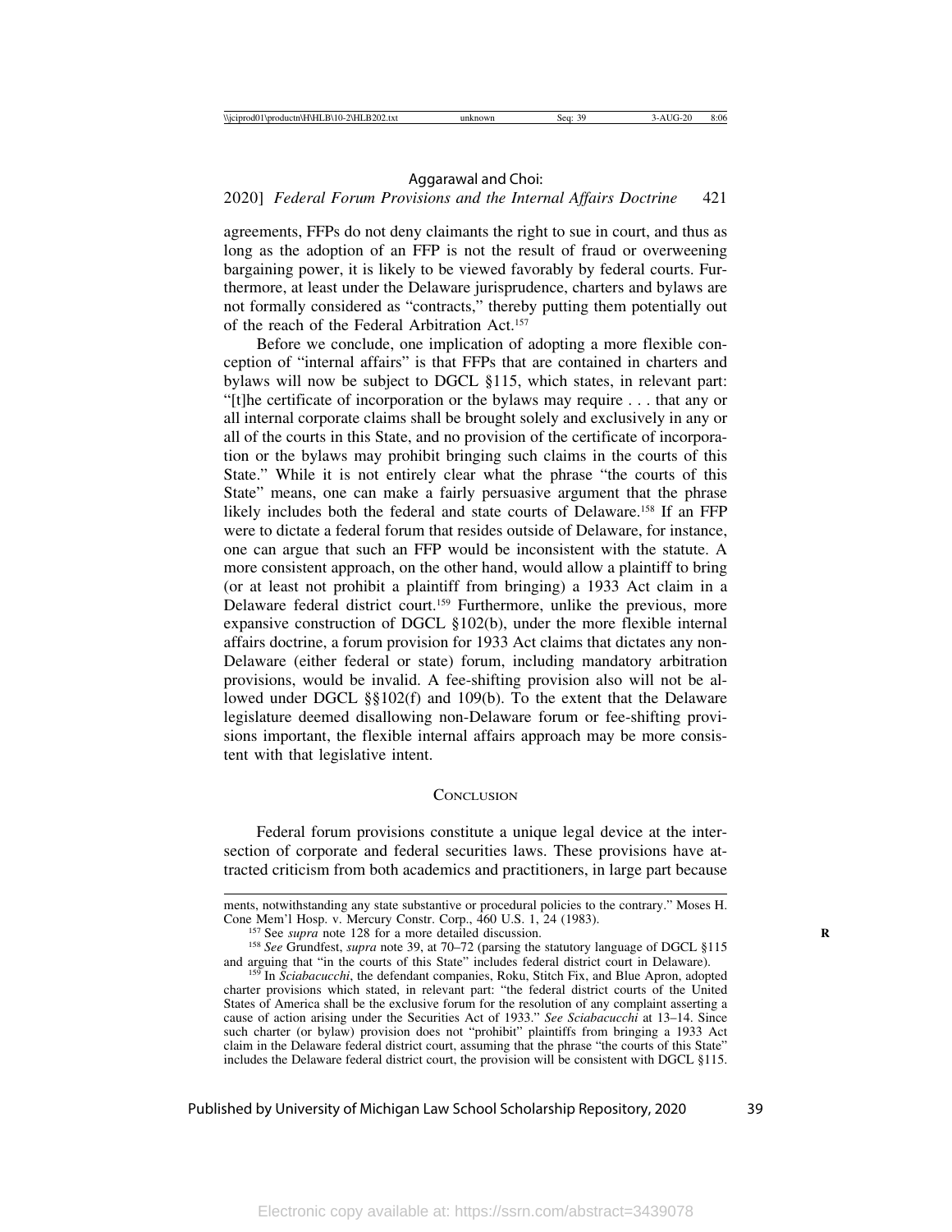agreements, FFPs do not deny claimants the right to sue in court, and thus as long as the adoption of an FFP is not the result of fraud or overweening bargaining power, it is likely to be viewed favorably by federal courts. Furthermore, at least under the Delaware jurisprudence, charters and bylaws are not formally considered as "contracts," thereby putting them potentially out of the reach of the Federal Arbitration Act.[157]

Before we conclude, one implication of adopting a more flexible conception of "internal affairs" is that FFPs that are contained in charters and bylaws will now be subject to DGCL §115, which states, in relevant part: "[t]he certificate of incorporation or the bylaws may require . . . that any or all internal corporate claims shall be brought solely and exclusively in any or all of the courts in this State, and no provision of the certificate of incorporation or the bylaws may prohibit bringing such claims in the courts of this State." While it is not entirely clear what the phrase "the courts of this State" means, one can make a fairly persuasive argument that the phrase likely includes both the federal and state courts of Delaware.[158] If an FFP were to dictate a federal forum that resides outside of Delaware, for instance, one can argue that such an FFP would be inconsistent with the statute. A more consistent approach, on the other hand, would allow a plaintiff to bring (or at least not prohibit a plaintiff from bringing) a 1933 Act claim in a Delaware federal district court.[159] Furthermore, unlike the previous, more expansive construction of DGCL §102(b), under the more flexible internal affairs doctrine, a forum provision for 1933 Act claims that dictates any non-Delaware (either federal or state) forum, including mandatory arbitration provisions, would be invalid. A fee-shifting provision also will not be allowed under DGCL §§102(f) and 109(b). To the extent that the Delaware legislature deemed disallowing non-Delaware forum or fee-shifting provisions important, the flexible internal affairs approach may be more consistent with that legislative intent.

## Conclusion

Federal forum provisions constitute a unique legal device at the intersection of corporate and federal securities laws. These provisions have attracted criticism from both academics and practitioners, in large part because

---

ments, notwithstanding any state substantive or procedural policies to the contrary." Moses H. Cone Mem'l Hosp. v. Mercury Constr. Corp., 460 U.S. 1, 24 (1983).

[157] See *supra* note 128 for a more detailed discussion.

[158] *See* Grundfest, *supra* note 39, at 70–72 (parsing the statutory language of DGCL §115 and arguing that "in the courts of this State" includes federal district court in Delaware).

[159] In *Sciabacucchi*, the defendant companies, Roku, Stitch Fix, and Blue Apron, adopted charter provisions which stated, in relevant part: "the federal district courts of the United States of America shall be the exclusive forum for the resolution of any complaint asserting a cause of action arising under the Securities Act of 1933." *See Sciabacucchi* at 13–14. Since such charter (or bylaw) provision does not "prohibit" plaintiffs from bringing a 1933 Act claim in the Delaware federal district court, assuming that the phrase "the courts of this State" includes the Delaware federal district court, the provision will be consistent with DGCL §115.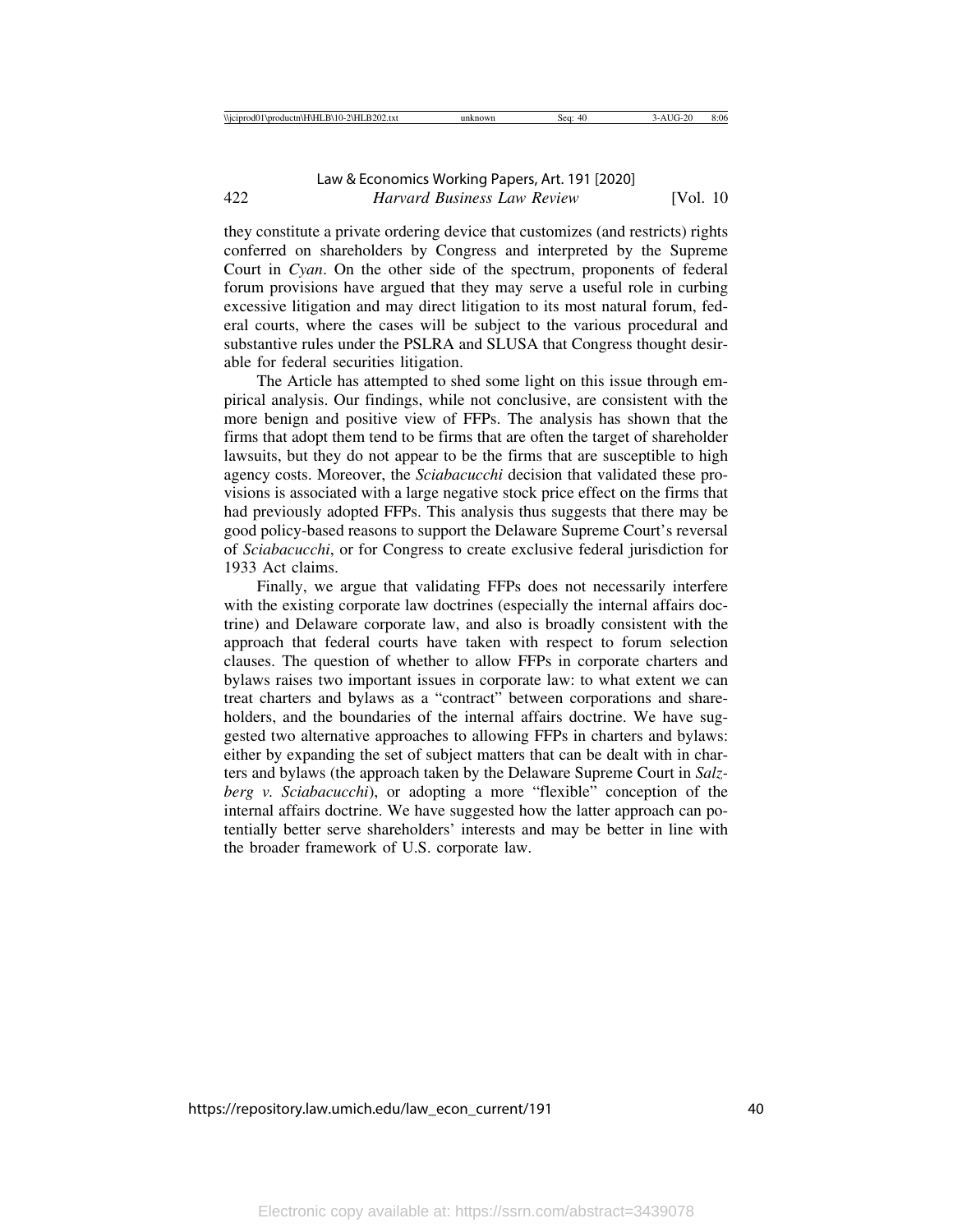they constitute a private ordering device that customizes (and restricts) rights conferred on shareholders by Congress and interpreted by the Supreme Court in *Cyan*. On the other side of the spectrum, proponents of federal forum provisions have argued that they may serve a useful role in curbing excessive litigation and may direct litigation to its most natural forum, federal courts, where the cases will be subject to the various procedural and substantive rules under the PSLRA and SLUSA that Congress thought desirable for federal securities litigation.

The Article has attempted to shed some light on this issue through empirical analysis. Our findings, while not conclusive, are consistent with the more benign and positive view of FFPs. The analysis has shown that the firms that adopt them tend to be firms that are often the target of shareholder lawsuits, but they do not appear to be the firms that are susceptible to high agency costs. Moreover, the *Sciabacucchi* decision that validated these provisions is associated with a large negative stock price effect on the firms that had previously adopted FFPs. This analysis thus suggests that there may be good policy-based reasons to support the Delaware Supreme Court's reversal of *Sciabacucchi*, or for Congress to create exclusive federal jurisdiction for 1933 Act claims.

Finally, we argue that validating FFPs does not necessarily interfere with the existing corporate law doctrines (especially the internal affairs doctrine) and Delaware corporate law, and also is broadly consistent with the approach that federal courts have taken with respect to forum selection clauses. The question of whether to allow FFPs in corporate charters and bylaws raises two important issues in corporate law: to what extent we can treat charters and bylaws as a "contract" between corporations and shareholders, and the boundaries of the internal affairs doctrine. We have suggested two alternative approaches to allowing FFPs in charters and bylaws: either by expanding the set of subject matters that can be dealt with in charters and bylaws (the approach taken by the Delaware Supreme Court in *Salzberg v. Sciabacucchi*), or adopting a more "flexible" conception of the internal affairs doctrine. We have suggested how the latter approach can potentially better serve shareholders' interests and may be better in line with the broader framework of U.S. corporate law.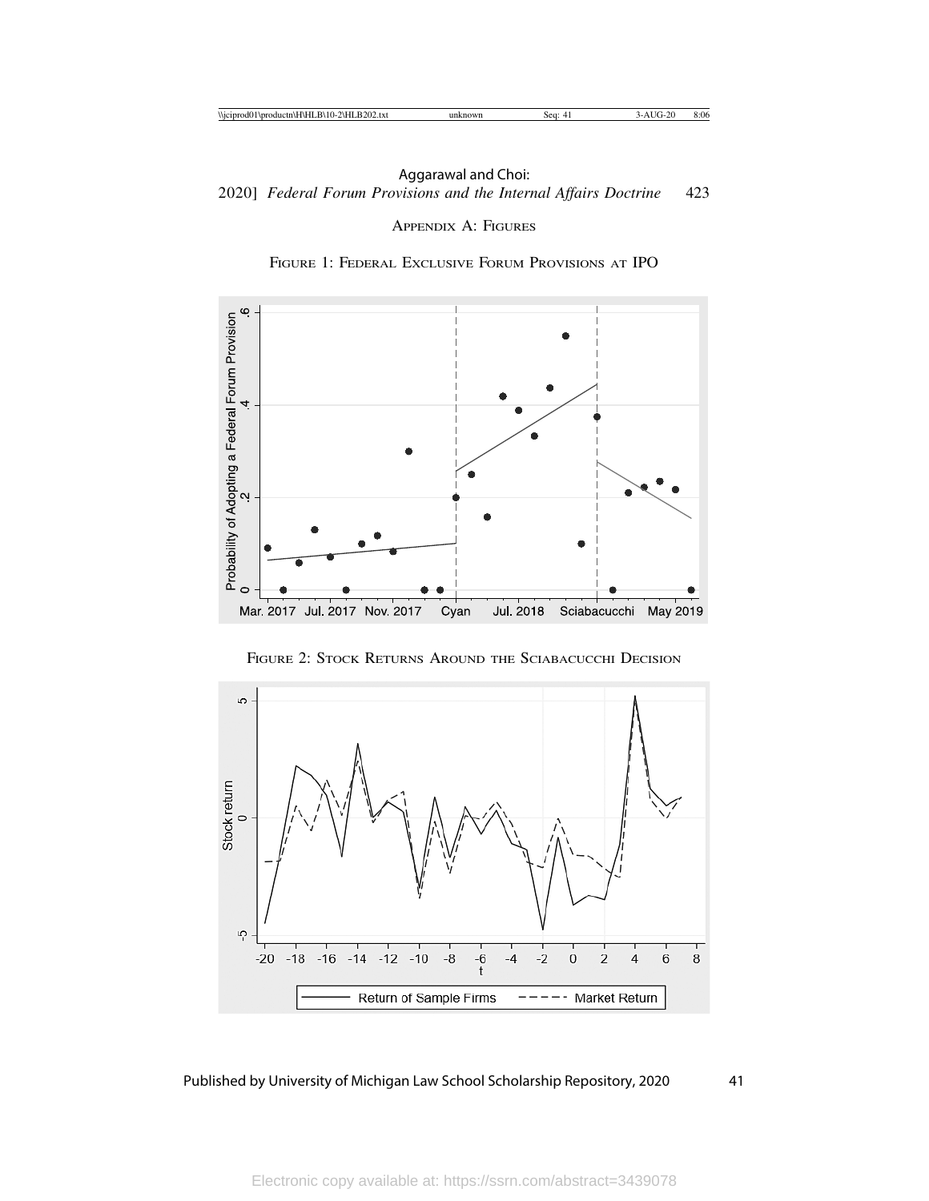## Appendix A: Figures

Figure 1: Federal Exclusive Forum Provisions at IPO

Figure 2: Stock Returns Around the Sciabacucchi Decision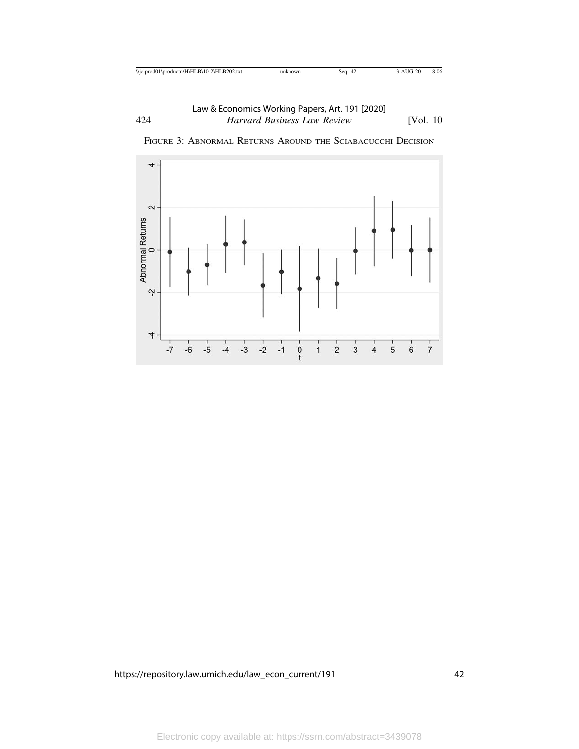FIGURE 3: ABNORMAL RETURNS AROUND THE SCIABACUCCHI DECISION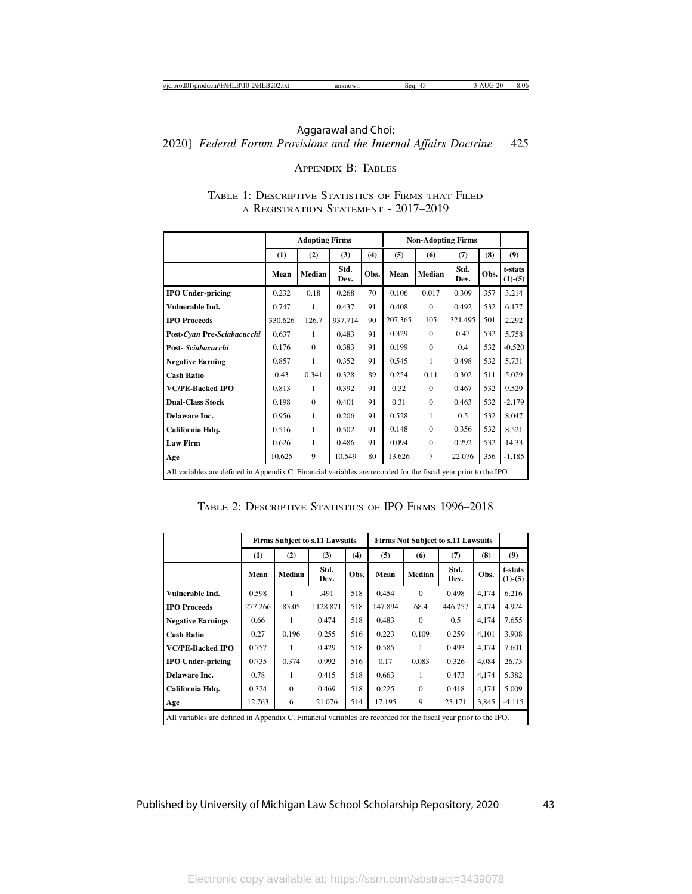## Appendix B: Tables

### Table 1: Descriptive Statistics of Firms that Filed a Registration Statement - 2017–2019

| | Adopting Firms | | | | Non-Adopting Firms | | | | |
|---|---|---|---|---|---|---|---|---|---|
| | (1) | (2) | (3) | (4) | (5) | (6) | (7) | (8) | (9) |
| | Mean | Median | Std. Dev. | Obs. | Mean | Median | Std. Dev. | Obs. | t-stats (1)-(5) |
| **IPO Under-pricing** | 0.232 | 0.18 | 0.268 | 70 | 0.106 | 0.017 | 0.309 | 357 | 3.214 |
| **Vulnerable Ind.** | 0.747 | 1 | 0.437 | 91 | 0.408 | 0 | 0.492 | 532 | 6.177 |
| **IPO Proceeds** | 330.626 | 126.7 | 937.714 | 90 | 207.365 | 105 | 321.495 | 501 | 2.292 |
| **Post-*Cyan* Pre-*Sciabacucchi*** | 0.637 | 1 | 0.483 | 91 | 0.329 | 0 | 0.47 | 532 | 5.758 |
| **Post- *Sciabacucchi*** | 0.176 | 0 | 0.383 | 91 | 0.199 | 0 | 0.4 | 532 | -0.520 |
| **Negative Earning** | 0.857 | 1 | 0.352 | 91 | 0.545 | 1 | 0.498 | 532 | 5.731 |
| **Cash Ratio** | 0.43 | 0.341 | 0.328 | 89 | 0.254 | 0.11 | 0.302 | 511 | 5.029 |
| **VC/PE-Backed IPO** | 0.813 | 1 | 0.392 | 91 | 0.32 | 0 | 0.467 | 532 | 9.529 |
| **Dual-Class Stock** | 0.198 | 0 | 0.401 | 91 | 0.31 | 0 | 0.463 | 532 | -2.179 |
| **Delaware Inc.** | 0.956 | 1 | 0.206 | 91 | 0.528 | 1 | 0.5 | 532 | 8.047 |
| **California Hdq.** | 0.516 | 1 | 0.502 | 91 | 0.148 | 0 | 0.356 | 532 | 8.521 |
| **Law Firm** | 0.626 | 1 | 0.486 | 91 | 0.094 | 0 | 0.292 | 532 | 14.33 |
| **Age** | 10.625 | 9 | 10.549 | 80 | 13.626 | 7 | 22.076 | 356 | -1.185 |

All variables are defined in Appendix C. Financial variables are recorded for the fiscal year prior to the IPO.

### Table 2: Descriptive Statistics of IPO Firms 1996–2018

| | Firms Subject to s.11 Lawsuits | | | | Firms Not Subject to s.11 Lawsuits | | | | |
|---|---|---|---|---|---|---|---|---|---|
| | (1) | (2) | (3) | (4) | (5) | (6) | (7) | (8) | (9) |
| | Mean | Median | Std. Dev. | Obs. | Mean | Median | Std. Dev. | Obs. | t-stats (1)-(5) |
| **Vulnerable Ind.** | 0.598 | 1 | .491 | 518 | 0.454 | 0 | 0.498 | 4,174 | 6.216 |
| **IPO Proceeds** | 277.266 | 83.05 | 1128.871 | 518 | 147.894 | 68.4 | 446.757 | 4,174 | 4.924 |
| **Negative Earnings** | 0.66 | 1 | 0.474 | 518 | 0.483 | 0 | 0.5 | 4,174 | 7.655 |
| **Cash Ratio** | 0.27 | 0.196 | 0.255 | 516 | 0.223 | 0.109 | 0.259 | 4,101 | 3.908 |
| **VC/PE-Backed IPO** | 0.757 | 1 | 0.429 | 518 | 0.585 | 1 | 0.493 | 4,174 | 7.601 |
| **IPO Under-pricing** | 0.735 | 0.374 | 0.992 | 516 | 0.17 | 0.083 | 0.326 | 4,084 | 26.73 |
| **Delaware Inc.** | 0.78 | 1 | 0.415 | 518 | 0.663 | 1 | 0.473 | 4,174 | 5.382 |
| **California Hdq.** | 0.324 | 0 | 0.469 | 518 | 0.225 | 0 | 0.418 | 4,174 | 5.009 |
| **Age** | 12.763 | 6 | 21.076 | 514 | 17.195 | 9 | 23.171 | 3,845 | -4.115 |

All variables are defined in Appendix C. Financial variables are recorded for the fiscal year prior to the IPO.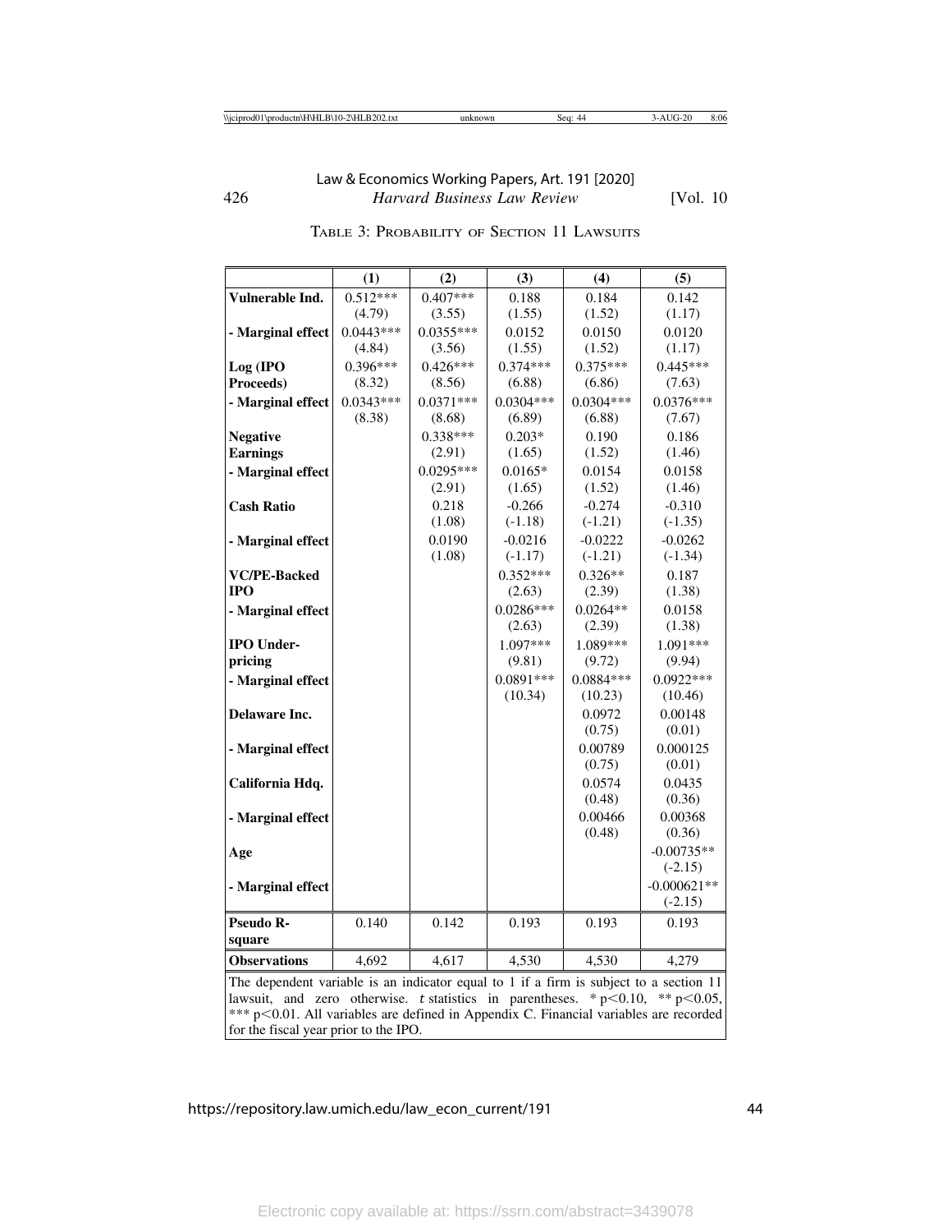TABLE 3: PROBABILITY OF SECTION 11 LAWSUITS

| | (1) | (2) | (3) | (4) | (5) |
|---|---|---|---|---|---|
| **Vulnerable Ind.** | 0.512*** | 0.407*** | 0.188 | 0.184 | 0.142 |
| | (4.79) | (3.55) | (1.55) | (1.52) | (1.17) |
| **- Marginal effect** | 0.0443*** | 0.0355*** | 0.0152 | 0.0150 | 0.0120 |
| | (4.84) | (3.56) | (1.55) | (1.52) | (1.17) |
| **Log (IPO Proceeds)** | 0.396*** | 0.426*** | 0.374*** | 0.375*** | 0.445*** |
| | (8.32) | (8.56) | (6.88) | (6.86) | (7.63) |
| **- Marginal effect** | 0.0343*** | 0.0371*** | 0.0304*** | 0.0304*** | 0.0376*** |
| | (8.38) | (8.68) | (6.89) | (6.88) | (7.67) |
| **Negative Earnings** | | 0.338*** | 0.203* | 0.190 | 0.186 |
| | | (2.91) | (1.65) | (1.52) | (1.46) |
| **- Marginal effect** | | 0.0295*** | 0.0165* | 0.0154 | 0.0158 |
| | | (2.91) | (1.65) | (1.52) | (1.46) |
| **Cash Ratio** | | 0.218 | -0.266 | -0.274 | -0.310 |
| | | (1.08) | (-1.18) | (-1.21) | (-1.35) |
| **- Marginal effect** | | 0.0190 | -0.0216 | -0.0222 | -0.0262 |
| | | (1.08) | (-1.17) | (-1.21) | (-1.34) |
| **VC/PE-Backed IPO** | | | 0.352*** | 0.326** | 0.187 |
| | | | (2.63) | (2.39) | (1.38) |
| **- Marginal effect** | | | 0.0286*** | 0.0264** | 0.0158 |
| | | | (2.63) | (2.39) | (1.38) |
| **IPO Under-pricing** | | | 1.097*** | 1.089*** | 1.091*** |
| | | | (9.81) | (9.72) | (9.94) |
| **- Marginal effect** | | | 0.0891*** | 0.0884*** | 0.0922*** |
| | | | (10.34) | (10.23) | (10.46) |
| **Delaware Inc.** | | | | 0.0972 | 0.00148 |
| | | | | (0.75) | (0.01) |
| **- Marginal effect** | | | | 0.00789 | 0.000125 |
| | | | | (0.75) | (0.01) |
| **California Hdq.** | | | | 0.0574 | 0.0435 |
| | | | | (0.48) | (0.36) |
| **- Marginal effect** | | | | 0.00466 | 0.00368 |
| | | | | (0.48) | (0.36) |
| **Age** | | | | | -0.00735** |
| | | | | | (-2.15) |
| **- Marginal effect** | | | | | -0.000621** |
| | | | | | (-2.15) |
| **Pseudo R-square** | 0.140 | 0.142 | 0.193 | 0.193 | 0.193 |
| **Observations** | 4,692 | 4,617 | 4,530 | 4,530 | 4,279 |

The dependent variable is an indicator equal to 1 if a firm is subject to a section 11 lawsuit, and zero otherwise. $t$ statistics in parentheses. * $p<0.10$, ** $p<0.05$, *** $p<0.01$. All variables are defined in Appendix C. Financial variables are recorded for the fiscal year prior to the IPO.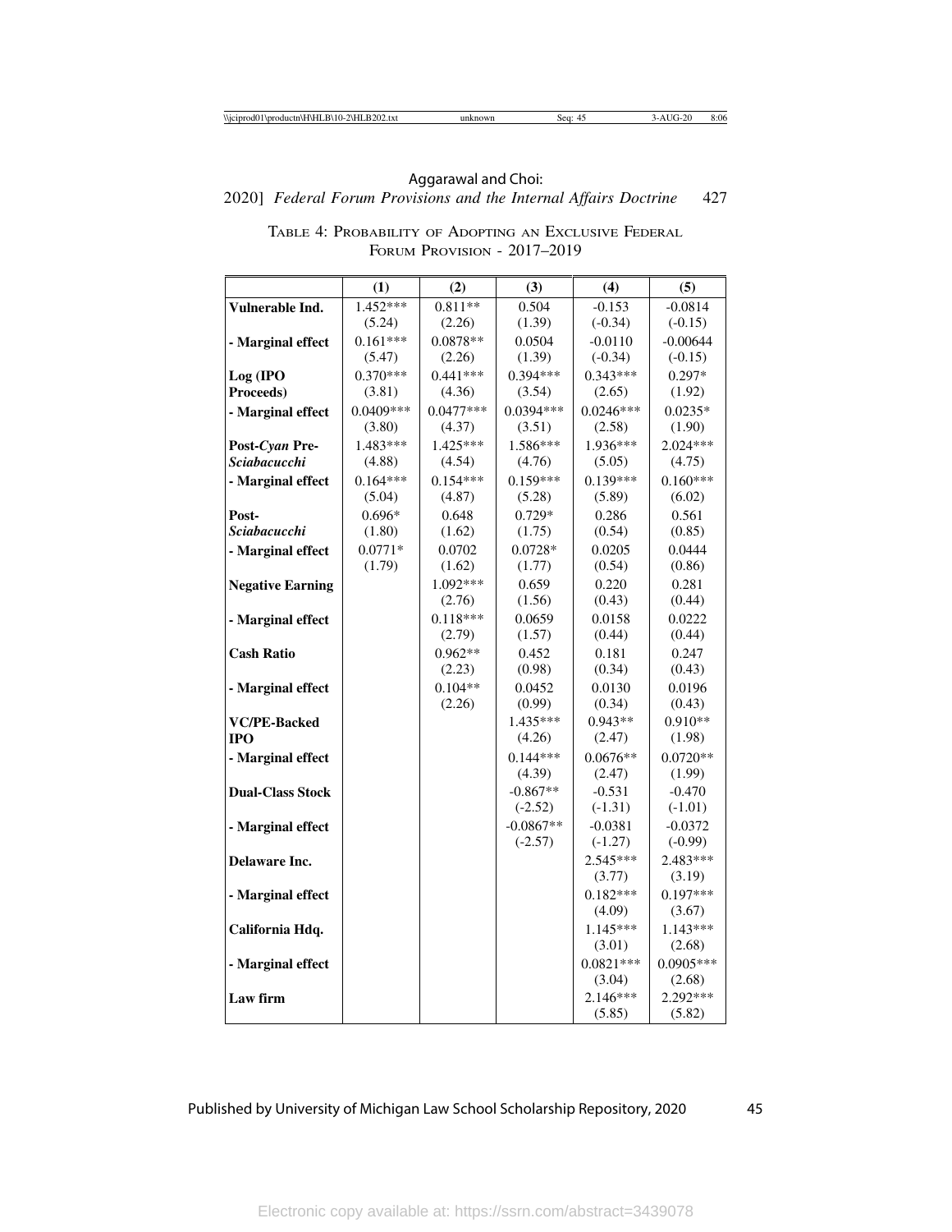TABLE 4: PROBABILITY OF ADOPTING AN EXCLUSIVE FEDERAL FORUM PROVISION - 2017–2019

| | (1) | (2) | (3) | (4) | (5) |
|---|---|---|---|---|---|
| **Vulnerable Ind.** | 1.452*** | 0.811** | 0.504 | -0.153 | -0.0814 |
| | (5.24) | (2.26) | (1.39) | (-0.34) | (-0.15) |
| **- Marginal effect** | 0.161*** | 0.0878** | 0.0504 | -0.0110 | -0.00644 |
| | (5.47) | (2.26) | (1.39) | (-0.34) | (-0.15) |
| **Log (IPO Proceeds)** | 0.370*** | 0.441*** | 0.394*** | 0.343*** | 0.297* |
| | (3.81) | (4.36) | (3.54) | (2.65) | (1.92) |
| **- Marginal effect** | 0.0409*** | 0.0477*** | 0.0394*** | 0.0246*** | 0.0235* |
| | (3.80) | (4.37) | (3.51) | (2.58) | (1.90) |
| **Post-*Cyan* Pre-*Sciabacucchi*** | 1.483*** | 1.425*** | 1.586*** | 1.936*** | 2.024*** |
| | (4.88) | (4.54) | (4.76) | (5.05) | (4.75) |
| **- Marginal effect** | 0.164*** | 0.154*** | 0.159*** | 0.139*** | 0.160*** |
| | (5.04) | (4.87) | (5.28) | (5.89) | (6.02) |
| **Post-*Sciabacucchi*** | 0.696* | 0.648 | 0.729* | 0.286 | 0.561 |
| | (1.80) | (1.62) | (1.75) | (0.54) | (0.85) |
| **- Marginal effect** | 0.0771* | 0.0702 | 0.0728* | 0.0205 | 0.0444 |
| | (1.79) | (1.62) | (1.77) | (0.54) | (0.86) |
| **Negative Earning** | | 1.092*** | 0.659 | 0.220 | 0.281 |
| | | (2.76) | (1.56) | (0.43) | (0.44) |
| **- Marginal effect** | | 0.118*** | 0.0659 | 0.0158 | 0.0222 |
| | | (2.79) | (1.57) | (0.44) | (0.44) |
| **Cash Ratio** | | 0.962** | 0.452 | 0.181 | 0.247 |
| | | (2.23) | (0.98) | (0.34) | (0.43) |
| **- Marginal effect** | | 0.104** | 0.0452 | 0.0130 | 0.0196 |
| | | (2.26) | (0.99) | (0.34) | (0.43) |
| **VC/PE-Backed IPO** | | | 1.435*** | 0.943** | 0.910** |
| | | | (4.26) | (2.47) | (1.98) |
| **- Marginal effect** | | | 0.144*** | 0.0676** | 0.0720** |
| | | | (4.39) | (2.47) | (1.99) |
| **Dual-Class Stock** | | | -0.867** | -0.531 | -0.470 |
| | | | (-2.52) | (-1.31) | (-1.01) |
| **- Marginal effect** | | | -0.0867** | -0.0381 | -0.0372 |
| | | | (-2.57) | (-1.27) | (-0.99) |
| **Delaware Inc.** | | | | 2.545*** | 2.483*** |
| | | | | (3.77) | (3.19) |
| **- Marginal effect** | | | | 0.182*** | 0.197*** |
| | | | | (4.09) | (3.67) |
| **California Hdq.** | | | | 1.145*** | 1.143*** |
| | | | | (3.01) | (2.68) |
| **- Marginal effect** | | | | 0.0821*** | 0.0905*** |
| | | | | (3.04) | (2.68) |
| **Law firm** | | | | 2.146*** | 2.292*** |
| | | | | (5.85) | (5.82) |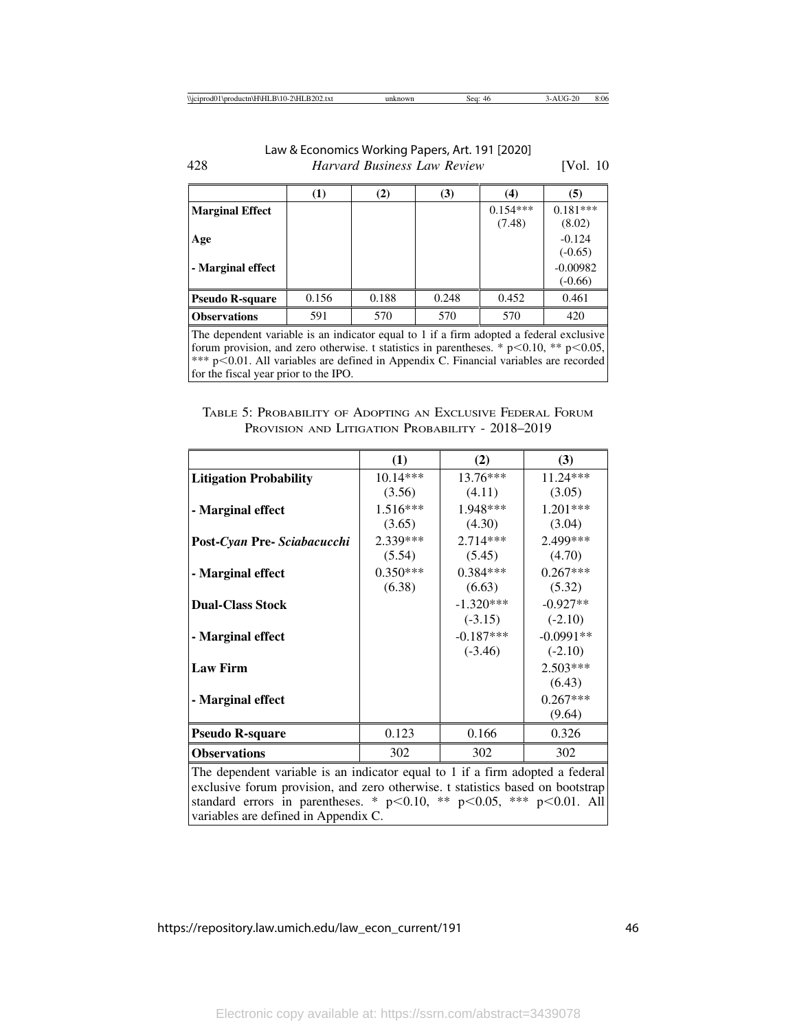|  | (1) | (2) | (3) | (4) | (5) |
|---|---|---|---|---|---|
| **Marginal Effect** |  |  |  | 0.154*** (7.48) | 0.181*** (8.02) |
| **Age** |  |  |  |  | -0.124 (-0.65) |
| **- Marginal effect** |  |  |  |  | -0.00982 (-0.66) |
| **Pseudo R-square** | 0.156 | 0.188 | 0.248 | 0.452 | 0.461 |
| **Observations** | 591 | 570 | 570 | 570 | 420 |

The dependent variable is an indicator equal to 1 if a firm adopted a federal exclusive forum provision, and zero otherwise. t statistics in parentheses. * $p<0.10$, ** $p<0.05$, *** $p<0.01$. All variables are defined in Appendix C. Financial variables are recorded for the fiscal year prior to the IPO.

TABLE 5: PROBABILITY OF ADOPTING AN EXCLUSIVE FEDERAL FORUM PROVISION AND LITIGATION PROBABILITY - 2018–2019

|  | (1) | (2) | (3) |
|---|---|---|---|
| **Litigation Probability** | 10.14*** (3.56) | 13.76*** (4.11) | 11.24*** (3.05) |
| **- Marginal effect** | 1.516*** (3.65) | 1.948*** (4.30) | 1.201*** (3.04) |
| **Post-*Cyan* Pre- *Sciabacucchi*** | 2.339*** (5.54) | 2.714*** (5.45) | 2.499*** (4.70) |
| **- Marginal effect** | 0.350*** (6.38) | 0.384*** (6.63) | 0.267*** (5.32) |
| **Dual-Class Stock** |  | -1.320*** (-3.15) | -0.927** (-2.10) |
| **- Marginal effect** |  | -0.187*** (-3.46) | -0.0991** (-2.10) |
| **Law Firm** |  |  | 2.503*** (6.43) |
| **- Marginal effect** |  |  | 0.267*** (9.64) |
| **Pseudo R-square** | 0.123 | 0.166 | 0.326 |
| **Observations** | 302 | 302 | 302 |

The dependent variable is an indicator equal to 1 if a firm adopted a federal exclusive forum provision, and zero otherwise. t statistics based on bootstrap standard errors in parentheses. * $p<0.10$, ** $p<0.05$, *** $p<0.01$. All variables are defined in Appendix C.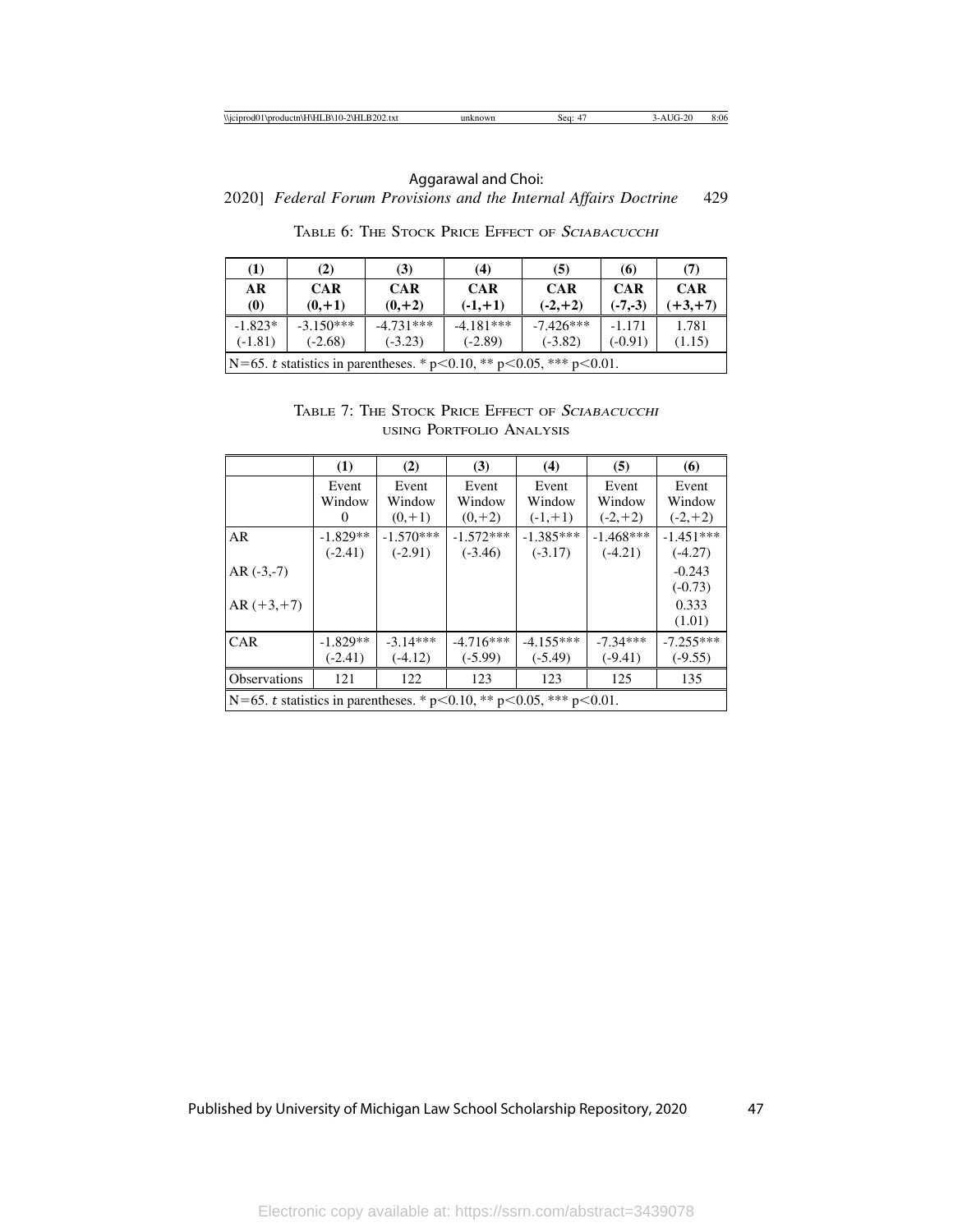Table 6: The Stock Price Effect of *Sciabacucchi*

| (1) | (2) | (3) | (4) | (5) | (6) | (7) |
|---|---|---|---|---|---|---|
| **AR (0)** | **CAR (0,+1)** | **CAR (0,+2)** | **CAR (-1,+1)** | **CAR (-2,+2)** | **CAR (-7,-3)** | **CAR (+3,+7)** |
| -1.823* | -3.150*** | -4.731*** | -4.181*** | -7.426*** | -1.171 | 1.781 |
| (-1.81) | (-2.68) | (-3.23) | (-2.89) | (-3.82) | (-0.91) | (1.15) |

N=65. *t* statistics in parentheses. * p<0.10, ** p<0.05, *** p<0.01.

Table 7: The Stock Price Effect of *Sciabacucchi* using Portfolio Analysis

| | (1) | (2) | (3) | (4) | (5) | (6) |
|---|---|---|---|---|---|---|
| | Event Window 0 | Event Window (0,+1) | Event Window (0,+2) | Event Window (-1,+1) | Event Window (-2,+2) | Event Window (-2,+2) |
| AR | -1.829** | -1.570*** | -1.572*** | -1.385*** | -1.468*** | -1.451*** |
| | (-2.41) | (-2.91) | (-3.46) | (-3.17) | (-4.21) | (-4.27) |
| AR (-3,-7) | | | | | | -0.243 |
| | | | | | | (-0.73) |
| AR (+3,+7) | | | | | | 0.333 |
| | | | | | | (1.01) |
| CAR | -1.829** | -3.14*** | -4.716*** | -4.155*** | -7.34*** | -7.255*** |
| | (-2.41) | (-4.12) | (-5.99) | (-5.49) | (-9.41) | (-9.55) |
| Observations | 121 | 122 | 123 | 123 | 125 | 135 |

N=65. *t* statistics in parentheses. * p<0.10, ** p<0.05, *** p<0.01.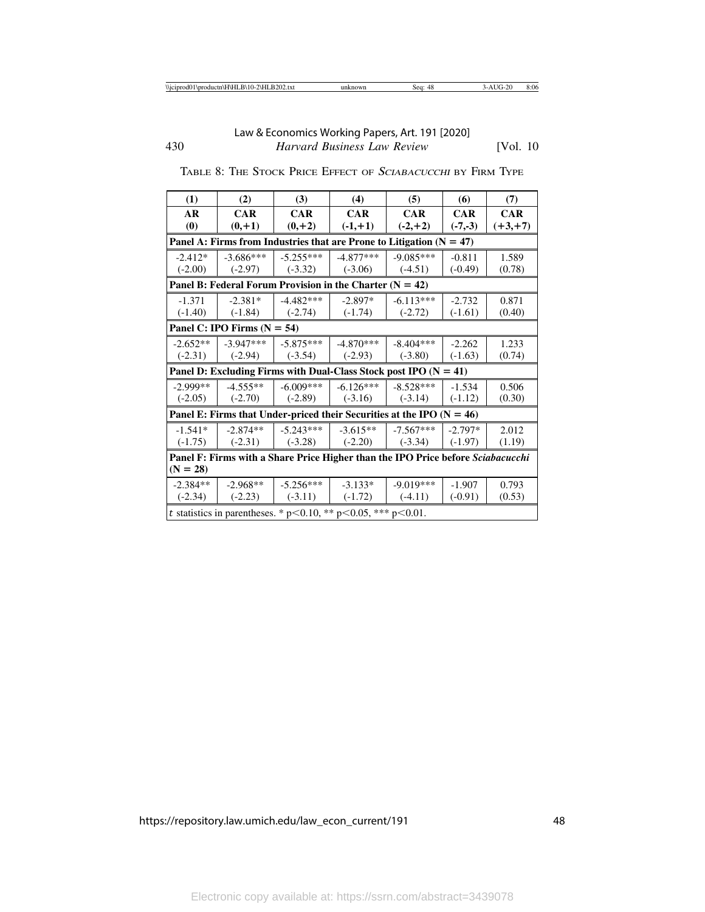TABLE 8: THE STOCK PRICE EFFECT OF *SCIABACUCCHI* BY FIRM TYPE

| (1) | (2) | (3) | (4) | (5) | (6) | (7) |
|---|---|---|---|---|---|---|
| **AR (0)** | **CAR (0,+1)** | **CAR (0,+2)** | **CAR (-1,+1)** | **CAR (-2,+2)** | **CAR (-7,-3)** | **CAR (+3,+7)** |
| **Panel A: Firms from Industries that are Prone to Litigation (N = 47)** | | | | | | |
| -2.412* | -3.686*** | -5.255*** | -4.877*** | -9.085*** | -0.811 | 1.589 |
| (-2.00) | (-2.97) | (-3.32) | (-3.06) | (-4.51) | (-0.49) | (0.78) |
| **Panel B: Federal Forum Provision in the Charter (N = 42)** | | | | | | |
| -1.371 | -2.381* | -4.482*** | -2.897* | -6.113*** | -2.732 | 0.871 |
| (-1.40) | (-1.84) | (-2.74) | (-1.74) | (-2.72) | (-1.61) | (0.40) |
| **Panel C: IPO Firms (N = 54)** | | | | | | |
| -2.652** | -3.947*** | -5.875*** | -4.870*** | -8.404*** | -2.262 | 1.233 |
| (-2.31) | (-2.94) | (-3.54) | (-2.93) | (-3.80) | (-1.63) | (0.74) |
| **Panel D: Excluding Firms with Dual-Class Stock post IPO (N = 41)** | | | | | | |
| -2.999** | -4.555** | -6.009*** | -6.126*** | -8.528*** | -1.534 | 0.506 |
| (-2.05) | (-2.70) | (-2.89) | (-3.16) | (-3.14) | (-1.12) | (0.30) |
| **Panel E: Firms that Under-priced their Securities at the IPO (N = 46)** | | | | | | |
| -1.541* | -2.874** | -5.243*** | -3.615** | -7.567*** | -2.797* | 2.012 |
| (-1.75) | (-2.31) | (-3.28) | (-2.20) | (-3.34) | (-1.97) | (1.19) |
| **Panel F: Firms with a Share Price Higher than the IPO Price before *Sciabacucchi* (N = 28)** | | | | | | |
| -2.384** | -2.968** | -5.256*** | -3.133* | -9.019*** | -1.907 | 0.793 |
| (-2.34) | (-2.23) | (-3.11) | (-1.72) | (-4.11) | (-0.91) | (0.53) |
| $t$ statistics in parentheses. * $p<0.10$, ** $p<0.05$, *** $p<0.01$. | | | | | | |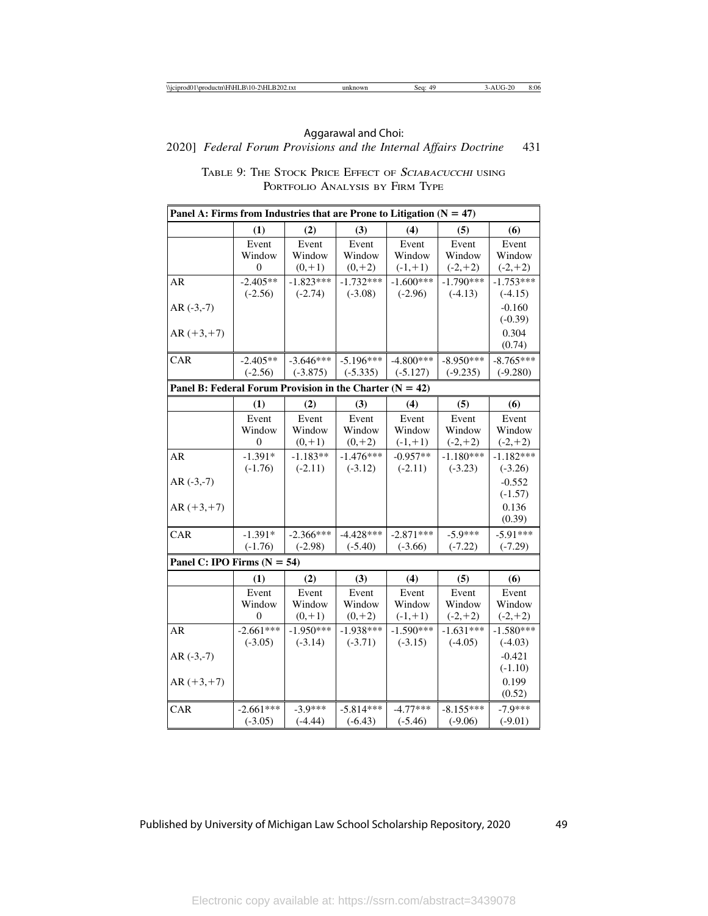TABLE 9: THE STOCK PRICE EFFECT OF *SCIABACUCCHI* USING PORTFOLIO ANALYSIS BY FIRM TYPE

| **Panel A: Firms from Industries that are Prone to Litigation (N = 47)** | | | | | | |
|---|---|---|---|---|---|---|
| | **(1)** | **(2)** | **(3)** | **(4)** | **(5)** | **(6)** |
| | Event Window 0 | Event Window (0,+1) | Event Window (0,+2) | Event Window (-1,+1) | Event Window (-2,+2) | Event Window (-2,+2) |
| AR | -2.405** (-2.56) | -1.823*** (-2.74) | -1.732*** (-3.08) | -1.600*** (-2.96) | -1.790*** (-4.13) | -1.753*** (-4.15) |
| AR (-3,-7) | | | | | | -0.160 (-0.39) |
| AR (+3,+7) | | | | | | 0.304 (0.74) |
| CAR | -2.405** (-2.56) | -3.646*** (-3.875) | -5.196*** (-5.335) | -4.800*** (-5.127) | -8.950*** (-9.235) | -8.765*** (-9.280) |
| **Panel B: Federal Forum Provision in the Charter (N = 42)** | | | | | | |
| | **(1)** | **(2)** | **(3)** | **(4)** | **(5)** | **(6)** |
| | Event Window 0 | Event Window (0,+1) | Event Window (0,+2) | Event Window (-1,+1) | Event Window (-2,+2) | Event Window (-2,+2) |
| AR | -1.391* (-1.76) | -1.183** (-2.11) | -1.476*** (-3.12) | -0.957** (-2.11) | -1.180*** (-3.23) | -1.182*** (-3.26) |
| AR (-3,-7) | | | | | | -0.552 (-1.57) |
| AR (+3,+7) | | | | | | 0.136 (0.39) |
| CAR | -1.391* (-1.76) | -2.366*** (-2.98) | -4.428*** (-5.40) | -2.871*** (-3.66) | -5.9*** (-7.22) | -5.91*** (-7.29) |
| **Panel C: IPO Firms (N = 54)** | | | | | | |
| | **(1)** | **(2)** | **(3)** | **(4)** | **(5)** | **(6)** |
| | Event Window 0 | Event Window (0,+1) | Event Window (0,+2) | Event Window (-1,+1) | Event Window (-2,+2) | Event Window (-2,+2) |
| AR | -2.661*** (-3.05) | -1.950*** (-3.14) | -1.938*** (-3.71) | -1.590*** (-3.15) | -1.631*** (-4.05) | -1.580*** (-4.03) |
| AR (-3,-7) | | | | | | -0.421 (-1.10) |
| AR (+3,+7) | | | | | | 0.199 (0.52) |
| CAR | -2.661*** (-3.05) | -3.9*** (-4.44) | -5.814*** (-6.43) | -4.77*** (-5.46) | -8.155*** (-9.06) | -7.9*** (-9.01) |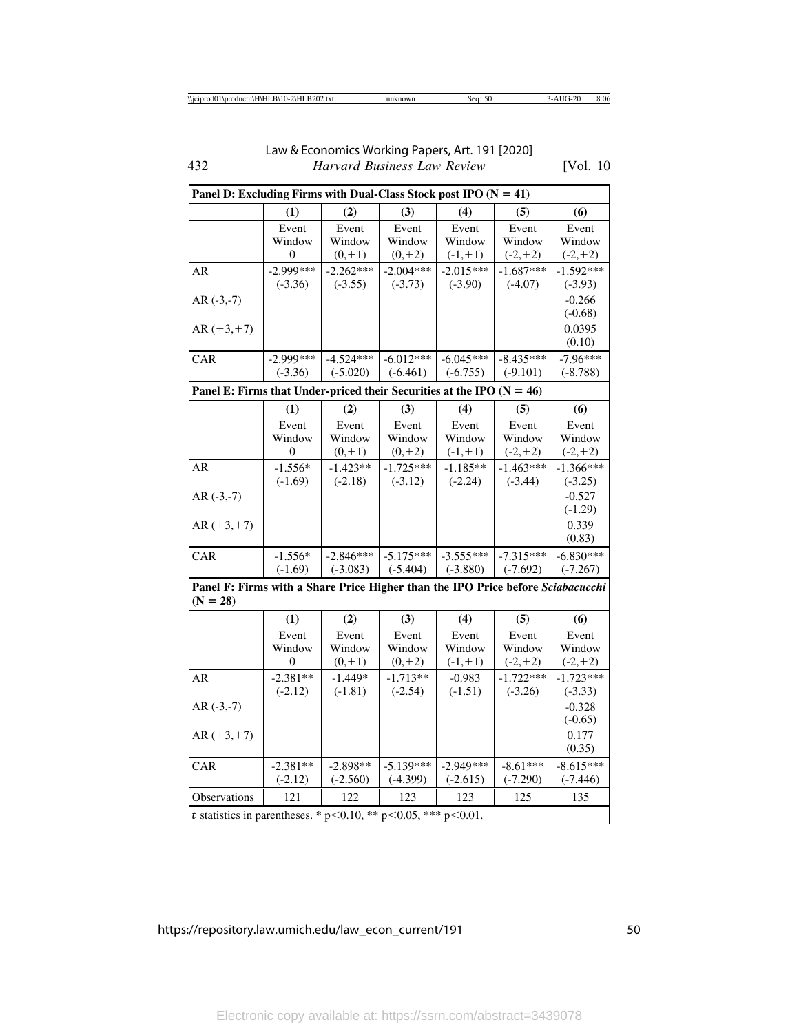| **Panel D: Excluding Firms with Dual-Class Stock post IPO (N = 41)** | | | | | | |
|---|---|---|---|---|---|---|
| | **(1)** | **(2)** | **(3)** | **(4)** | **(5)** | **(6)** |
| | Event Window 0 | Event Window (0,+1) | Event Window (0,+2) | Event Window (-1,+1) | Event Window (-2,+2) | Event Window (-2,+2) |
| AR | -2.999*** (-3.36) | -2.262*** (-3.55) | -2.004*** (-3.73) | -2.015*** (-3.90) | -1.687*** (-4.07) | -1.592*** (-3.93) |
| AR (-3,-7) | | | | | | -0.266 (-0.68) |
| AR (+3,+7) | | | | | | 0.0395 (0.10) |
| CAR | -2.999*** (-3.36) | -4.524*** (-5.020) | -6.012*** (-6.461) | -6.045*** (-6.755) | -8.435*** (-9.101) | -7.96*** (-8.788) |
| **Panel E: Firms that Under-priced their Securities at the IPO (N = 46)** | | | | | | |
| | **(1)** | **(2)** | **(3)** | **(4)** | **(5)** | **(6)** |
| | Event Window 0 | Event Window (0,+1) | Event Window (0,+2) | Event Window (-1,+1) | Event Window (-2,+2) | Event Window (-2,+2) |
| AR | -1.556* (-1.69) | -1.423** (-2.18) | -1.725*** (-3.12) | -1.185** (-2.24) | -1.463*** (-3.44) | -1.366*** (-3.25) |
| AR (-3,-7) | | | | | | -0.527 (-1.29) |
| AR (+3,+7) | | | | | | 0.339 (0.83) |
| CAR | -1.556* (-1.69) | -2.846*** (-3.083) | -5.175*** (-5.404) | -3.555*** (-3.880) | -7.315*** (-7.692) | -6.830*** (-7.267) |
| **Panel F: Firms with a Share Price Higher than the IPO Price before *Sciabacucchi* (N = 28)** | | | | | | |
| | **(1)** | **(2)** | **(3)** | **(4)** | **(5)** | **(6)** |
| | Event Window 0 | Event Window (0,+1) | Event Window (0,+2) | Event Window (-1,+1) | Event Window (-2,+2) | Event Window (-2,+2) |
| AR | -2.381** (-2.12) | -1.449* (-1.81) | -1.713** (-2.54) | -0.983 (-1.51) | -1.722*** (-3.26) | -1.723*** (-3.33) |
| AR (-3,-7) | | | | | | -0.328 (-0.65) |
| AR (+3,+7) | | | | | | 0.177 (0.35) |
| CAR | -2.381** (-2.12) | -2.898** (-2.560) | -5.139*** (-4.399) | -2.949*** (-2.615) | -8.61*** (-7.290) | -8.615*** (-7.446) |
| Observations | 121 | 122 | 123 | 123 | 125 | 135 |

$t$ statistics in parentheses. * $p<0.10$, ** $p<0.05$, *** $p<0.01$.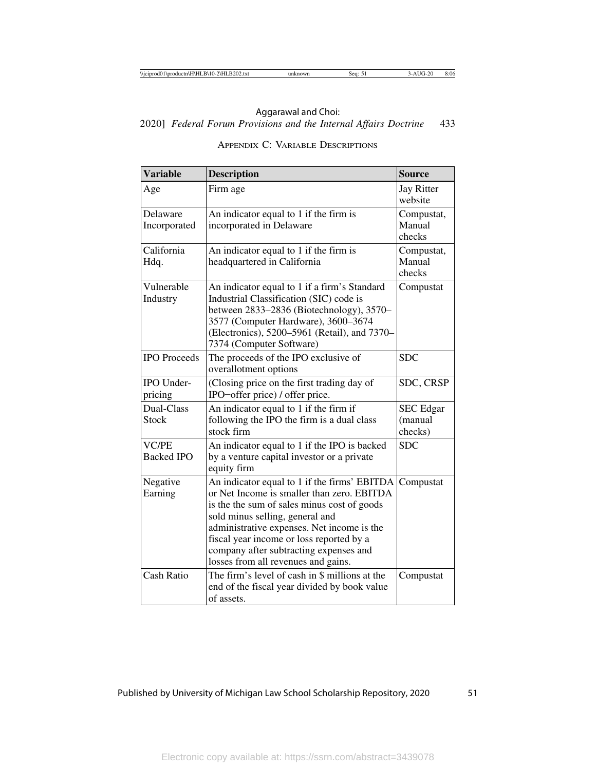## Appendix C: Variable Descriptions

| Variable | Description | Source |
|---|---|---|
| Age | Firm age | Jay Ritter website |
| Delaware Incorporated | An indicator equal to 1 if the firm is incorporated in Delaware | Compustat, Manual checks |
| California Hdq. | An indicator equal to 1 if the firm is headquartered in California | Compustat, Manual checks |
| Vulnerable Industry | An indicator equal to 1 if a firm's Standard Industrial Classification (SIC) code is between 2833–2836 (Biotechnology), 3570–3577 (Computer Hardware), 3600–3674 (Electronics), 5200–5961 (Retail), and 7370–7374 (Computer Software) | Compustat |
| IPO Proceeds | The proceeds of the IPO exclusive of overallotment options | SDC |
| IPO Under-pricing | (Closing price on the first trading day of IPO−offer price) / offer price. | SDC, CRSP |
| Dual-Class Stock | An indicator equal to 1 if the firm if following the IPO the firm is a dual class stock firm | SEC Edgar (manual checks) |
| VC/PE Backed IPO | An indicator equal to 1 if the IPO is backed by a venture capital investor or a private equity firm | SDC |
| Negative Earning | An indicator equal to 1 if the firms' EBITDA or Net Income is smaller than zero. EBITDA is the the sum of sales minus cost of goods sold minus selling, general and administrative expenses. Net income is the fiscal year income or loss reported by a company after subtracting expenses and losses from all revenues and gains. | Compustat |
| Cash Ratio | The firm's level of cash in $ millions at the end of the fiscal year divided by book value of assets. | Compustat |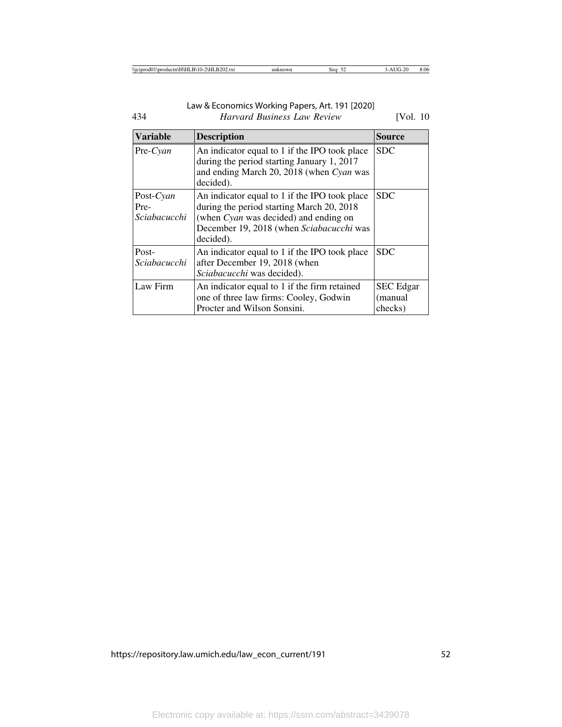| **Variable** | **Description** | **Source** |
|---|---|---|
| Pre-*Cyan* | An indicator equal to 1 if the IPO took place during the period starting January 1, 2017 and ending March 20, 2018 (when *Cyan* was decided). | SDC |
| Post-*Cyan* Pre-*Sciabacucchi* | An indicator equal to 1 if the IPO took place during the period starting March 20, 2018 (when *Cyan* was decided) and ending on December 19, 2018 (when *Sciabacucchi* was decided). | SDC |
| Post-*Sciabacucchi* | An indicator equal to 1 if the IPO took place after December 19, 2018 (when *Sciabacucchi* was decided). | SDC |
| Law Firm | An indicator equal to 1 if the firm retained one of three law firms: Cooley, Godwin Procter and Wilson Sonsini. | SEC Edgar (manual checks) |